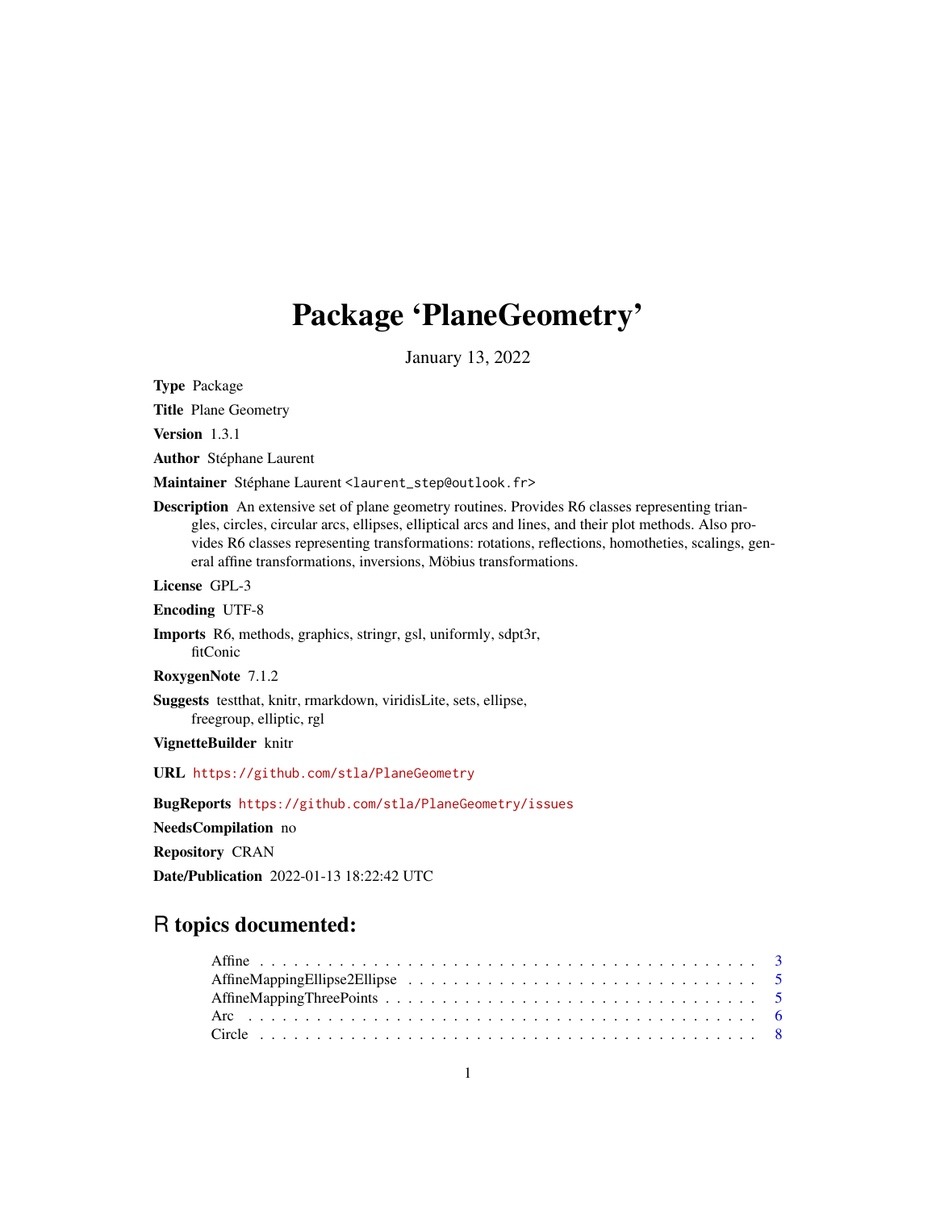# Package 'PlaneGeometry'

January 13, 2022

**Type** Package

**Title** Plane Geometry

**Version** 1.3.1

**Author** Stéphane Laurent

**Maintainer** Stéphane Laurent <laurent_step@outlook.fr>

**Description** An extensive set of plane geometry routines. Provides R6 classes representing triangles, circles, circular arcs, ellipses, elliptical arcs and lines, and their plot methods. Also provides R6 classes representing transformations: rotations, reflections, homotheties, scalings, general affine transformations, inversions, Möbius transformations.

**License** GPL-3

**Encoding** UTF-8

**Imports** R6, methods, graphics, stringr, gsl, uniformly, sdpt3r, fitConic

**RoxygenNote** 7.1.2

**Suggests** testthat, knitr, rmarkdown, viridisLite, sets, ellipse, freegroup, elliptic, rgl

**VignetteBuilder** knitr

**URL** https://github.com/stla/PlaneGeometry

**BugReports** https://github.com/stla/PlaneGeometry/issues

**NeedsCompilation** no

**Repository** CRAN

**Date/Publication** 2022-01-13 18:22:42 UTC

## R topics documented:

| | |
|---|---|
| Affine | 3 |
| AffineMappingEllipse2Ellipse | 5 |
| AffineMappingThreePoints | 5 |
| Arc | 6 |
| Circle | 8 |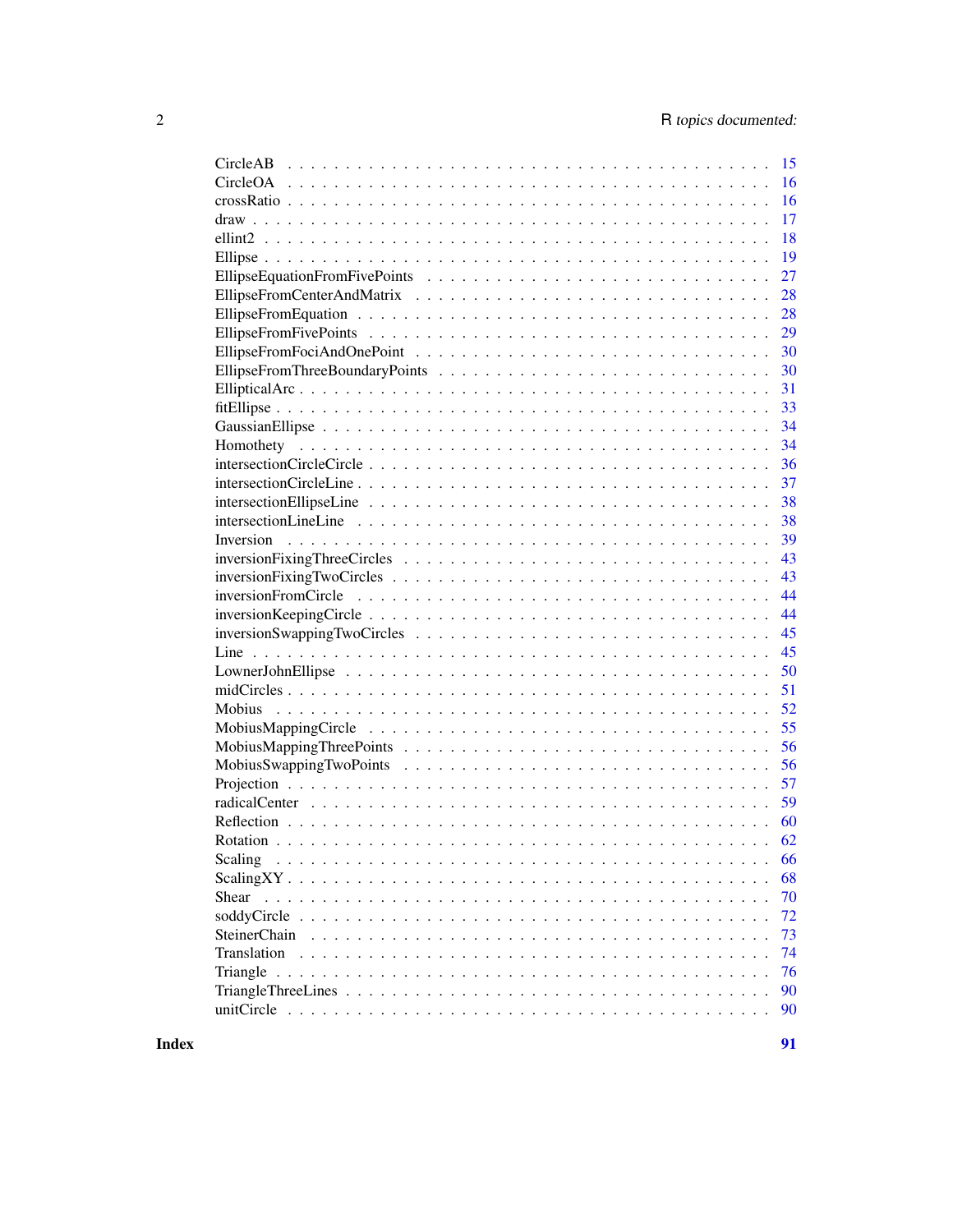| | |
|---|---|
| CircleAB | 15 |
| CircleOA | 16 |
| crossRatio | 16 |
| draw | 17 |
| ellint2 | 18 |
| Ellipse | 19 |
| EllipseEquationFromFivePoints | 27 |
| EllipseFromCenterAndMatrix | 28 |
| EllipseFromEquation | 28 |
| EllipseFromFivePoints | 29 |
| EllipseFromFociAndOnePoint | 30 |
| EllipseFromThreeBoundaryPoints | 30 |
| EllipticalArc | 31 |
| fitEllipse | 33 |
| GaussianEllipse | 34 |
| Homothety | 34 |
| intersectionCircleCircle | 36 |
| intersectionCircleLine | 37 |
| intersectionEllipseLine | 38 |
| intersectionLineLine | 38 |
| Inversion | 39 |
| inversionFixingThreeCircles | 43 |
| inversionFixingTwoCircles | 43 |
| inversionFromCircle | 44 |
| inversionKeepingCircle | 44 |
| inversionSwappingTwoCircles | 45 |
| Line | 45 |
| LownerJohnEllipse | 50 |
| midCircles | 51 |
| Mobius | 52 |
| MobiusMappingCircle | 55 |
| MobiusMappingThreePoints | 56 |
| MobiusSwappingTwoPoints | 56 |
| Projection | 57 |
| radicalCenter | 59 |
| Reflection | 60 |
| Rotation | 62 |
| Scaling | 66 |
| ScalingXY | 68 |
| Shear | 70 |
| soddyCircle | 72 |
| SteinerChain | 73 |
| Translation | 74 |
| Triangle | 76 |
| TriangleThreeLines | 90 |
| unitCircle | 90 |

**Index** **91**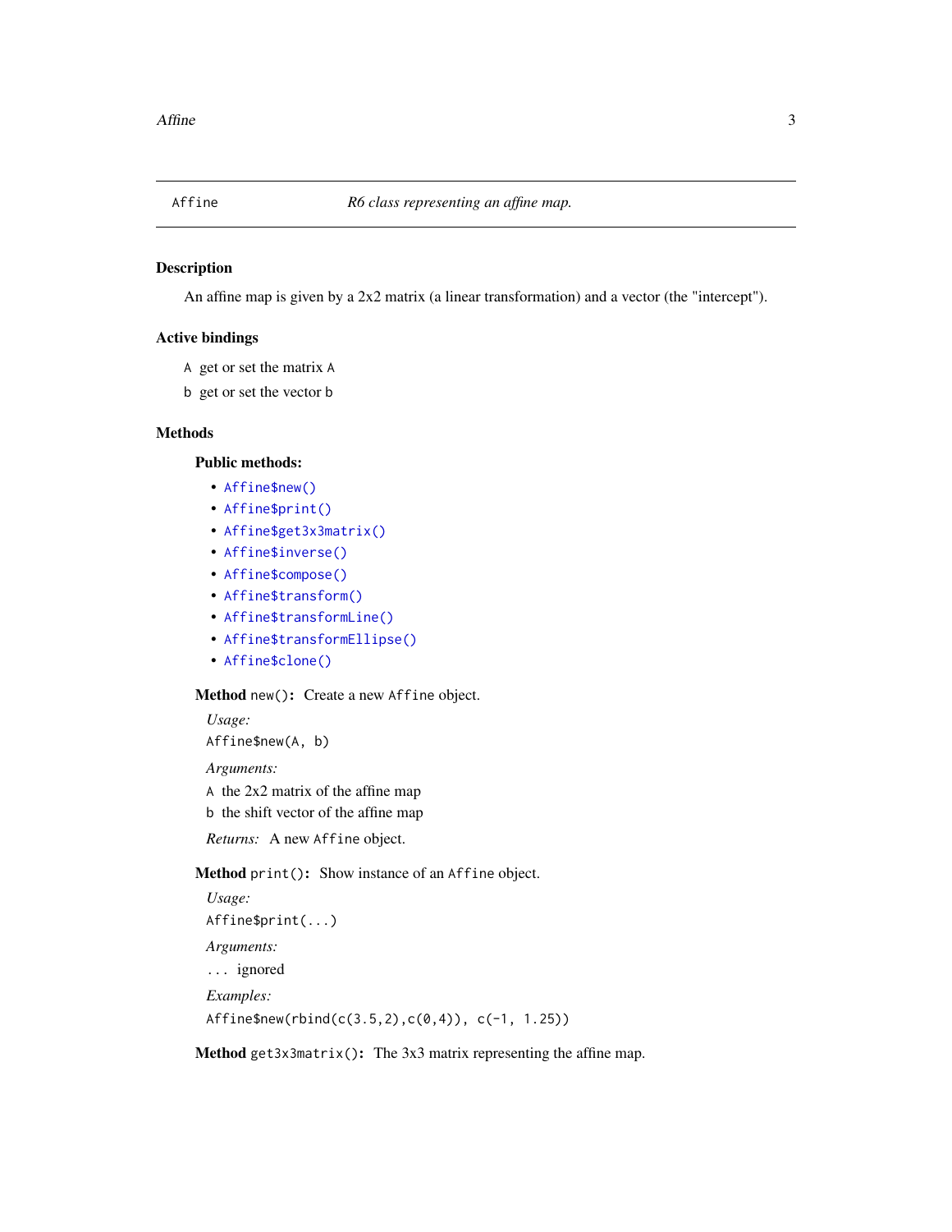# Affine — *R6 class representing an affine map.*

## Description

An affine map is given by a 2x2 matrix (a linear transformation) and a vector (the "intercept").

## Active bindings

`A` get or set the matrix `A`

`b` get or set the vector `b`

## Methods

### Public methods:

- `Affine$new()`
- `Affine$print()`
- `Affine$get3x3matrix()`
- `Affine$inverse()`
- `Affine$compose()`
- `Affine$transform()`
- `Affine$transformLine()`
- `Affine$transformEllipse()`
- `Affine$clone()`

**Method** `new()`**:** Create a new `Affine` object.

*Usage:*

```
Affine$new(A, b)
```

*Arguments:*

`A` the 2x2 matrix of the affine map

`b` the shift vector of the affine map

*Returns:* A new `Affine` object.

**Method** `print()`**:** Show instance of an `Affine` object.

*Usage:*

```
Affine$print(...)
```

*Arguments:*

`...` ignored

*Examples:*

```
Affine$new(rbind(c(3.5,2),c(0,4)), c(-1, 1.25))
```

**Method** `get3x3matrix()`**:** The 3x3 matrix representing the affine map.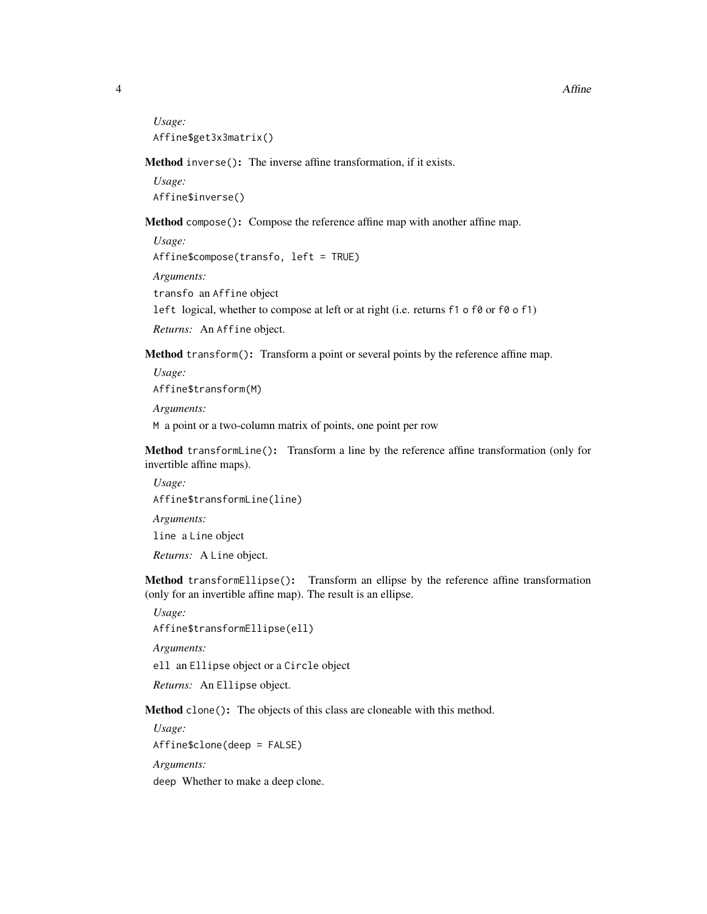*Usage:*

```
Affine$get3x3matrix()
```

**Method** `inverse()`**:** The inverse affine transformation, if it exists.

*Usage:*

```
Affine$inverse()
```

**Method** `compose()`**:** Compose the reference affine map with another affine map.

*Usage:*

```
Affine$compose(transfo, left = TRUE)
```

*Arguments:*

`transfo` an `Affine` object

`left` logical, whether to compose at left or at right (i.e. returns `f1 o f0` or `f0 o f1`)

*Returns:* An `Affine` object.

**Method** `transform()`**:** Transform a point or several points by the reference affine map.

*Usage:*

```
Affine$transform(M)
```

*Arguments:*

`M` a point or a two-column matrix of points, one point per row

**Method** `transformLine()`**:** Transform a line by the reference affine transformation (only for invertible affine maps).

*Usage:*

```
Affine$transformLine(line)
```

*Arguments:*

`line` a `Line` object

*Returns:* A `Line` object.

**Method** `transformEllipse()`**:** Transform an ellipse by the reference affine transformation (only for an invertible affine map). The result is an ellipse.

*Usage:*

```
Affine$transformEllipse(ell)
```

*Arguments:*

`ell` an `Ellipse` object or a `Circle` object

*Returns:* An `Ellipse` object.

**Method** `clone()`**:** The objects of this class are cloneable with this method.

*Usage:*

```
Affine$clone(deep = FALSE)
```

*Arguments:*

`deep` Whether to make a deep clone.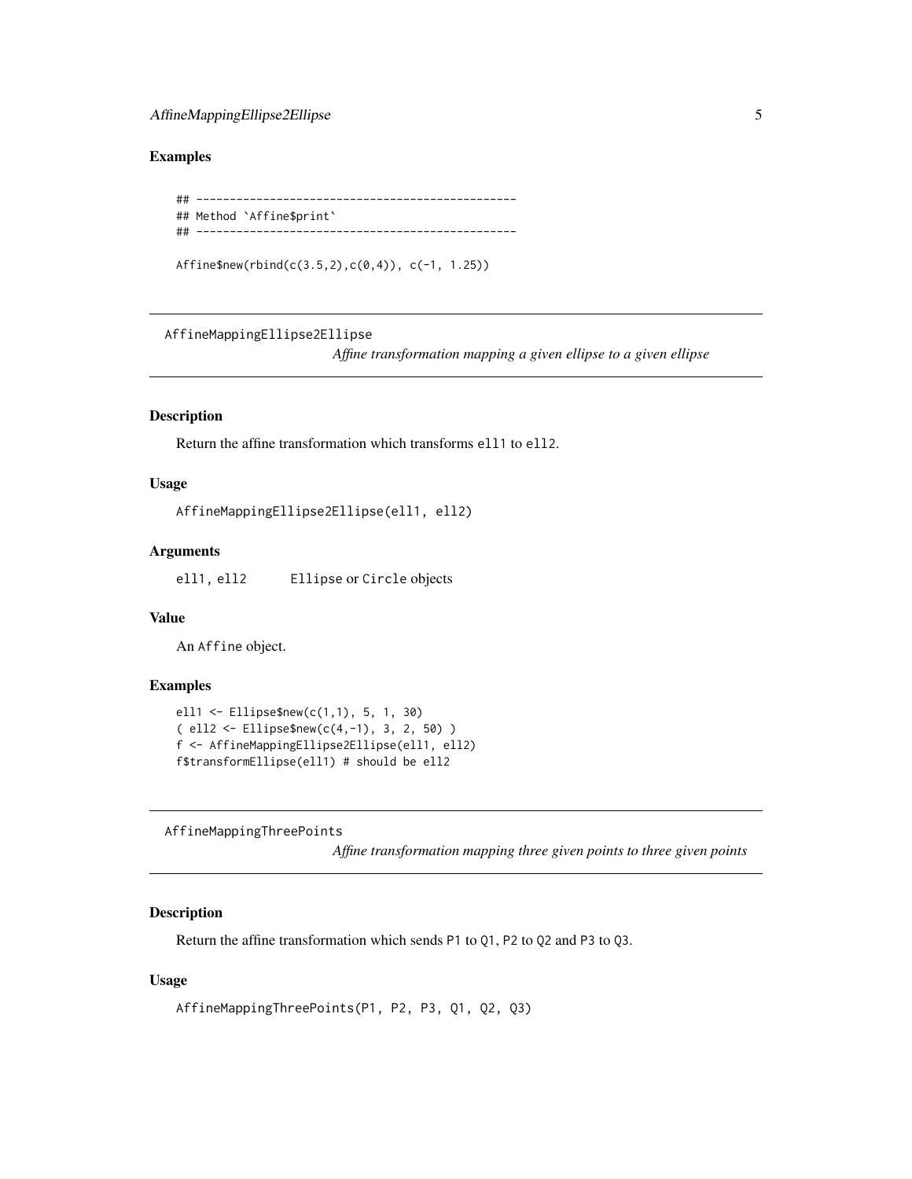### Examples

```
## ------------------------------------------------
## Method `Affine$print`
## ------------------------------------------------

Affine$new(rbind(c(3.5,2),c(0,4)), c(-1, 1.25))
```

---

## AffineMappingEllipse2Ellipse

*Affine transformation mapping a given ellipse to a given ellipse*

### Description

Return the affine transformation which transforms `ell1` to `ell2`.

### Usage

```
AffineMappingEllipse2Ellipse(ell1, ell2)
```

### Arguments

| | |
|---|---|
| `ell1, ell2` | `Ellipse` or `Circle` objects |

### Value

An `Affine` object.

### Examples

```
ell1 <- Ellipse$new(c(1,1), 5, 1, 30)
( ell2 <- Ellipse$new(c(4,-1), 3, 2, 50) )
f <- AffineMappingEllipse2Ellipse(ell1, ell2)
f$transformEllipse(ell1) # should be ell2
```

---

## AffineMappingThreePoints

*Affine transformation mapping three given points to three given points*

### Description

Return the affine transformation which sends `P1` to `Q1`, `P2` to `Q2` and `P3` to `Q3`.

### Usage

```
AffineMappingThreePoints(P1, P2, P3, Q1, Q2, Q3)
```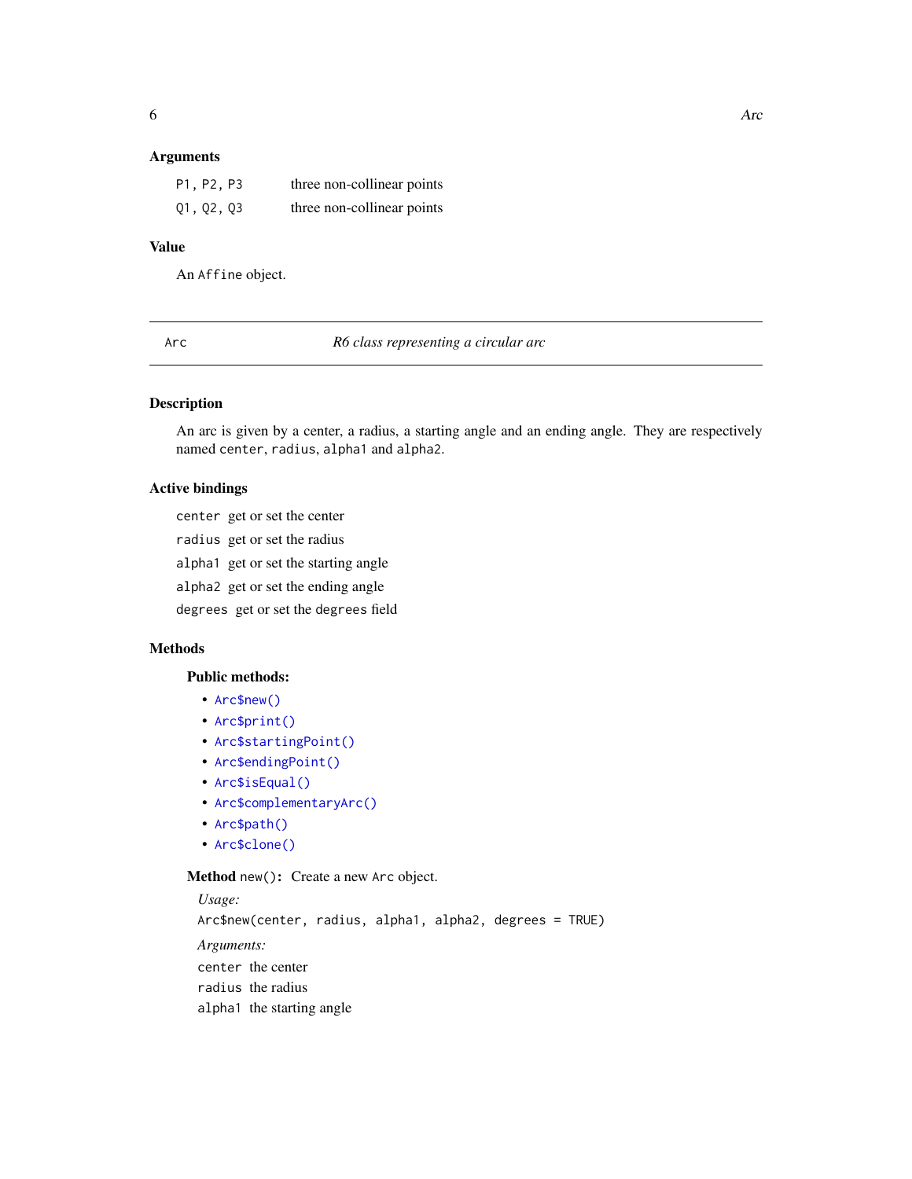### Arguments

| | |
|---|---|
| `P1, P2, P3` | three non-collinear points |
| `Q1, Q2, Q3` | three non-collinear points |

### Value

An `Affine` object.

---

`Arc` *R6 class representing a circular arc*

---

### Description

An arc is given by a center, a radius, a starting angle and an ending angle. They are respectively named `center`, `radius`, `alpha1` and `alpha2`.

### Active bindings

`center` get or set the center

`radius` get or set the radius

`alpha1` get or set the starting angle

`alpha2` get or set the ending angle

`degrees` get or set the `degrees` field

### Methods

#### Public methods:

- `Arc$new()`
- `Arc$print()`
- `Arc$startingPoint()`
- `Arc$endingPoint()`
- `Arc$isEqual()`
- `Arc$complementaryArc()`
- `Arc$path()`
- `Arc$clone()`

**Method** `new()`**:** Create a new `Arc` object.

*Usage:*

```
Arc$new(center, radius, alpha1, alpha2, degrees = TRUE)
```

*Arguments:*

`center` the center

`radius` the radius

`alpha1` the starting angle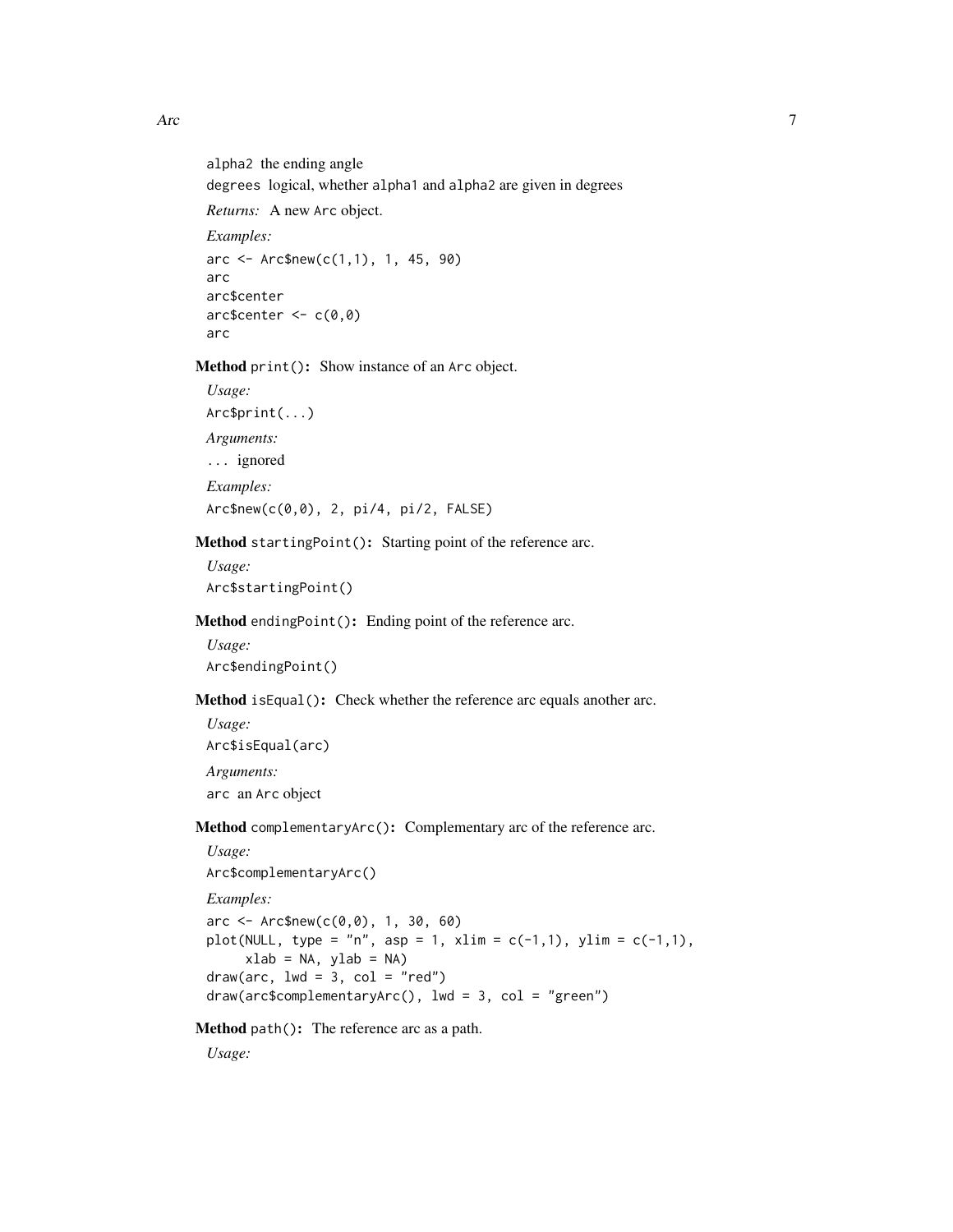alpha2 the ending angle

degrees logical, whether alpha1 and alpha2 are given in degrees

*Returns:* A new Arc object.

*Examples:*

```
arc <- Arc$new(c(1,1), 1, 45, 90)
arc
arc$center
arc$center <- c(0,0)
arc
```

**Method** print()**:** Show instance of an Arc object.

*Usage:*

```
Arc$print(...)
```

*Arguments:*

... ignored

*Examples:*

```
Arc$new(c(0,0), 2, pi/4, pi/2, FALSE)
```

**Method** startingPoint()**:** Starting point of the reference arc.

*Usage:*

```
Arc$startingPoint()
```

**Method** endingPoint()**:** Ending point of the reference arc.

*Usage:*

```
Arc$endingPoint()
```

**Method** isEqual()**:** Check whether the reference arc equals another arc.

*Usage:*

```
Arc$isEqual(arc)
```

*Arguments:*

arc an Arc object

**Method** complementaryArc()**:** Complementary arc of the reference arc.

*Usage:*

```
Arc$complementaryArc()
```

*Examples:*

```
arc <- Arc$new(c(0,0), 1, 30, 60)
plot(NULL, type = "n", asp = 1, xlim = c(-1,1), ylim = c(-1,1),
     xlab = NA, ylab = NA)
draw(arc, lwd = 3, col = "red")
draw(arc$complementaryArc(), lwd = 3, col = "green")
```

**Method** path()**:** The reference arc as a path.

*Usage:*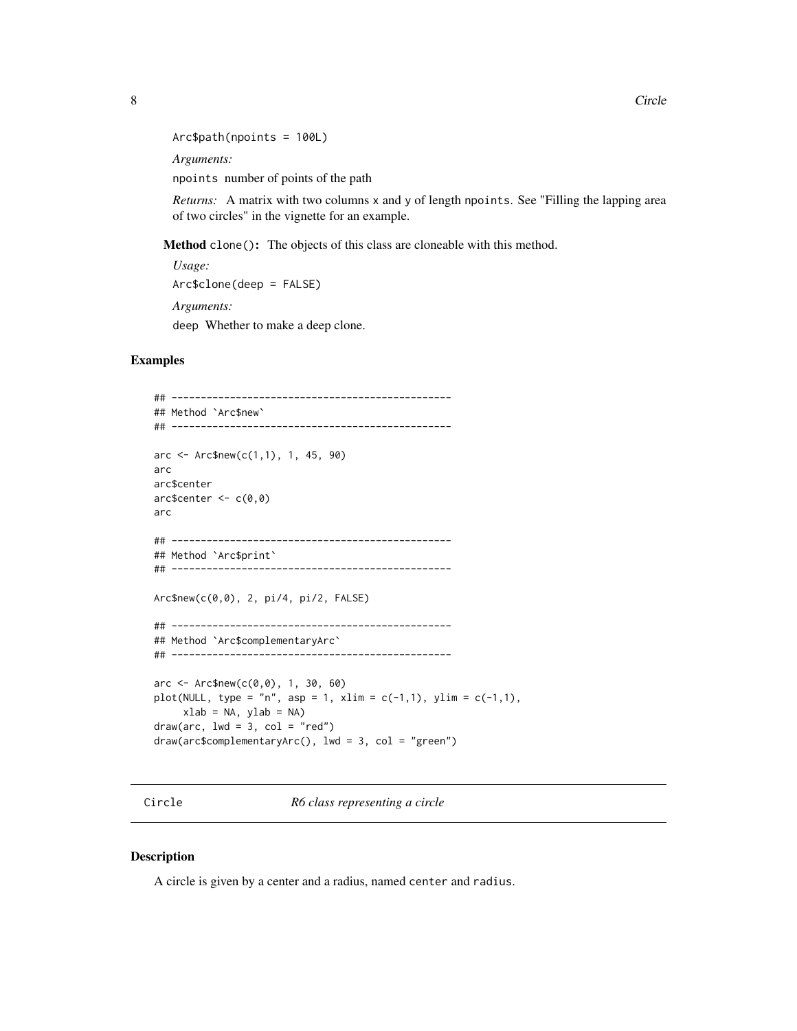```
Arc$path(npoints = 100L)
```

*Arguments:*

`npoints` number of points of the path

*Returns:* A matrix with two columns x and y of length npoints. See "Filling the lapping area of two circles" in the vignette for an example.

**Method** `clone()`**:** The objects of this class are cloneable with this method.

*Usage:*

```
Arc$clone(deep = FALSE)
```

*Arguments:*

`deep` Whether to make a deep clone.

## Examples

```
## ------------------------------------------------
## Method `Arc$new`
## ------------------------------------------------

arc <- Arc$new(c(1,1), 1, 45, 90)
arc
arc$center
arc$center <- c(0,0)
arc

## ------------------------------------------------
## Method `Arc$print`
## ------------------------------------------------

Arc$new(c(0,0), 2, pi/4, pi/2, FALSE)

## ------------------------------------------------
## Method `Arc$complementaryArc`
## ------------------------------------------------

arc <- Arc$new(c(0,0), 1, 30, 60)
plot(NULL, type = "n", asp = 1, xlim = c(-1,1), ylim = c(-1,1),
     xlab = NA, ylab = NA)
draw(arc, lwd = 3, col = "red")
draw(arc$complementaryArc(), lwd = 3, col = "green")
```

---

# Circle *R6 class representing a circle*

---

## Description

A circle is given by a center and a radius, named `center` and `radius`.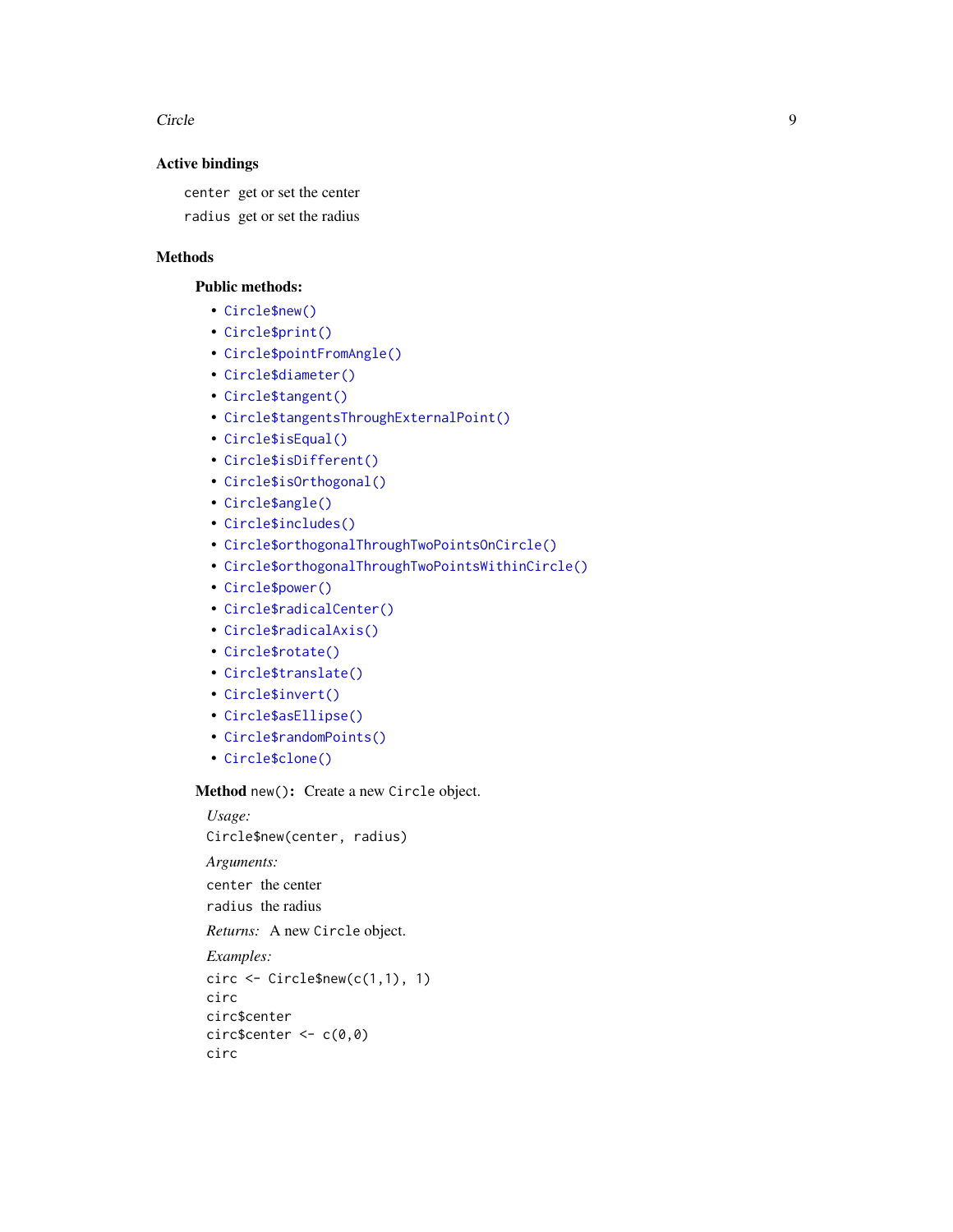### Active bindings

`center` get or set the center

`radius` get or set the radius

### Methods

#### Public methods:

- `Circle$new()`
- `Circle$print()`
- `Circle$pointFromAngle()`
- `Circle$diameter()`
- `Circle$tangent()`
- `Circle$tangentsThroughExternalPoint()`
- `Circle$isEqual()`
- `Circle$isDifferent()`
- `Circle$isOrthogonal()`
- `Circle$angle()`
- `Circle$includes()`
- `Circle$orthogonalThroughTwoPointsOnCircle()`
- `Circle$orthogonalThroughTwoPointsWithinCircle()`
- `Circle$power()`
- `Circle$radicalCenter()`
- `Circle$radicalAxis()`
- `Circle$rotate()`
- `Circle$translate()`
- `Circle$invert()`
- `Circle$asEllipse()`
- `Circle$randomPoints()`
- `Circle$clone()`

**Method** `new()`**:** Create a new `Circle` object.

*Usage:*

```
Circle$new(center, radius)
```

*Arguments:*

`center` the center

`radius` the radius

*Returns:* A new `Circle` object.

*Examples:*

```
circ <- Circle$new(c(1,1), 1)
circ
circ$center
circ$center <- c(0,0)
circ
```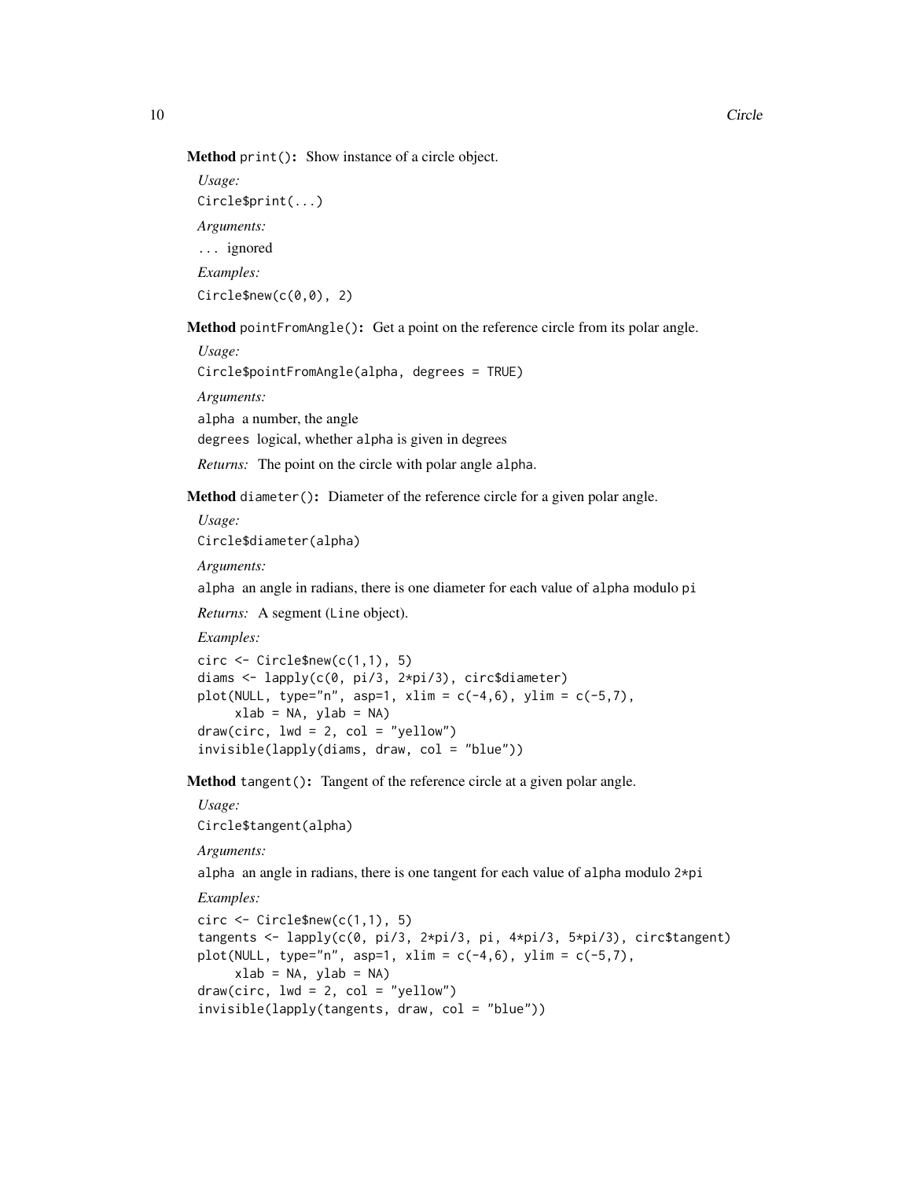**Method** `print()`**:** Show instance of a circle object.

*Usage:*

```
Circle$print(...)
```

*Arguments:*

`...` ignored

*Examples:*

```
Circle$new(c(0,0), 2)
```

**Method** `pointFromAngle()`**:** Get a point on the reference circle from its polar angle.

*Usage:*

```
Circle$pointFromAngle(alpha, degrees = TRUE)
```

*Arguments:*

`alpha` a number, the angle

`degrees` logical, whether `alpha` is given in degrees

*Returns:* The point on the circle with polar angle `alpha`.

**Method** `diameter()`**:** Diameter of the reference circle for a given polar angle.

*Usage:*

```
Circle$diameter(alpha)
```

*Arguments:*

`alpha` an angle in radians, there is one diameter for each value of `alpha` modulo `pi`

*Returns:* A segment (`Line` object).

*Examples:*

```
circ <- Circle$new(c(1,1), 5)
diams <- lapply(c(0, pi/3, 2*pi/3), circ$diameter)
plot(NULL, type="n", asp=1, xlim = c(-4,6), ylim = c(-5,7),
     xlab = NA, ylab = NA)
draw(circ, lwd = 2, col = "yellow")
invisible(lapply(diams, draw, col = "blue"))
```

**Method** `tangent()`**:** Tangent of the reference circle at a given polar angle.

*Usage:*

```
Circle$tangent(alpha)
```

*Arguments:*

`alpha` an angle in radians, there is one tangent for each value of `alpha` modulo `2*pi`

*Examples:*

```
circ <- Circle$new(c(1,1), 5)
tangents <- lapply(c(0, pi/3, 2*pi/3, pi, 4*pi/3, 5*pi/3), circ$tangent)
plot(NULL, type="n", asp=1, xlim = c(-4,6), ylim = c(-5,7),
     xlab = NA, ylab = NA)
draw(circ, lwd = 2, col = "yellow")
invisible(lapply(tangents, draw, col = "blue"))
```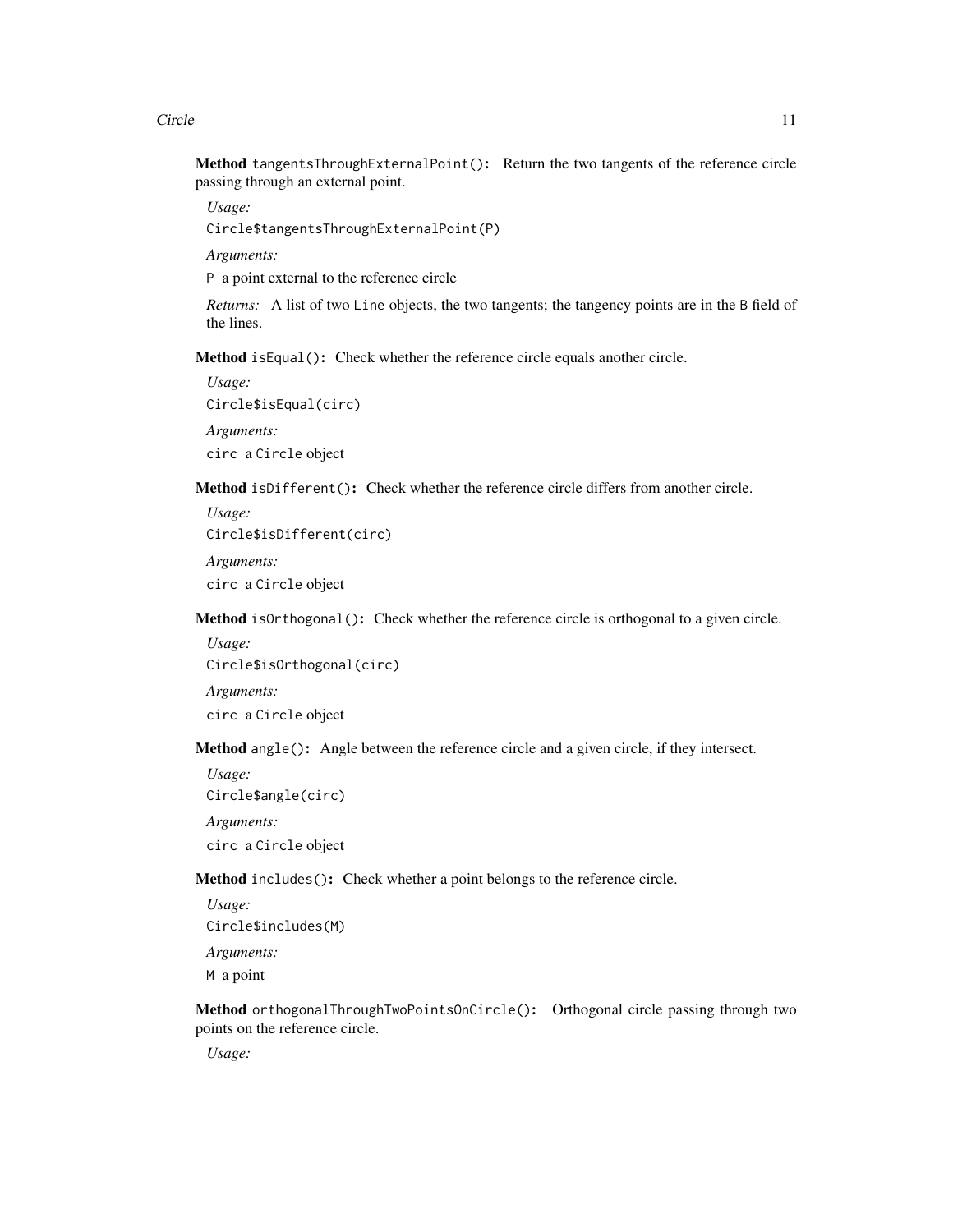**Method** `tangentsThroughExternalPoint()`: Return the two tangents of the reference circle passing through an external point.

*Usage:*

```
Circle$tangentsThroughExternalPoint(P)
```

*Arguments:*

`P` a point external to the reference circle

*Returns:* A list of two `Line` objects, the two tangents; the tangency points are in the `B` field of the lines.

**Method** `isEqual()`: Check whether the reference circle equals another circle.

*Usage:*

```
Circle$isEqual(circ)
```

*Arguments:*

`circ` a `Circle` object

**Method** `isDifferent()`: Check whether the reference circle differs from another circle.

*Usage:*

```
Circle$isDifferent(circ)
```

*Arguments:*

`circ` a `Circle` object

**Method** `isOrthogonal()`: Check whether the reference circle is orthogonal to a given circle.

*Usage:*

```
Circle$isOrthogonal(circ)
```

*Arguments:*

`circ` a `Circle` object

**Method** `angle()`: Angle between the reference circle and a given circle, if they intersect.

*Usage:*

```
Circle$angle(circ)
```

*Arguments:*

`circ` a `Circle` object

**Method** `includes()`: Check whether a point belongs to the reference circle.

*Usage:*

```
Circle$includes(M)
```

*Arguments:*

`M` a point

**Method** `orthogonalThroughTwoPointsOnCircle()`: Orthogonal circle passing through two points on the reference circle.

*Usage:*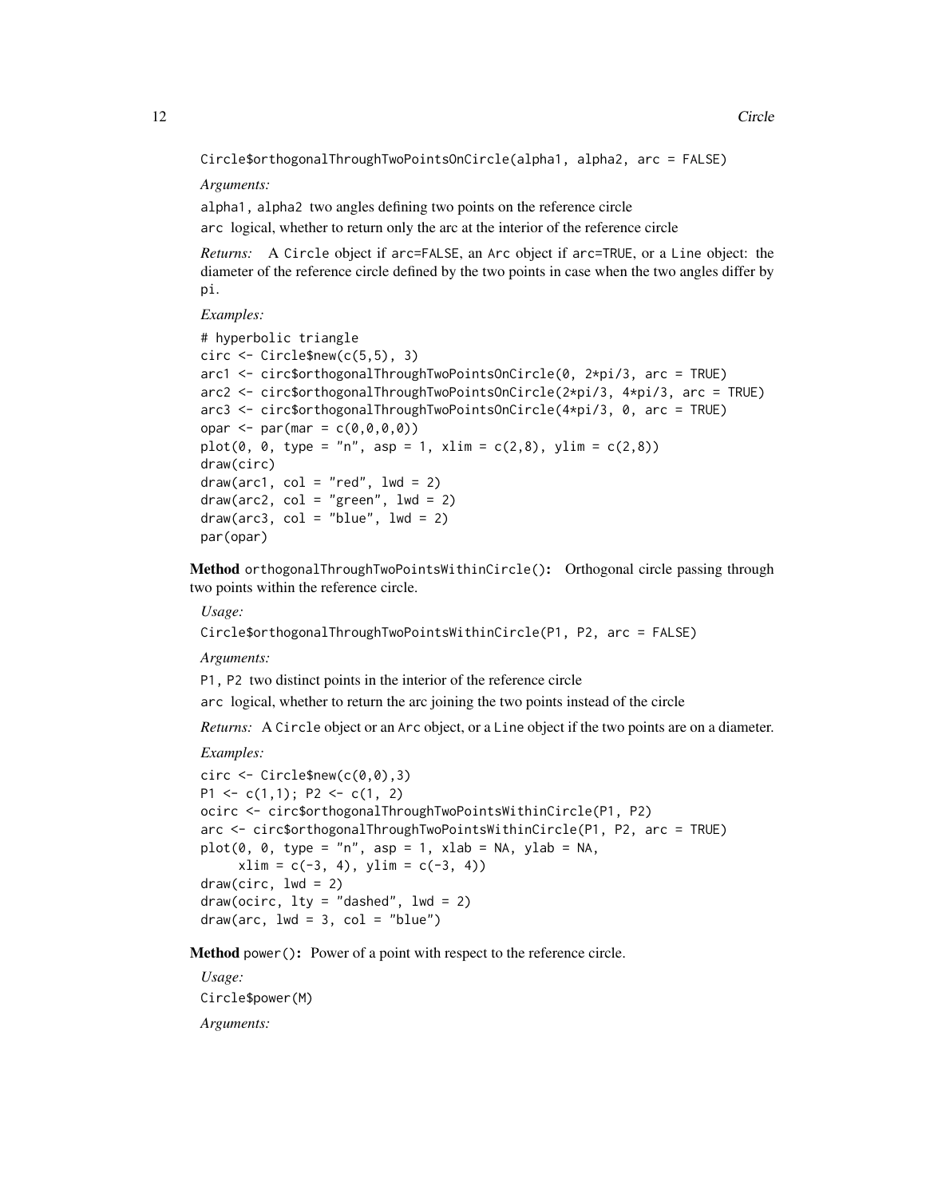```
Circle$orthogonalThroughTwoPointsOnCircle(alpha1, alpha2, arc = FALSE)
```

*Arguments:*

`alpha1, alpha2` two angles defining two points on the reference circle

`arc` logical, whether to return only the arc at the interior of the reference circle

*Returns:* A `Circle` object if `arc=FALSE`, an `Arc` object if `arc=TRUE`, or a `Line` object: the diameter of the reference circle defined by the two points in case when the two angles differ by `pi`.

*Examples:*

```
# hyperbolic triangle
circ <- Circle$new(c(5,5), 3)
arc1 <- circ$orthogonalThroughTwoPointsOnCircle(0, 2*pi/3, arc = TRUE)
arc2 <- circ$orthogonalThroughTwoPointsOnCircle(2*pi/3, 4*pi/3, arc = TRUE)
arc3 <- circ$orthogonalThroughTwoPointsOnCircle(4*pi/3, 0, arc = TRUE)
opar <- par(mar = c(0,0,0,0))
plot(0, 0, type = "n", asp = 1, xlim = c(2,8), ylim = c(2,8))
draw(circ)
draw(arc1, col = "red", lwd = 2)
draw(arc2, col = "green", lwd = 2)
draw(arc3, col = "blue", lwd = 2)
par(opar)
```

**Method** `orthogonalThroughTwoPointsWithinCircle()`**:** Orthogonal circle passing through two points within the reference circle.

*Usage:*

```
Circle$orthogonalThroughTwoPointsWithinCircle(P1, P2, arc = FALSE)
```

*Arguments:*

`P1, P2` two distinct points in the interior of the reference circle

`arc` logical, whether to return the arc joining the two points instead of the circle

*Returns:* A `Circle` object or an `Arc` object, or a `Line` object if the two points are on a diameter.

*Examples:*

```
circ <- Circle$new(c(0,0),3)
P1 <- c(1,1); P2 <- c(1, 2)
ocirc <- circ$orthogonalThroughTwoPointsWithinCircle(P1, P2)
arc <- circ$orthogonalThroughTwoPointsWithinCircle(P1, P2, arc = TRUE)
plot(0, 0, type = "n", asp = 1, xlab = NA, ylab = NA,
     xlim = c(-3, 4), ylim = c(-3, 4))
draw(circ, lwd = 2)
draw(ocirc, lty = "dashed", lwd = 2)
draw(arc, lwd = 3, col = "blue")
```

**Method** `power()`**:** Power of a point with respect to the reference circle.

*Usage:*

```
Circle$power(M)
```

*Arguments:*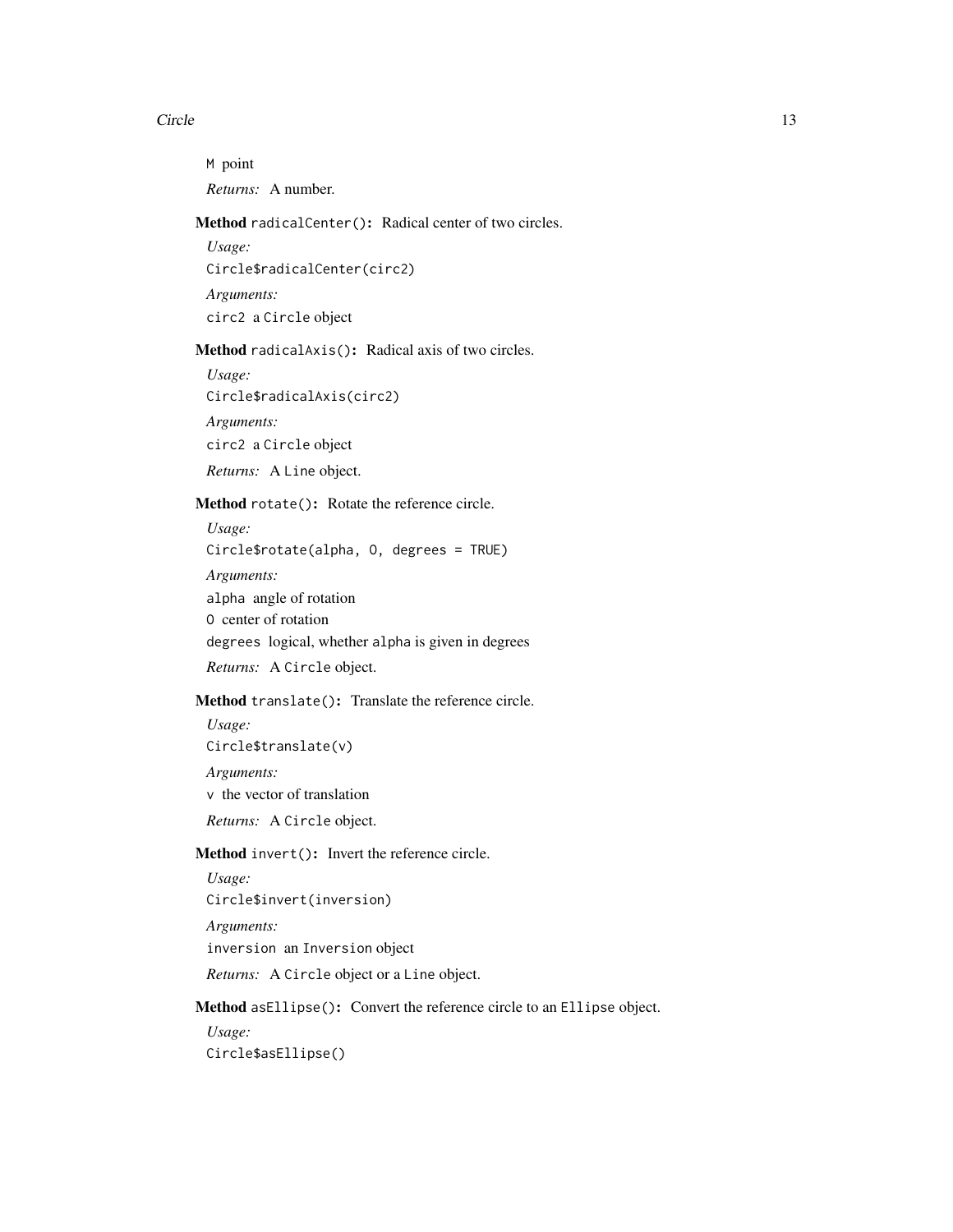`M` point

*Returns:* A number.

**Method** `radicalCenter()`**:** Radical center of two circles.

*Usage:*

```
Circle$radicalCenter(circ2)
```

*Arguments:*

`circ2` a `Circle` object

**Method** `radicalAxis()`**:** Radical axis of two circles.

*Usage:*

```
Circle$radicalAxis(circ2)
```

*Arguments:*

`circ2` a `Circle` object

*Returns:* A `Line` object.

**Method** `rotate()`**:** Rotate the reference circle.

*Usage:*

```
Circle$rotate(alpha, O, degrees = TRUE)
```

*Arguments:*

`alpha` angle of rotation

`O` center of rotation

`degrees` logical, whether `alpha` is given in degrees

*Returns:* A `Circle` object.

**Method** `translate()`**:** Translate the reference circle.

*Usage:*

```
Circle$translate(v)
```

*Arguments:*

`v` the vector of translation

*Returns:* A `Circle` object.

**Method** `invert()`**:** Invert the reference circle.

*Usage:*

```
Circle$invert(inversion)
```

*Arguments:*

`inversion` an `Inversion` object

*Returns:* A `Circle` object or a `Line` object.

**Method** `asEllipse()`**:** Convert the reference circle to an `Ellipse` object.

*Usage:*

```
Circle$asEllipse()
```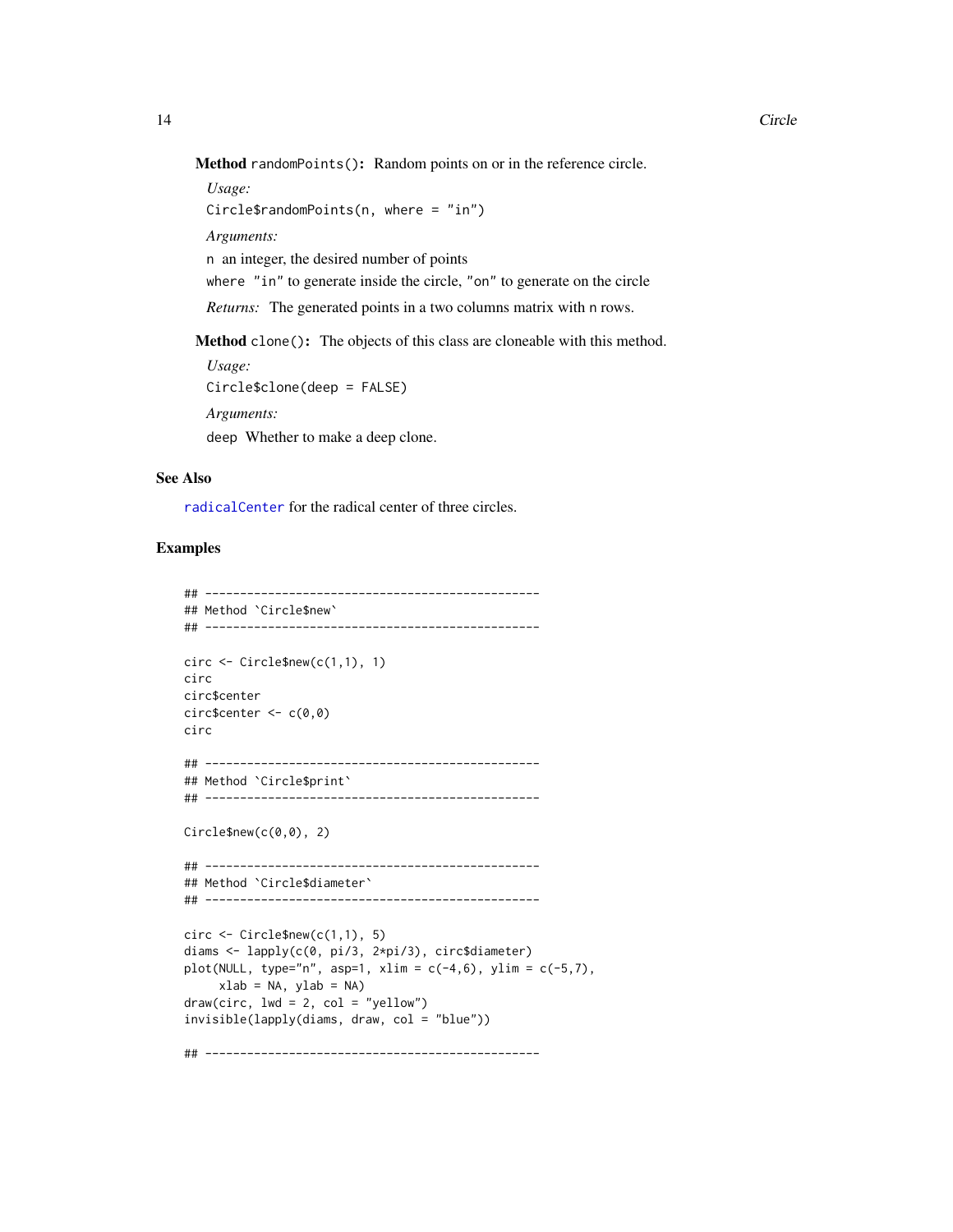**Method** `randomPoints()`**:** Random points on or in the reference circle.

*Usage:*

```
Circle$randomPoints(n, where = "in")
```

*Arguments:*

`n` an integer, the desired number of points

`where` `"in"` to generate inside the circle, `"on"` to generate on the circle

*Returns:* The generated points in a two columns matrix with `n` rows.

**Method** `clone()`**:** The objects of this class are cloneable with this method.

*Usage:*

```
Circle$clone(deep = FALSE)
```

*Arguments:*

`deep` Whether to make a deep clone.

## See Also

`radicalCenter` for the radical center of three circles.

## Examples

```
## ------------------------------------------------
## Method `Circle$new`
## ------------------------------------------------

circ <- Circle$new(c(1,1), 1)
circ
circ$center
circ$center <- c(0,0)
circ

## ------------------------------------------------
## Method `Circle$print`
## ------------------------------------------------

Circle$new(c(0,0), 2)

## ------------------------------------------------
## Method `Circle$diameter`
## ------------------------------------------------

circ <- Circle$new(c(1,1), 5)
diams <- lapply(c(0, pi/3, 2*pi/3), circ$diameter)
plot(NULL, type="n", asp=1, xlim = c(-4,6), ylim = c(-5,7),
     xlab = NA, ylab = NA)
draw(circ, lwd = 2, col = "yellow")
invisible(lapply(diams, draw, col = "blue"))

## ------------------------------------------------
```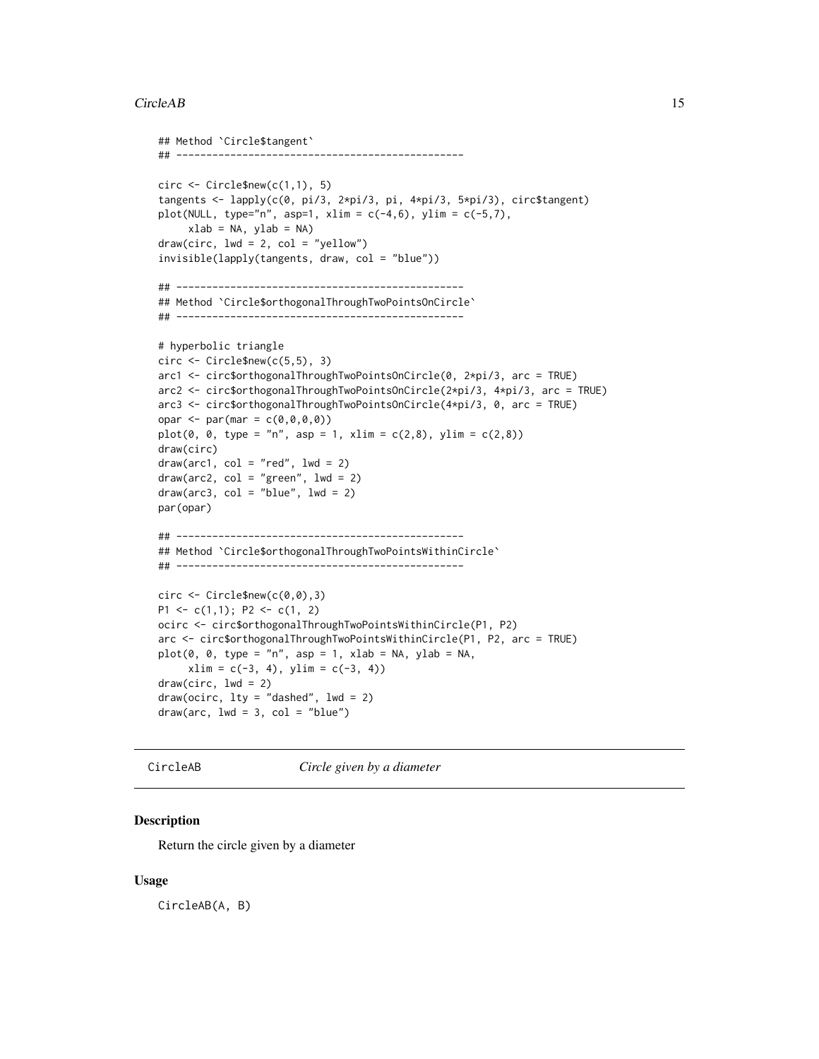```
## Method `Circle$tangent`
## ------------------------------------------------

circ <- Circle$new(c(1,1), 5)
tangents <- lapply(c(0, pi/3, 2*pi/3, pi, 4*pi/3, 5*pi/3), circ$tangent)
plot(NULL, type="n", asp=1, xlim = c(-4,6), ylim = c(-5,7),
     xlab = NA, ylab = NA)
draw(circ, lwd = 2, col = "yellow")
invisible(lapply(tangents, draw, col = "blue"))

## ------------------------------------------------
## Method `Circle$orthogonalThroughTwoPointsOnCircle`
## ------------------------------------------------

# hyperbolic triangle
circ <- Circle$new(c(5,5), 3)
arc1 <- circ$orthogonalThroughTwoPointsOnCircle(0, 2*pi/3, arc = TRUE)
arc2 <- circ$orthogonalThroughTwoPointsOnCircle(2*pi/3, 4*pi/3, arc = TRUE)
arc3 <- circ$orthogonalThroughTwoPointsOnCircle(4*pi/3, 0, arc = TRUE)
opar <- par(mar = c(0,0,0,0))
plot(0, 0, type = "n", asp = 1, xlim = c(2,8), ylim = c(2,8))
draw(circ)
draw(arc1, col = "red", lwd = 2)
draw(arc2, col = "green", lwd = 2)
draw(arc3, col = "blue", lwd = 2)
par(opar)

## ------------------------------------------------
## Method `Circle$orthogonalThroughTwoPointsWithinCircle`
## ------------------------------------------------

circ <- Circle$new(c(0,0),3)
P1 <- c(1,1); P2 <- c(1, 2)
ocirc <- circ$orthogonalThroughTwoPointsWithinCircle(P1, P2)
arc <- circ$orthogonalThroughTwoPointsWithinCircle(P1, P2, arc = TRUE)
plot(0, 0, type = "n", asp = 1, xlab = NA, ylab = NA,
     xlim = c(-3, 4), ylim = c(-3, 4))
draw(circ, lwd = 2)
draw(ocirc, lty = "dashed", lwd = 2)
draw(arc, lwd = 3, col = "blue")
```

# CircleAB    *Circle given by a diameter*

## Description

Return the circle given by a diameter

## Usage

```
CircleAB(A, B)
```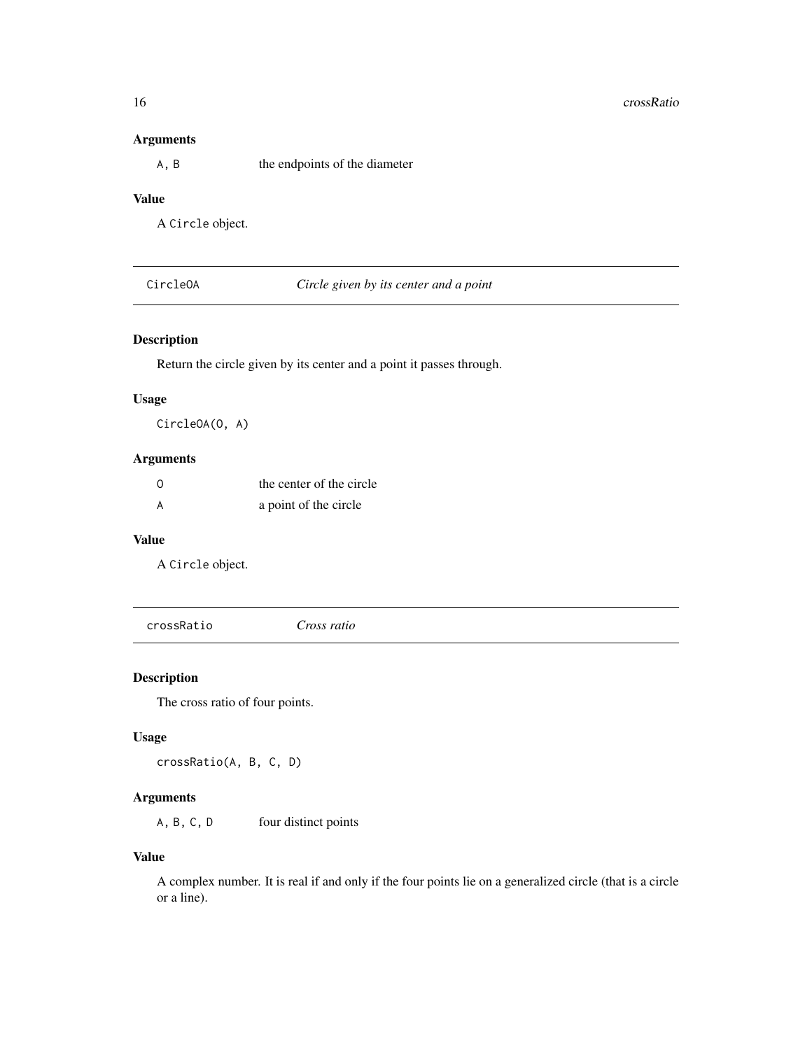### Arguments

| | |
|---|---|
| `A, B` | the endpoints of the diameter |

### Value

A `Circle` object.

---

## CircleOA — *Circle given by its center and a point*

### Description

Return the circle given by its center and a point it passes through.

### Usage

```
CircleOA(O, A)
```

### Arguments

| | |
|---|---|
| `O` | the center of the circle |
| `A` | a point of the circle |

### Value

A `Circle` object.

---

## crossRatio — *Cross ratio*

### Description

The cross ratio of four points.

### Usage

```
crossRatio(A, B, C, D)
```

### Arguments

| | |
|---|---|
| `A, B, C, D` | four distinct points |

### Value

A complex number. It is real if and only if the four points lie on a generalized circle (that is a circle or a line).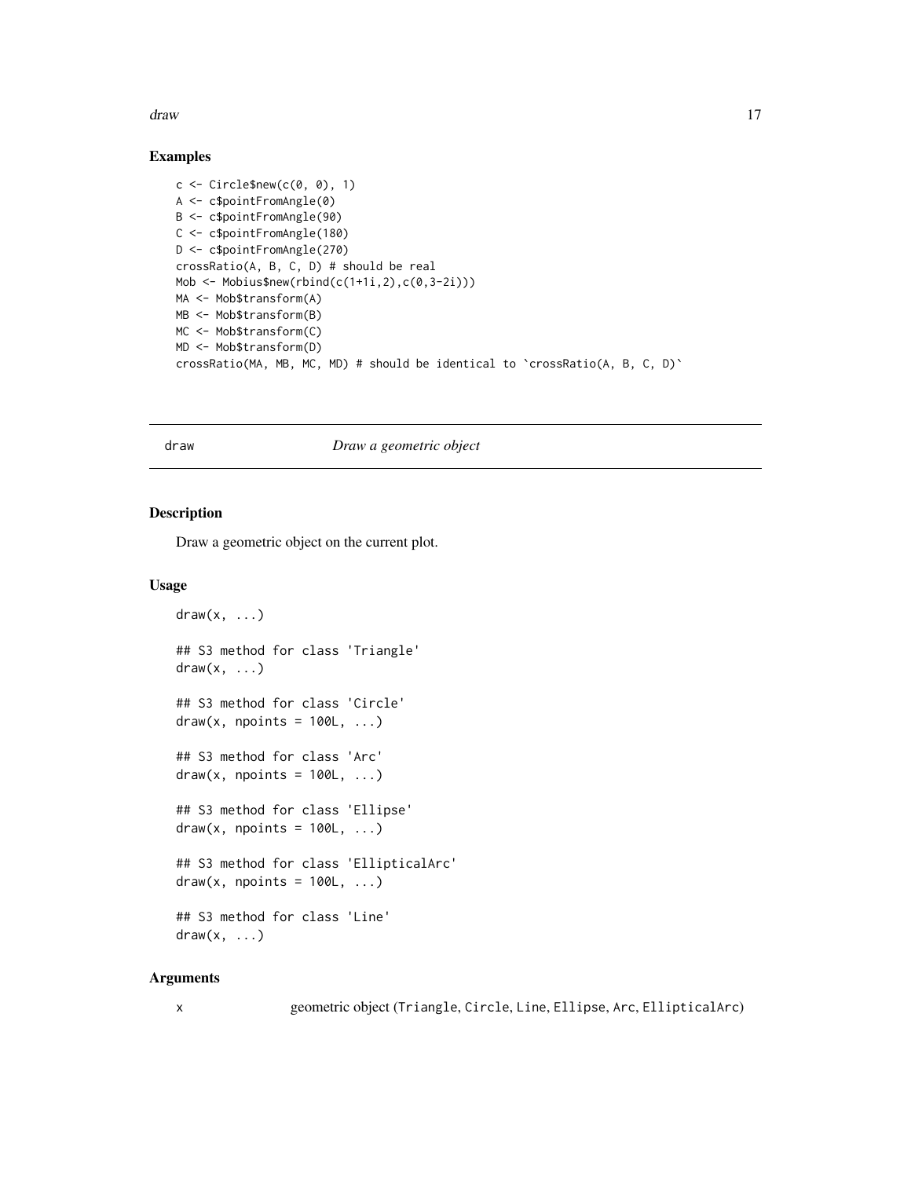### Examples

```
c <- Circle$new(c(0, 0), 1)
A <- c$pointFromAngle(0)
B <- c$pointFromAngle(90)
C <- c$pointFromAngle(180)
D <- c$pointFromAngle(270)
crossRatio(A, B, C, D) # should be real
Mob <- Mobius$new(rbind(c(1+1i,2),c(0,3-2i)))
MA <- Mob$transform(A)
MB <- Mob$transform(B)
MC <- Mob$transform(C)
MD <- Mob$transform(D)
crossRatio(MA, MB, MC, MD) # should be identical to `crossRatio(A, B, C, D)`
```

---

## draw — *Draw a geometric object*

### Description

Draw a geometric object on the current plot.

### Usage

```
draw(x, ...)

## S3 method for class 'Triangle'
draw(x, ...)

## S3 method for class 'Circle'
draw(x, npoints = 100L, ...)

## S3 method for class 'Arc'
draw(x, npoints = 100L, ...)

## S3 method for class 'Ellipse'
draw(x, npoints = 100L, ...)

## S3 method for class 'EllipticalArc'
draw(x, npoints = 100L, ...)

## S3 method for class 'Line'
draw(x, ...)
```

### Arguments

| | |
|---|---|
| x | geometric object (`Triangle`, `Circle`, `Line`, `Ellipse`, `Arc`, `EllipticalArc`) |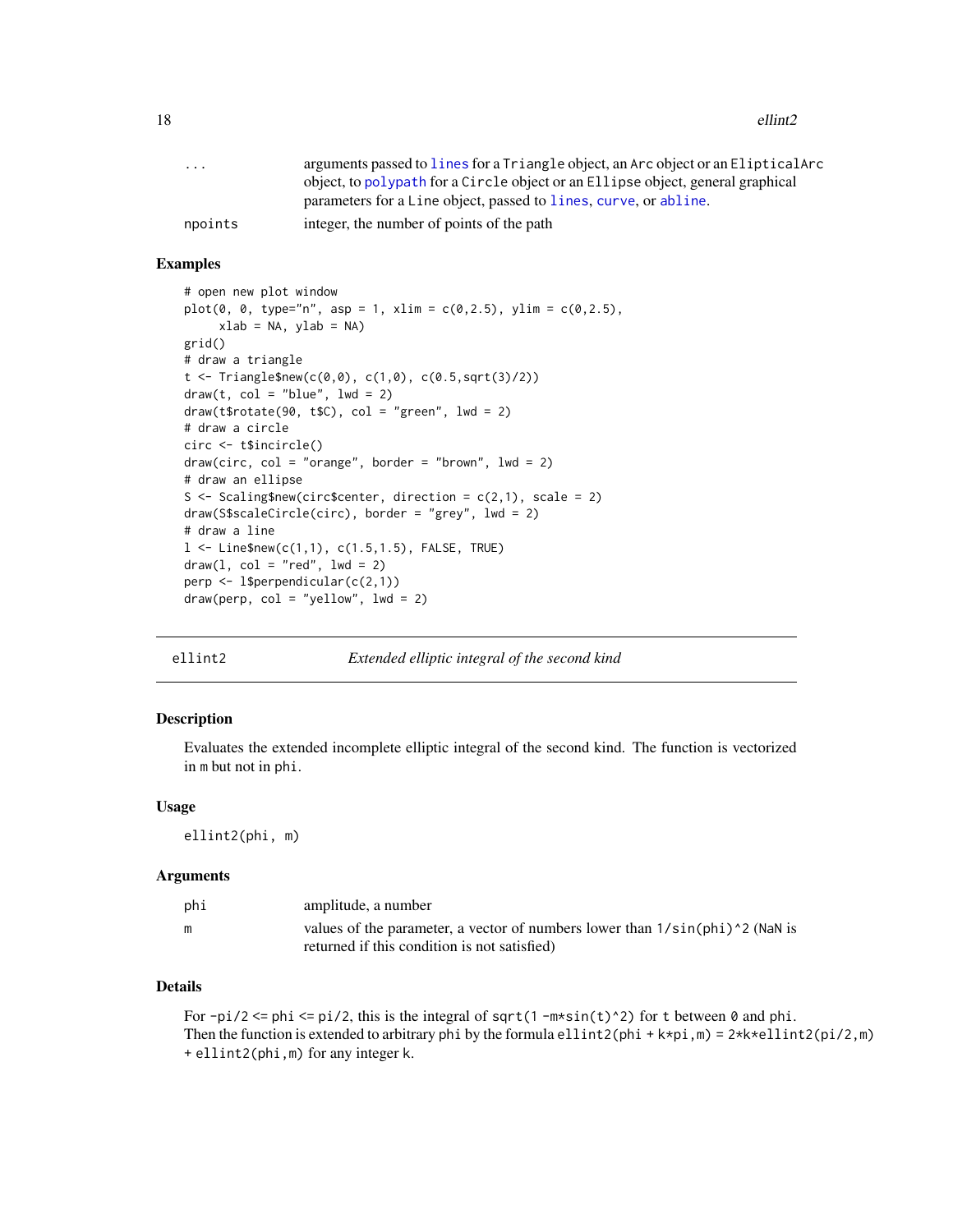| | |
|---|---|
| ... | arguments passed to lines for a Triangle object, an Arc object or an ElipticalArc object, to polypath for a Circle object or an Ellipse object, general graphical parameters for a Line object, passed to lines, curve, or abline. |
| npoints | integer, the number of points of the path |

### Examples

```
# open new plot window
plot(0, 0, type="n", asp = 1, xlim = c(0,2.5), ylim = c(0,2.5),
     xlab = NA, ylab = NA)
grid()
# draw a triangle
t <- Triangle$new(c(0,0), c(1,0), c(0.5,sqrt(3)/2))
draw(t, col = "blue", lwd = 2)
draw(t$rotate(90, t$C), col = "green", lwd = 2)
# draw a circle
circ <- t$incircle()
draw(circ, col = "orange", border = "brown", lwd = 2)
# draw an ellipse
S <- Scaling$new(circ$center, direction = c(2,1), scale = 2)
draw(S$scaleCircle(circ), border = "grey", lwd = 2)
# draw a line
l <- Line$new(c(1,1), c(1.5,1.5), FALSE, TRUE)
draw(l, col = "red", lwd = 2)
perp <- l$perpendicular(c(2,1))
draw(perp, col = "yellow", lwd = 2)
```

---

## ellint2 — *Extended elliptic integral of the second kind*

### Description

Evaluates the extended incomplete elliptic integral of the second kind. The function is vectorized in m but not in phi.

### Usage

```
ellint2(phi, m)
```

### Arguments

| | |
|---|---|
| phi | amplitude, a number |
| m | values of the parameter, a vector of numbers lower than 1/sin(phi)^2 (NaN is returned if this condition is not satisfied) |

### Details

For -pi/2 <= phi <= pi/2, this is the integral of sqrt(1 -m*sin(t)^2) for t between 0 and phi. Then the function is extended to arbitrary phi by the formula ellint2(phi + k*pi,m) = 2*k*ellint2(pi/2,m) + ellint2(phi,m) for any integer k.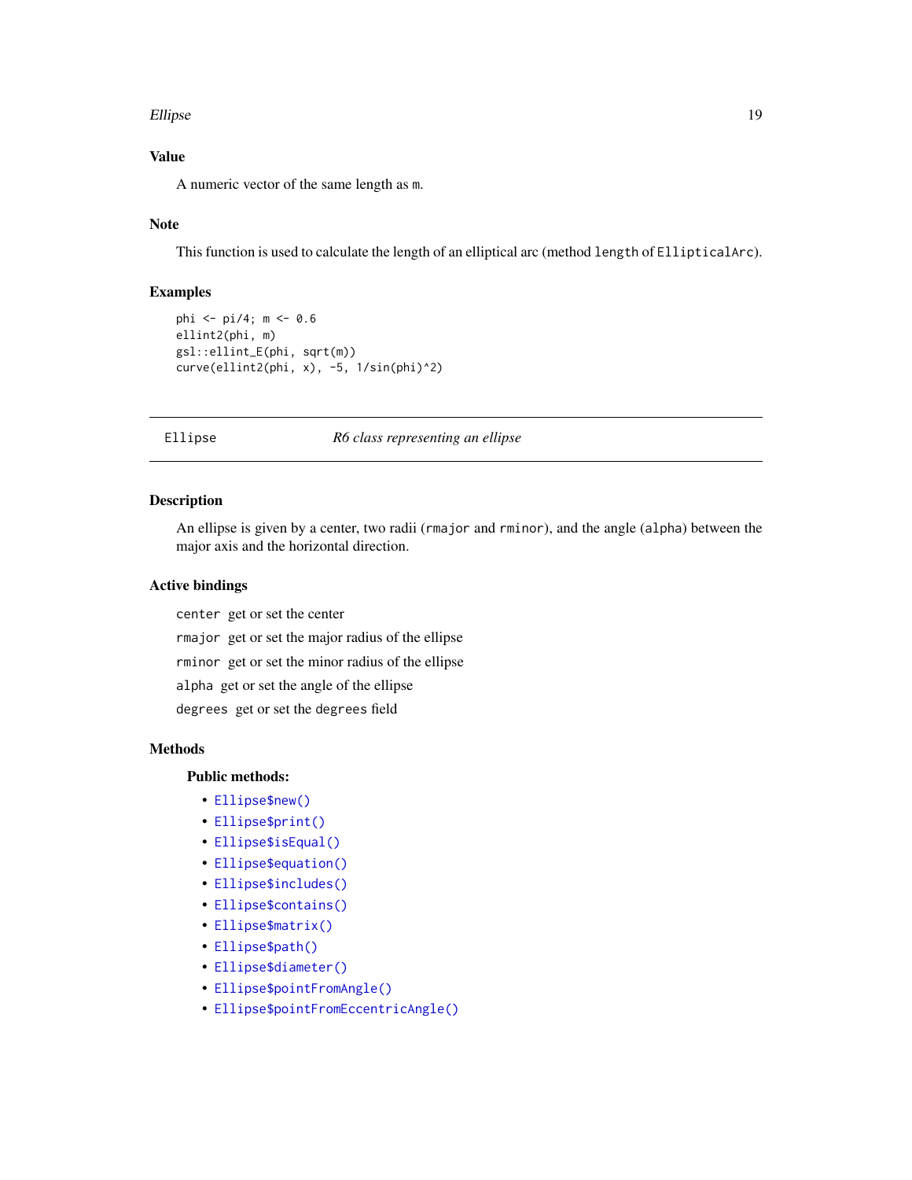## Value

A numeric vector of the same length as `m`.

## Note

This function is used to calculate the length of an elliptical arc (method `length` of `EllipticalArc`).

## Examples

```
phi <- pi/4; m <- 0.6
ellint2(phi, m)
gsl::ellint_E(phi, sqrt(m))
curve(ellint2(phi, x), -5, 1/sin(phi)^2)
```

---

`Ellipse` *R6 class representing an ellipse*

---

## Description

An ellipse is given by a center, two radii (`rmajor` and `rminor`), and the angle (`alpha`) between the major axis and the horizontal direction.

## Active bindings

`center` get or set the center

`rmajor` get or set the major radius of the ellipse

`rminor` get or set the minor radius of the ellipse

`alpha` get or set the angle of the ellipse

`degrees` get or set the `degrees` field

## Methods

### Public methods:

- `Ellipse$new()`
- `Ellipse$print()`
- `Ellipse$isEqual()`
- `Ellipse$equation()`
- `Ellipse$includes()`
- `Ellipse$contains()`
- `Ellipse$matrix()`
- `Ellipse$path()`
- `Ellipse$diameter()`
- `Ellipse$pointFromAngle()`
- `Ellipse$pointFromEccentricAngle()`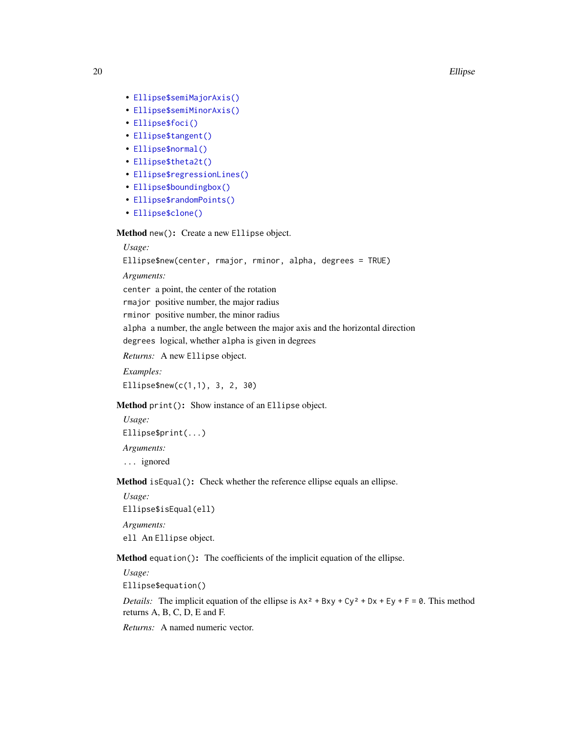- `Ellipse$semiMajorAxis()`
- `Ellipse$semiMinorAxis()`
- `Ellipse$foci()`
- `Ellipse$tangent()`
- `Ellipse$normal()`
- `Ellipse$theta2t()`
- `Ellipse$regressionLines()`
- `Ellipse$boundingbox()`
- `Ellipse$randomPoints()`
- `Ellipse$clone()`

**Method** `new()`**:** Create a new `Ellipse` object.

*Usage:*

```
Ellipse$new(center, rmajor, rminor, alpha, degrees = TRUE)
```

*Arguments:*

`center` a point, the center of the rotation

`rmajor` positive number, the major radius

`rminor` positive number, the minor radius

`alpha` a number, the angle between the major axis and the horizontal direction

`degrees` logical, whether `alpha` is given in degrees

*Returns:* A new `Ellipse` object.

*Examples:*

```
Ellipse$new(c(1,1), 3, 2, 30)
```

**Method** `print()`**:** Show instance of an `Ellipse` object.

*Usage:*

```
Ellipse$print(...)
```

*Arguments:*

`...` ignored

**Method** `isEqual()`**:** Check whether the reference ellipse equals an ellipse.

*Usage:*

```
Ellipse$isEqual(ell)
```

*Arguments:*

`ell` An `Ellipse` object.

**Method** `equation()`**:** The coefficients of the implicit equation of the ellipse.

*Usage:*

```
Ellipse$equation()
```

*Details:* The implicit equation of the ellipse is `Ax² + Bxy + Cy² + Dx + Ey + F = 0`. This method returns A, B, C, D, E and F.

*Returns:* A named numeric vector.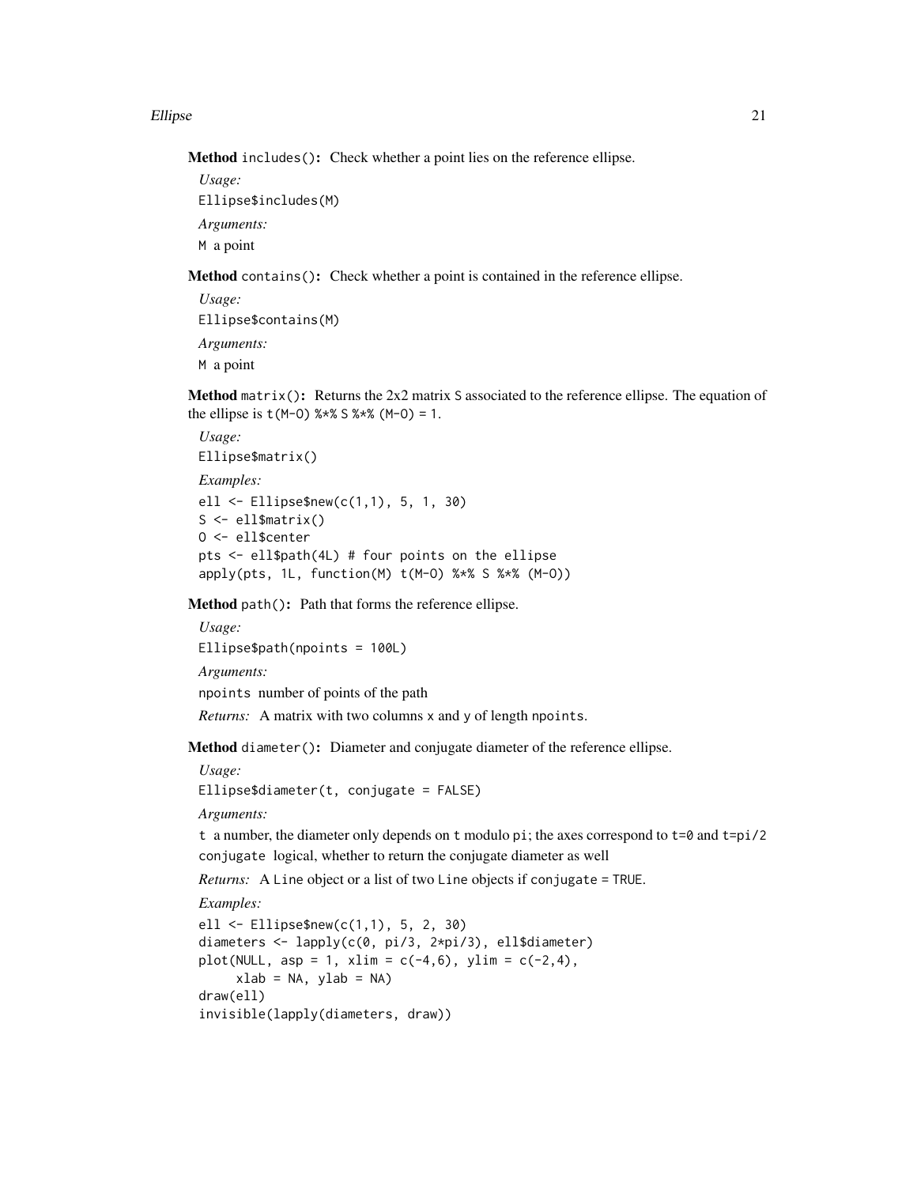**Method** `includes()`**:** Check whether a point lies on the reference ellipse.

*Usage:*

```
Ellipse$includes(M)
```

*Arguments:*

`M` a point

**Method** `contains()`**:** Check whether a point is contained in the reference ellipse.

*Usage:*

```
Ellipse$contains(M)
```

*Arguments:*

`M` a point

**Method** `matrix()`**:** Returns the 2x2 matrix `S` associated to the reference ellipse. The equation of the ellipse is `t(M-O) %*% S %*% (M-O) = 1`.

*Usage:*

```
Ellipse$matrix()
```

*Examples:*

```
ell <- Ellipse$new(c(1,1), 5, 1, 30)
S <- ell$matrix()
O <- ell$center
pts <- ell$path(4L) # four points on the ellipse
apply(pts, 1L, function(M) t(M-O) %*% S %*% (M-O))
```

**Method** `path()`**:** Path that forms the reference ellipse.

*Usage:*

```
Ellipse$path(npoints = 100L)
```

*Arguments:*

`npoints` number of points of the path

*Returns:* A matrix with two columns `x` and `y` of length `npoints`.

**Method** `diameter()`**:** Diameter and conjugate diameter of the reference ellipse.

*Usage:*

```
Ellipse$diameter(t, conjugate = FALSE)
```

*Arguments:*

`t` a number, the diameter only depends on `t` modulo `pi`; the axes correspond to `t=0` and `t=pi/2`

`conjugate` logical, whether to return the conjugate diameter as well

*Returns:* A `Line` object or a list of two `Line` objects if `conjugate = TRUE`.

*Examples:*

```
ell <- Ellipse$new(c(1,1), 5, 2, 30)
diameters <- lapply(c(0, pi/3, 2*pi/3), ell$diameter)
plot(NULL, asp = 1, xlim = c(-4,6), ylim = c(-2,4),
     xlab = NA, ylab = NA)
draw(ell)
invisible(lapply(diameters, draw))
```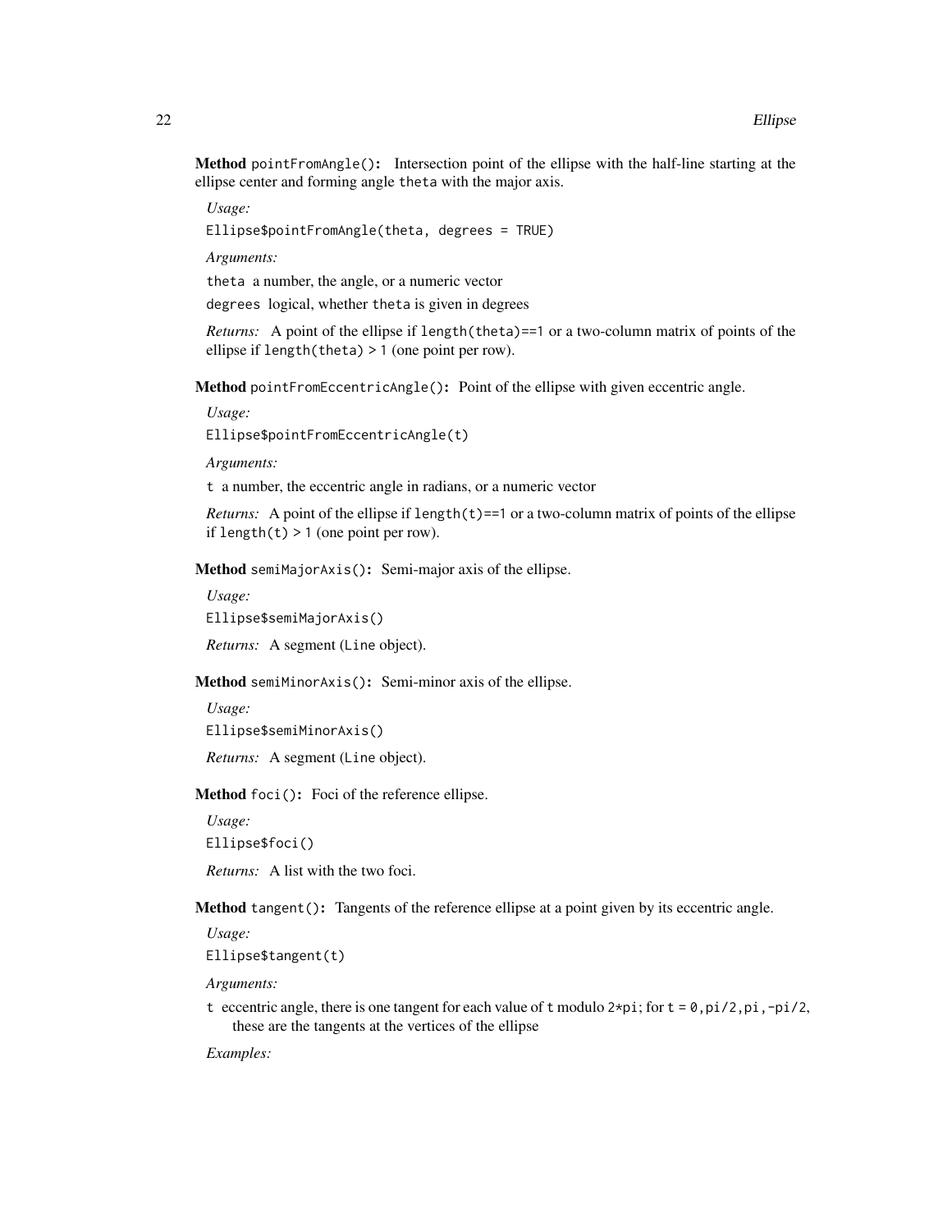**Method** `pointFromAngle()`**:** Intersection point of the ellipse with the half-line starting at the ellipse center and forming angle `theta` with the major axis.

*Usage:*

```
Ellipse$pointFromAngle(theta, degrees = TRUE)
```

*Arguments:*

`theta` a number, the angle, or a numeric vector

`degrees` logical, whether `theta` is given in degrees

*Returns:* A point of the ellipse if `length(theta)==1` or a two-column matrix of points of the ellipse if `length(theta) > 1` (one point per row).

**Method** `pointFromEccentricAngle()`**:** Point of the ellipse with given eccentric angle.

*Usage:*

```
Ellipse$pointFromEccentricAngle(t)
```

*Arguments:*

`t` a number, the eccentric angle in radians, or a numeric vector

*Returns:* A point of the ellipse if `length(t)==1` or a two-column matrix of points of the ellipse if `length(t) > 1` (one point per row).

**Method** `semiMajorAxis()`**:** Semi-major axis of the ellipse.

*Usage:*

```
Ellipse$semiMajorAxis()
```

*Returns:* A segment (`Line` object).

**Method** `semiMinorAxis()`**:** Semi-minor axis of the ellipse.

*Usage:*

```
Ellipse$semiMinorAxis()
```

*Returns:* A segment (`Line` object).

**Method** `foci()`**:** Foci of the reference ellipse.

*Usage:*

```
Ellipse$foci()
```

*Returns:* A list with the two foci.

**Method** `tangent()`**:** Tangents of the reference ellipse at a point given by its eccentric angle.

*Usage:*

```
Ellipse$tangent(t)
```

*Arguments:*

`t` eccentric angle, there is one tangent for each value of `t` modulo `2*pi`; for `t = 0,pi/2,pi,-pi/2`, these are the tangents at the vertices of the ellipse

*Examples:*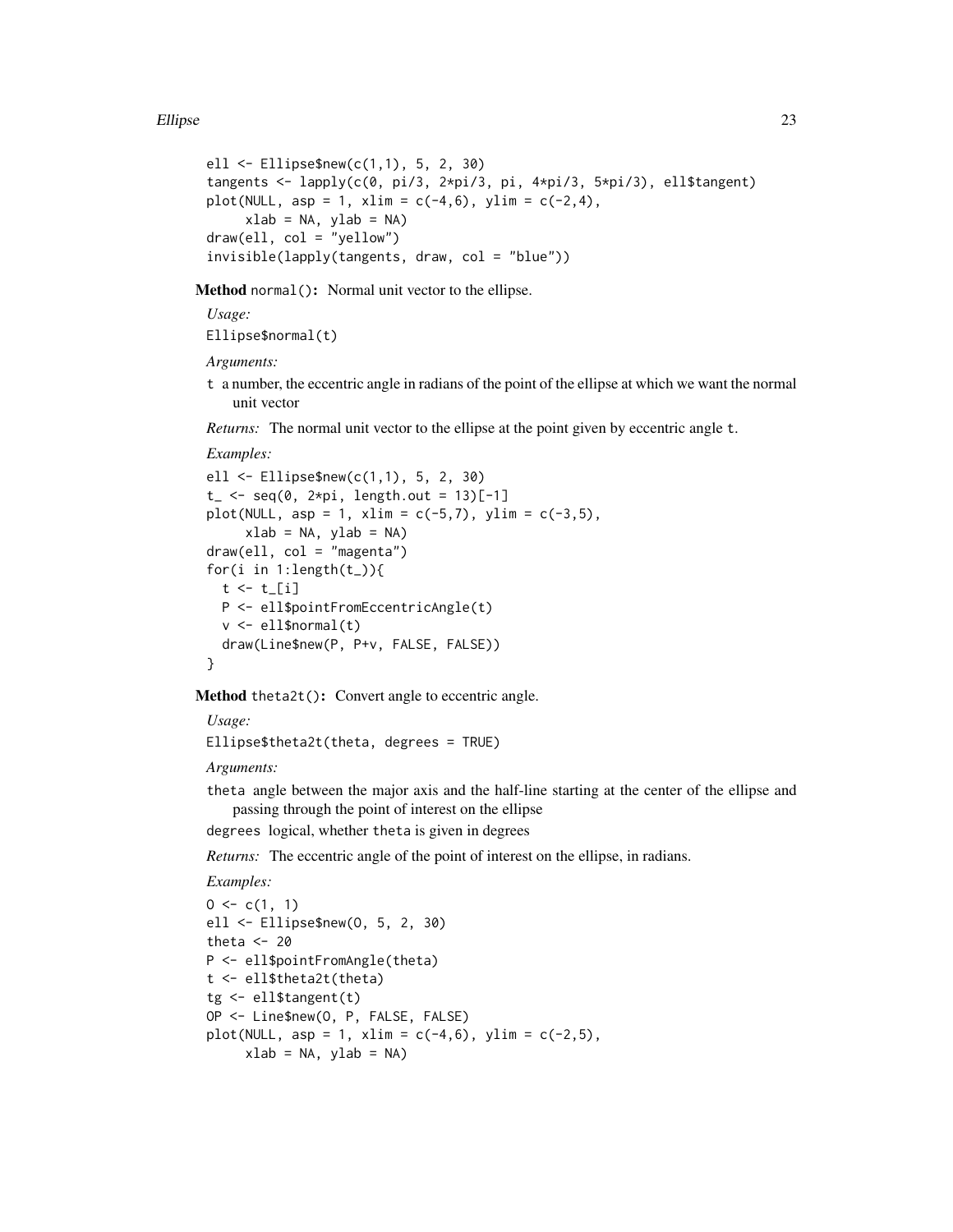```
ell <- Ellipse$new(c(1,1), 5, 2, 30)
tangents <- lapply(c(0, pi/3, 2*pi/3, pi, 4*pi/3, 5*pi/3), ell$tangent)
plot(NULL, asp = 1, xlim = c(-4,6), ylim = c(-2,4),
     xlab = NA, ylab = NA)
draw(ell, col = "yellow")
invisible(lapply(tangents, draw, col = "blue"))
```

**Method** `normal()`**:** Normal unit vector to the ellipse.

*Usage:*

```
Ellipse$normal(t)
```

*Arguments:*

`t` a number, the eccentric angle in radians of the point of the ellipse at which we want the normal unit vector

*Returns:* The normal unit vector to the ellipse at the point given by eccentric angle `t`.

*Examples:*

```
ell <- Ellipse$new(c(1,1), 5, 2, 30)
t_ <- seq(0, 2*pi, length.out = 13)[-1]
plot(NULL, asp = 1, xlim = c(-5,7), ylim = c(-3,5),
     xlab = NA, ylab = NA)
draw(ell, col = "magenta")
for(i in 1:length(t_)){
  t <- t_[i]
  P <- ell$pointFromEccentricAngle(t)
  v <- ell$normal(t)
  draw(Line$new(P, P+v, FALSE, FALSE))
}
```

**Method** `theta2t()`**:** Convert angle to eccentric angle.

*Usage:*

```
Ellipse$theta2t(theta, degrees = TRUE)
```

*Arguments:*

`theta` angle between the major axis and the half-line starting at the center of the ellipse and passing through the point of interest on the ellipse

`degrees` logical, whether `theta` is given in degrees

*Returns:* The eccentric angle of the point of interest on the ellipse, in radians.

*Examples:*

```
O <- c(1, 1)
ell <- Ellipse$new(O, 5, 2, 30)
theta <- 20
P <- ell$pointFromAngle(theta)
t <- ell$theta2t(theta)
tg <- ell$tangent(t)
OP <- Line$new(O, P, FALSE, FALSE)
plot(NULL, asp = 1, xlim = c(-4,6), ylim = c(-2,5),
     xlab = NA, ylab = NA)
```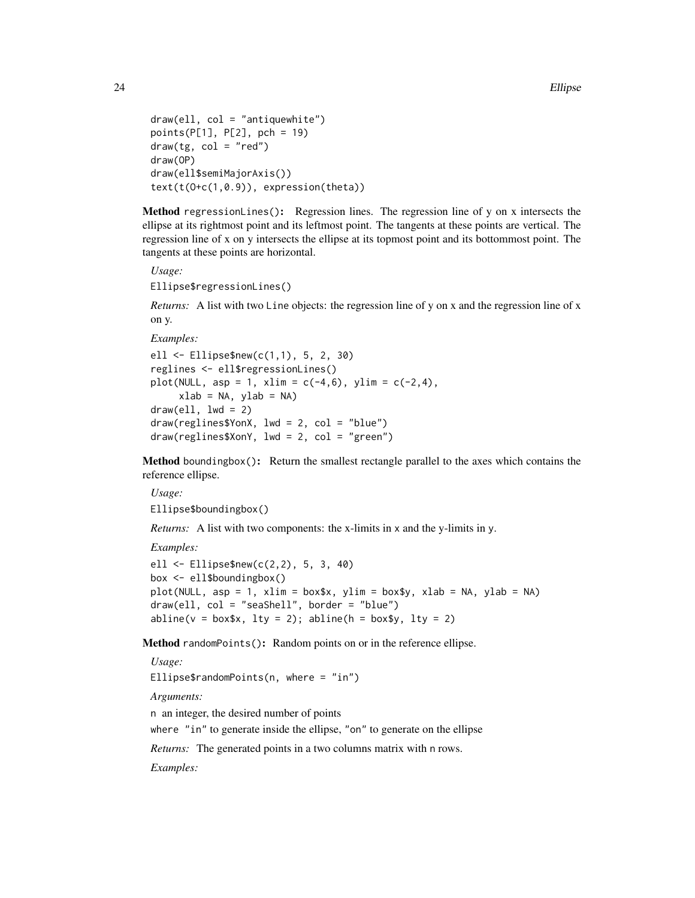```
draw(ell, col = "antiquewhite")
points(P[1], P[2], pch = 19)
draw(tg, col = "red")
draw(OP)
draw(ell$semiMajorAxis())
text(t(O+c(1,0.9)), expression(theta))
```

**Method** `regressionLines()`**:** Regression lines. The regression line of y on x intersects the ellipse at its rightmost point and its leftmost point. The tangents at these points are vertical. The regression line of x on y intersects the ellipse at its topmost point and its bottommost point. The tangents at these points are horizontal.

*Usage:*

```
Ellipse$regressionLines()
```

*Returns:* A list with two `Line` objects: the regression line of y on x and the regression line of x on y.

*Examples:*

```
ell <- Ellipse$new(c(1,1), 5, 2, 30)
reglines <- ell$regressionLines()
plot(NULL, asp = 1, xlim = c(-4,6), ylim = c(-2,4),
     xlab = NA, ylab = NA)
draw(ell, lwd = 2)
draw(reglines$YonX, lwd = 2, col = "blue")
draw(reglines$XonY, lwd = 2, col = "green")
```

**Method** `boundingbox()`**:** Return the smallest rectangle parallel to the axes which contains the reference ellipse.

*Usage:*

```
Ellipse$boundingbox()
```

*Returns:* A list with two components: the x-limits in `x` and the y-limits in `y`.

*Examples:*

```
ell <- Ellipse$new(c(2,2), 5, 3, 40)
box <- ell$boundingbox()
plot(NULL, asp = 1, xlim = box$x, ylim = box$y, xlab = NA, ylab = NA)
draw(ell, col = "seaShell", border = "blue")
abline(v = box$x, lty = 2); abline(h = box$y, lty = 2)
```

**Method** `randomPoints()`**:** Random points on or in the reference ellipse.

*Usage:*

```
Ellipse$randomPoints(n, where = "in")
```

*Arguments:*

`n` an integer, the desired number of points

`where` `"in"` to generate inside the ellipse, `"on"` to generate on the ellipse

*Returns:* The generated points in a two columns matrix with `n` rows.

*Examples:*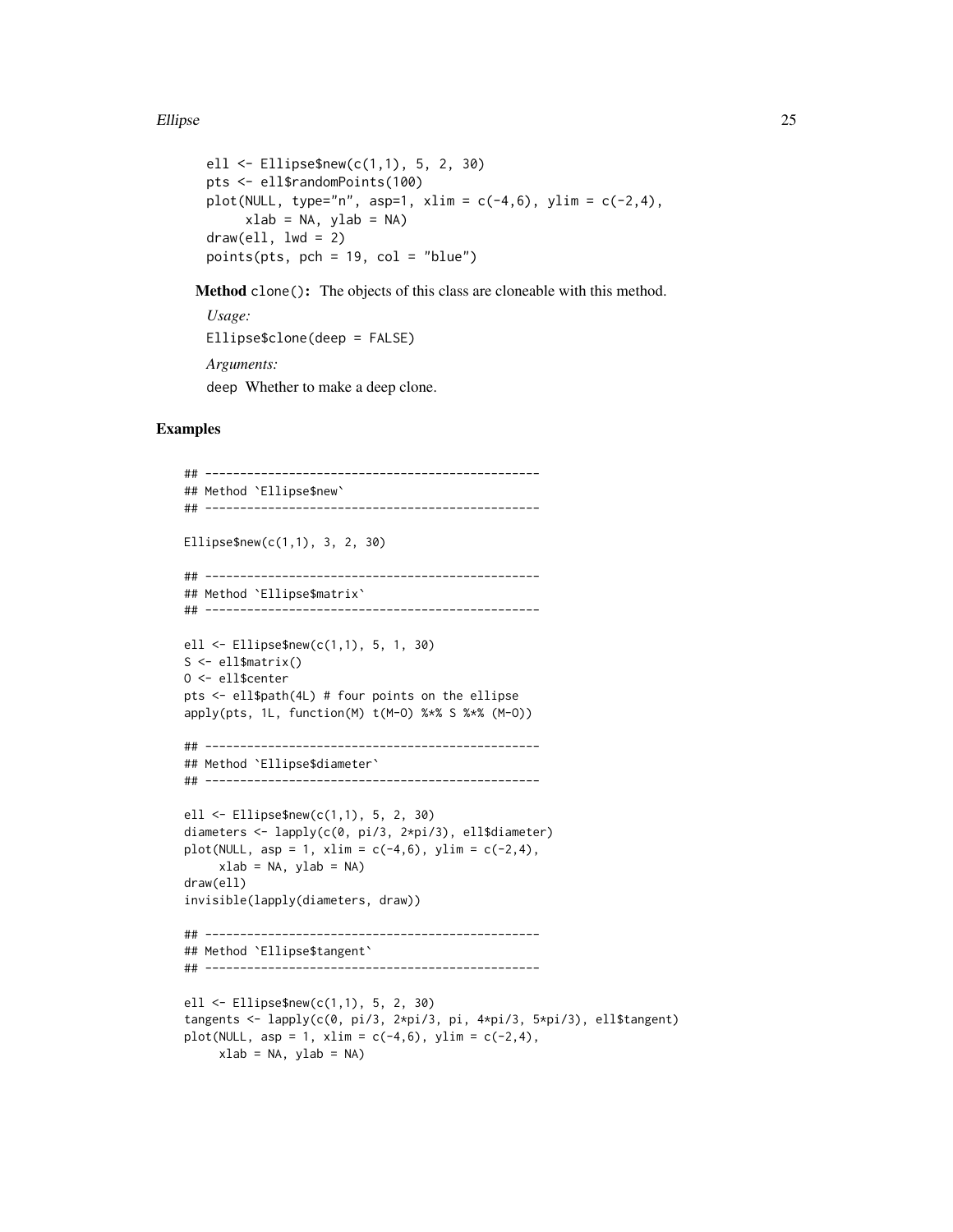```
ell <- Ellipse$new(c(1,1), 5, 2, 30)
pts <- ell$randomPoints(100)
plot(NULL, type="n", asp=1, xlim = c(-4,6), ylim = c(-2,4),
     xlab = NA, ylab = NA)
draw(ell, lwd = 2)
points(pts, pch = 19, col = "blue")
```

**Method** `clone()`**:** The objects of this class are cloneable with this method.

*Usage:*

`Ellipse$clone(deep = FALSE)`

*Arguments:*

`deep` Whether to make a deep clone.

## Examples

```
## ------------------------------------------------
## Method `Ellipse$new`
## ------------------------------------------------

Ellipse$new(c(1,1), 3, 2, 30)

## ------------------------------------------------
## Method `Ellipse$matrix`
## ------------------------------------------------

ell <- Ellipse$new(c(1,1), 5, 1, 30)
S <- ell$matrix()
O <- ell$center
pts <- ell$path(4L) # four points on the ellipse
apply(pts, 1L, function(M) t(M-O) %*% S %*% (M-O))

## ------------------------------------------------
## Method `Ellipse$diameter`
## ------------------------------------------------

ell <- Ellipse$new(c(1,1), 5, 2, 30)
diameters <- lapply(c(0, pi/3, 2*pi/3), ell$diameter)
plot(NULL, asp = 1, xlim = c(-4,6), ylim = c(-2,4),
     xlab = NA, ylab = NA)
draw(ell)
invisible(lapply(diameters, draw))

## ------------------------------------------------
## Method `Ellipse$tangent`
## ------------------------------------------------

ell <- Ellipse$new(c(1,1), 5, 2, 30)
tangents <- lapply(c(0, pi/3, 2*pi/3, pi, 4*pi/3, 5*pi/3), ell$tangent)
plot(NULL, asp = 1, xlim = c(-4,6), ylim = c(-2,4),
     xlab = NA, ylab = NA)
```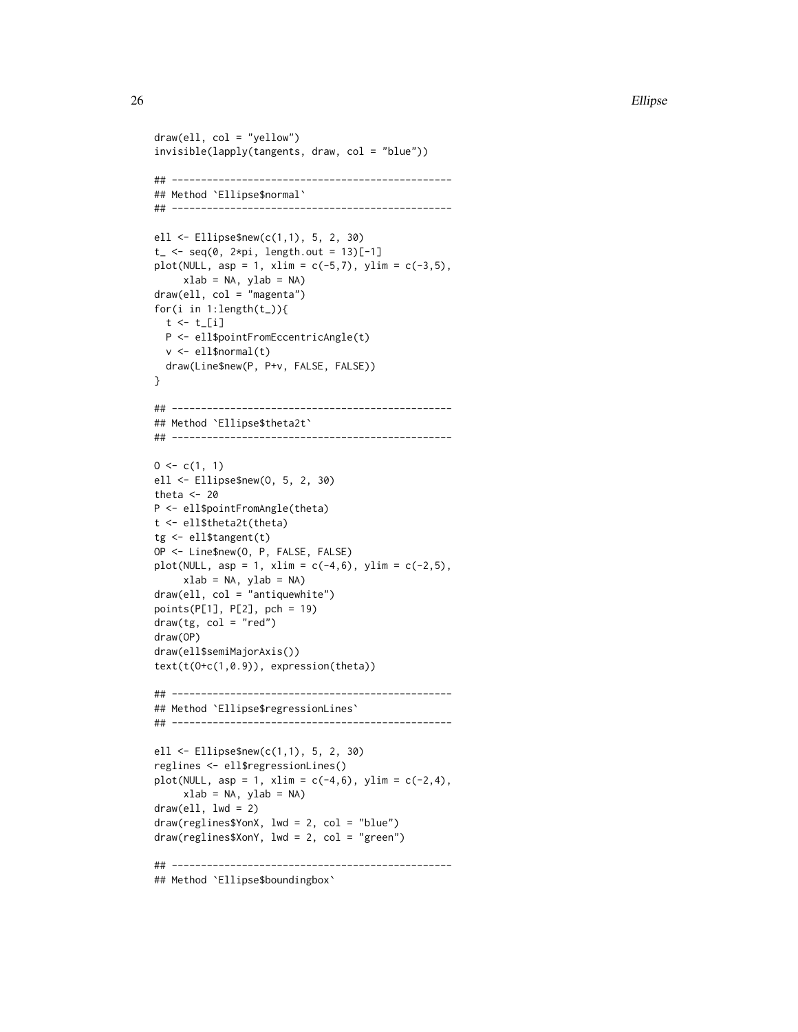```
draw(ell, col = "yellow")
invisible(lapply(tangents, draw, col = "blue"))

## ------------------------------------------------
## Method `Ellipse$normal`
## ------------------------------------------------

ell <- Ellipse$new(c(1,1), 5, 2, 30)
t_ <- seq(0, 2*pi, length.out = 13)[-1]
plot(NULL, asp = 1, xlim = c(-5,7), ylim = c(-3,5),
     xlab = NA, ylab = NA)
draw(ell, col = "magenta")
for(i in 1:length(t_)){
  t <- t_[i]
  P <- ell$pointFromEccentricAngle(t)
  v <- ell$normal(t)
  draw(Line$new(P, P+v, FALSE, FALSE))
}

## ------------------------------------------------
## Method `Ellipse$theta2t`
## ------------------------------------------------

O <- c(1, 1)
ell <- Ellipse$new(O, 5, 2, 30)
theta <- 20
P <- ell$pointFromAngle(theta)
t <- ell$theta2t(theta)
tg <- ell$tangent(t)
OP <- Line$new(O, P, FALSE, FALSE)
plot(NULL, asp = 1, xlim = c(-4,6), ylim = c(-2,5),
     xlab = NA, ylab = NA)
draw(ell, col = "antiquewhite")
points(P[1], P[2], pch = 19)
draw(tg, col = "red")
draw(OP)
draw(ell$semiMajorAxis())
text(t(O+c(1,0.9)), expression(theta))

## ------------------------------------------------
## Method `Ellipse$regressionLines`
## ------------------------------------------------

ell <- Ellipse$new(c(1,1), 5, 2, 30)
reglines <- ell$regressionLines()
plot(NULL, asp = 1, xlim = c(-4,6), ylim = c(-2,4),
     xlab = NA, ylab = NA)
draw(ell, lwd = 2)
draw(reglines$YonX, lwd = 2, col = "blue")
draw(reglines$XonY, lwd = 2, col = "green")

## ------------------------------------------------
## Method `Ellipse$boundingbox`
```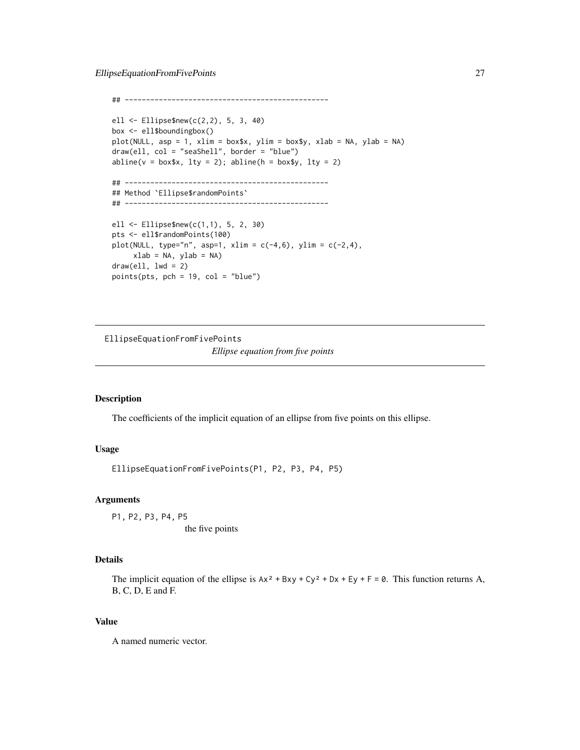```
## ------------------------------------------------

ell <- Ellipse$new(c(2,2), 5, 3, 40)
box <- ell$boundingbox()
plot(NULL, asp = 1, xlim = box$x, ylim = box$y, xlab = NA, ylab = NA)
draw(ell, col = "seaShell", border = "blue")
abline(v = box$x, lty = 2); abline(h = box$y, lty = 2)

## ------------------------------------------------
## Method `Ellipse$randomPoints`
## ------------------------------------------------

ell <- Ellipse$new(c(1,1), 5, 2, 30)
pts <- ell$randomPoints(100)
plot(NULL, type="n", asp=1, xlim = c(-4,6), ylim = c(-2,4),
     xlab = NA, ylab = NA)
draw(ell, lwd = 2)
points(pts, pch = 19, col = "blue")
```

---

`EllipseEquationFromFivePoints` *Ellipse equation from five points*

---

### Description

The coefficients of the implicit equation of an ellipse from five points on this ellipse.

### Usage

```
EllipseEquationFromFivePoints(P1, P2, P3, P4, P5)
```

### Arguments

`P1, P2, P3, P4, P5`
  the five points

### Details

The implicit equation of the ellipse is `Ax² + Bxy + Cy² + Dx + Ey + F = 0`. This function returns A, B, C, D, E and F.

### Value

A named numeric vector.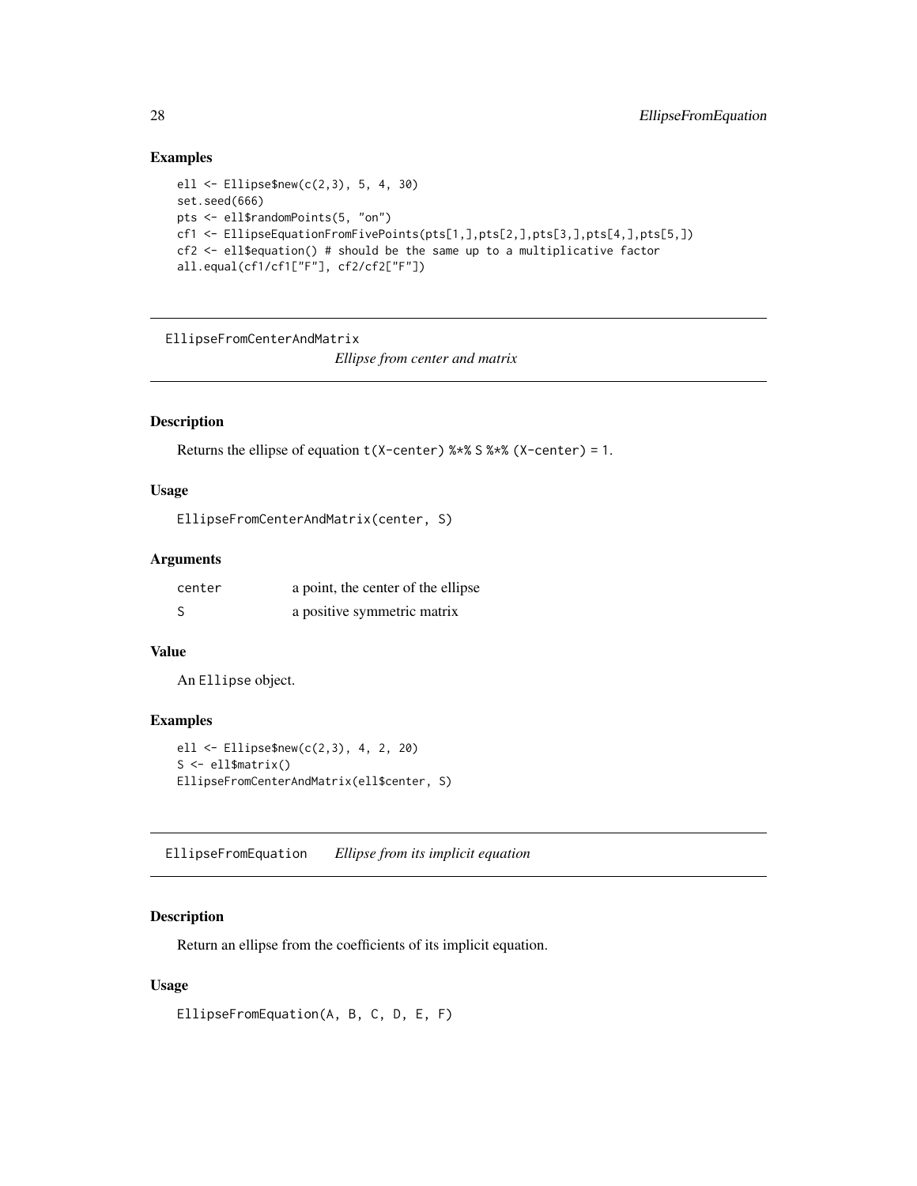## Examples

```
ell <- Ellipse$new(c(2,3), 5, 4, 30)
set.seed(666)
pts <- ell$randomPoints(5, "on")
cf1 <- EllipseEquationFromFivePoints(pts[1,],pts[2,],pts[3,],pts[4,],pts[5,])
cf2 <- ell$equation() # should be the same up to a multiplicative factor
all.equal(cf1/cf1["F"], cf2/cf2["F"])
```

---

EllipseFromCenterAndMatrix &nbsp;&nbsp;&nbsp; *Ellipse from center and matrix*

---

## Description

Returns the ellipse of equation `t(X-center) %*% S %*% (X-center) = 1`.

## Usage

```
EllipseFromCenterAndMatrix(center, S)
```

## Arguments

| | |
|---|---|
| center | a point, the center of the ellipse |
| S | a positive symmetric matrix |

## Value

An `Ellipse` object.

## Examples

```
ell <- Ellipse$new(c(2,3), 4, 2, 20)
S <- ell$matrix()
EllipseFromCenterAndMatrix(ell$center, S)
```

---

EllipseFromEquation &nbsp;&nbsp;&nbsp; *Ellipse from its implicit equation*

---

## Description

Return an ellipse from the coefficients of its implicit equation.

## Usage

```
EllipseFromEquation(A, B, C, D, E, F)
```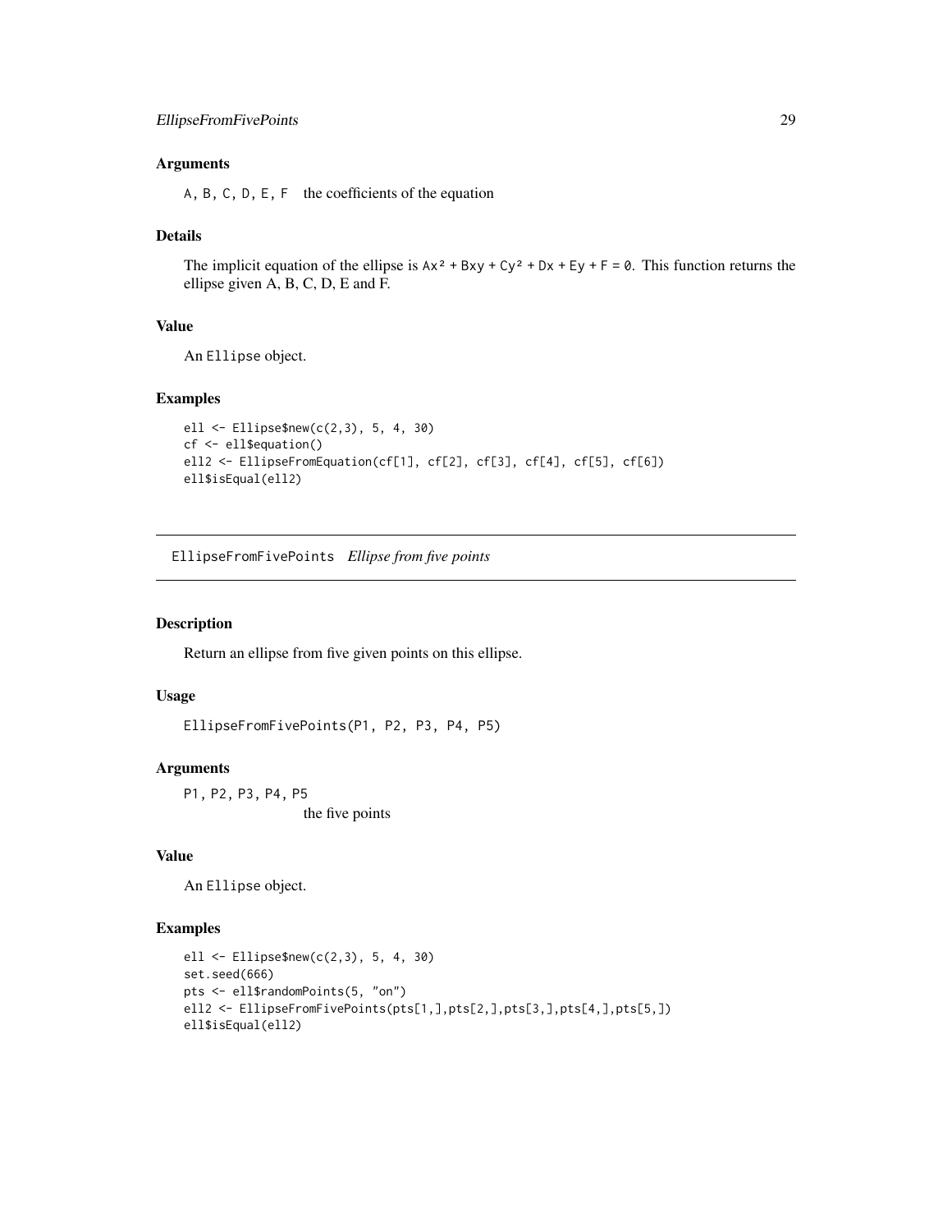### Arguments

A, B, C, D, E, F   the coefficients of the equation

### Details

The implicit equation of the ellipse is $Ax^2 + Bxy + Cy^2 + Dx + Ey + F = 0$. This function returns the ellipse given A, B, C, D, E and F.

### Value

An Ellipse object.

### Examples

```
ell <- Ellipse$new(c(2,3), 5, 4, 30)
cf <- ell$equation()
ell2 <- EllipseFromEquation(cf[1], cf[2], cf[3], cf[4], cf[5], cf[6])
ell$isEqual(ell2)
```

---

## EllipseFromFivePoints *Ellipse from five points*

### Description

Return an ellipse from five given points on this ellipse.

### Usage

```
EllipseFromFivePoints(P1, P2, P3, P4, P5)
```

### Arguments

P1, P2, P3, P4, P5
the five points

### Value

An Ellipse object.

### Examples

```
ell <- Ellipse$new(c(2,3), 5, 4, 30)
set.seed(666)
pts <- ell$randomPoints(5, "on")
ell2 <- EllipseFromFivePoints(pts[1,],pts[2,],pts[3,],pts[4,],pts[5,])
ell$isEqual(ell2)
```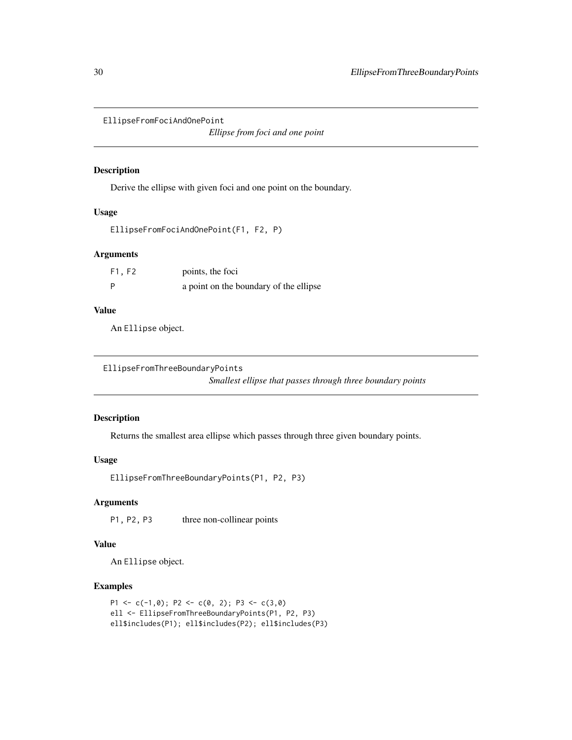## EllipseFromFociAndOnePoint

*Ellipse from foci and one point*

### Description

Derive the ellipse with given foci and one point on the boundary.

### Usage

```
EllipseFromFociAndOnePoint(F1, F2, P)
```

### Arguments

| | |
|---|---|
| F1, F2 | points, the foci |
| P | a point on the boundary of the ellipse |

### Value

An Ellipse object.

## EllipseFromThreeBoundaryPoints

*Smallest ellipse that passes through three boundary points*

### Description

Returns the smallest area ellipse which passes through three given boundary points.

### Usage

```
EllipseFromThreeBoundaryPoints(P1, P2, P3)
```

### Arguments

| | |
|---|---|
| P1, P2, P3 | three non-collinear points |

### Value

An Ellipse object.

### Examples

```
P1 <- c(-1,0); P2 <- c(0, 2); P3 <- c(3,0)
ell <- EllipseFromThreeBoundaryPoints(P1, P2, P3)
ell$includes(P1); ell$includes(P2); ell$includes(P3)
```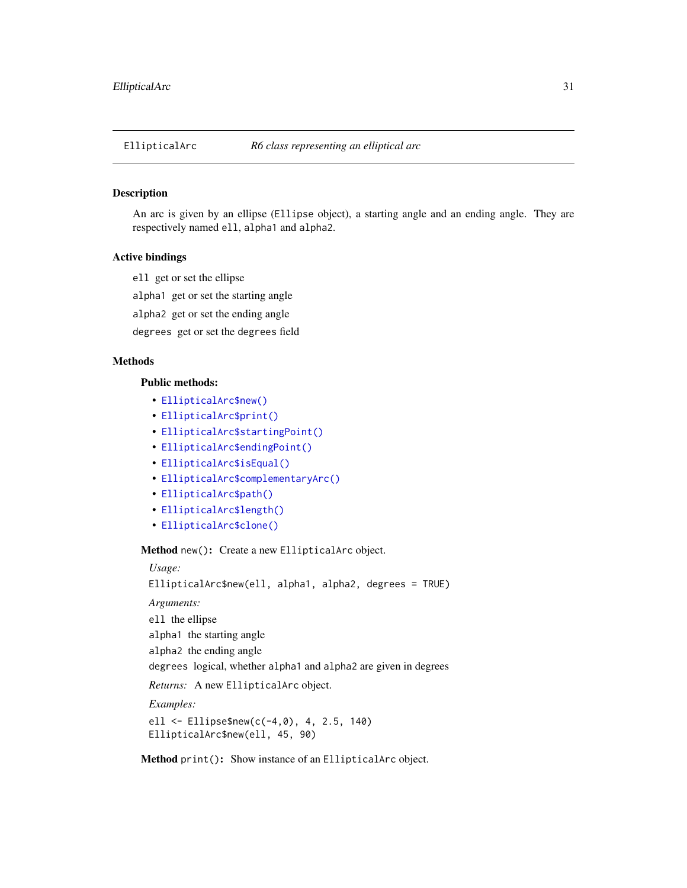# EllipticalArc — *R6 class representing an elliptical arc*

## Description

An arc is given by an ellipse (`Ellipse` object), a starting angle and an ending angle. They are respectively named `ell`, `alpha1` and `alpha2`.

## Active bindings

`ell` get or set the ellipse

`alpha1` get or set the starting angle

`alpha2` get or set the ending angle

`degrees` get or set the `degrees` field

## Methods

### Public methods:

- `EllipticalArc$new()`
- `EllipticalArc$print()`
- `EllipticalArc$startingPoint()`
- `EllipticalArc$endingPoint()`
- `EllipticalArc$isEqual()`
- `EllipticalArc$complementaryArc()`
- `EllipticalArc$path()`
- `EllipticalArc$length()`
- `EllipticalArc$clone()`

**Method** `new()`**:** Create a new `EllipticalArc` object.

*Usage:*

```
EllipticalArc$new(ell, alpha1, alpha2, degrees = TRUE)
```

*Arguments:*

`ell` the ellipse

`alpha1` the starting angle

`alpha2` the ending angle

`degrees` logical, whether `alpha1` and `alpha2` are given in degrees

*Returns:* A new `EllipticalArc` object.

*Examples:*

```
ell <- Ellipse$new(c(-4,0), 4, 2.5, 140)
EllipticalArc$new(ell, 45, 90)
```

**Method** `print()`**:** Show instance of an `EllipticalArc` object.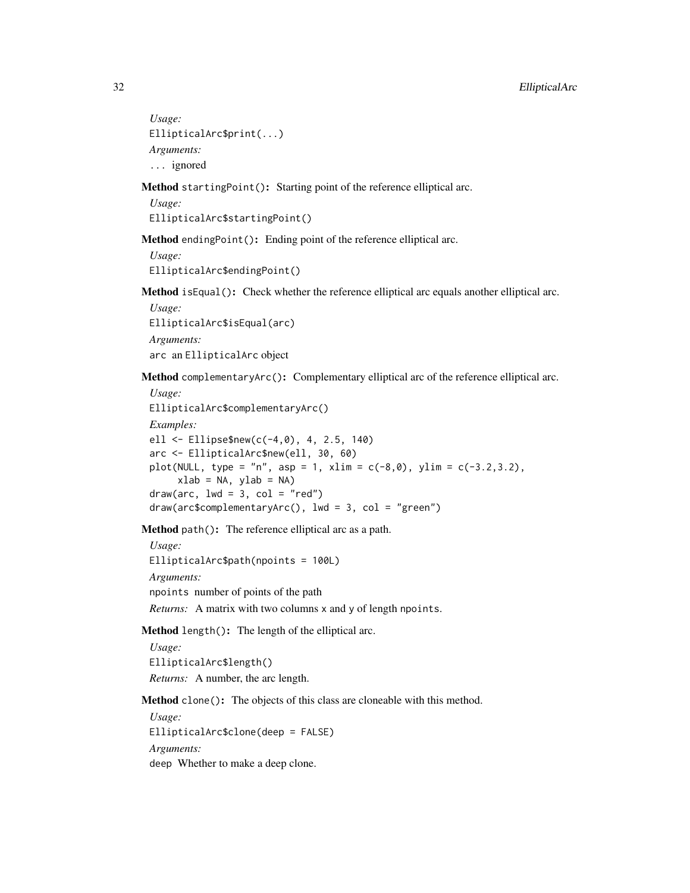*Usage:*

```
EllipticalArc$print(...)
```

*Arguments:*

... ignored

**Method** `startingPoint()`**:** Starting point of the reference elliptical arc.

*Usage:*

```
EllipticalArc$startingPoint()
```

**Method** `endingPoint()`**:** Ending point of the reference elliptical arc.

*Usage:*

```
EllipticalArc$endingPoint()
```

**Method** `isEqual()`**:** Check whether the reference elliptical arc equals another elliptical arc.

*Usage:*

```
EllipticalArc$isEqual(arc)
```

*Arguments:*

`arc` an `EllipticalArc` object

**Method** `complementaryArc()`**:** Complementary elliptical arc of the reference elliptical arc.

*Usage:*

```
EllipticalArc$complementaryArc()
```

*Examples:*

```
ell <- Ellipse$new(c(-4,0), 4, 2.5, 140)
arc <- EllipticalArc$new(ell, 30, 60)
plot(NULL, type = "n", asp = 1, xlim = c(-8,0), ylim = c(-3.2,3.2),
     xlab = NA, ylab = NA)
draw(arc, lwd = 3, col = "red")
draw(arc$complementaryArc(), lwd = 3, col = "green")
```

**Method** `path()`**:** The reference elliptical arc as a path.

*Usage:*

```
EllipticalArc$path(npoints = 100L)
```

*Arguments:*

`npoints` number of points of the path

*Returns:* A matrix with two columns `x` and `y` of length `npoints`.

**Method** `length()`**:** The length of the elliptical arc.

*Usage:*

```
EllipticalArc$length()
```

*Returns:* A number, the arc length.

**Method** `clone()`**:** The objects of this class are cloneable with this method.

*Usage:*

```
EllipticalArc$clone(deep = FALSE)
```

*Arguments:*

`deep` Whether to make a deep clone.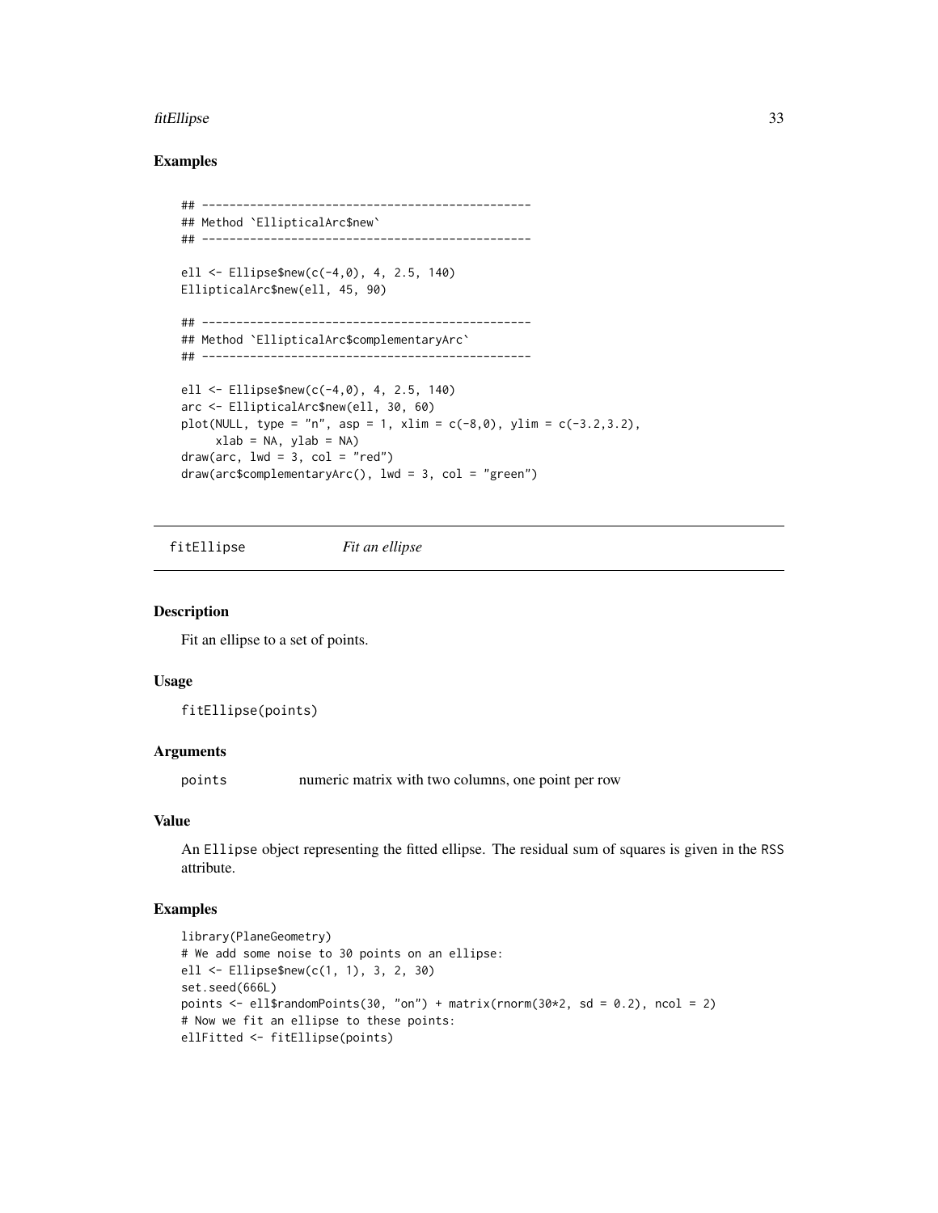### Examples

```
## ------------------------------------------------
## Method `EllipticalArc$new`
## ------------------------------------------------

ell <- Ellipse$new(c(-4,0), 4, 2.5, 140)
EllipticalArc$new(ell, 45, 90)

## ------------------------------------------------
## Method `EllipticalArc$complementaryArc`
## ------------------------------------------------

ell <- Ellipse$new(c(-4,0), 4, 2.5, 140)
arc <- EllipticalArc$new(ell, 30, 60)
plot(NULL, type = "n", asp = 1, xlim = c(-8,0), ylim = c(-3.2,3.2),
     xlab = NA, ylab = NA)
draw(arc, lwd = 3, col = "red")
draw(arc$complementaryArc(), lwd = 3, col = "green")
```

---

## fitEllipse *Fit an ellipse*

### Description

Fit an ellipse to a set of points.

### Usage

```
fitEllipse(points)
```

### Arguments

| | |
|---|---|
| points | numeric matrix with two columns, one point per row |

### Value

An Ellipse object representing the fitted ellipse. The residual sum of squares is given in the RSS attribute.

### Examples

```
library(PlaneGeometry)
# We add some noise to 30 points on an ellipse:
ell <- Ellipse$new(c(1, 1), 3, 2, 30)
set.seed(666L)
points <- ell$randomPoints(30, "on") + matrix(rnorm(30*2, sd = 0.2), ncol = 2)
# Now we fit an ellipse to these points:
ellFitted <- fitEllipse(points)
```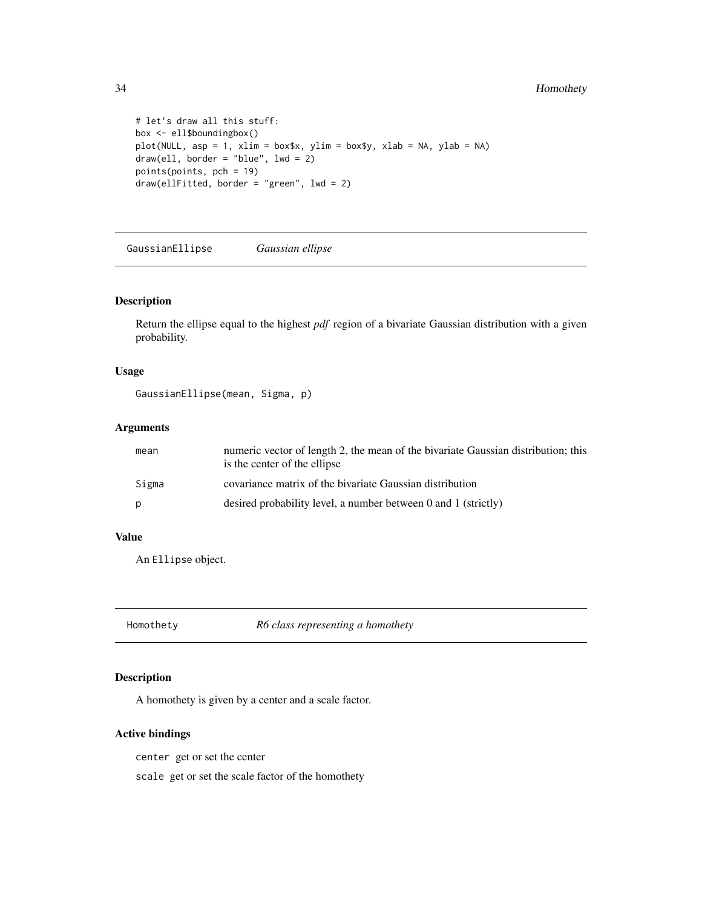```
# let's draw all this stuff:
box <- ell$boundingbox()
plot(NULL, asp = 1, xlim = box$x, ylim = box$y, xlab = NA, ylab = NA)
draw(ell, border = "blue", lwd = 2)
points(points, pch = 19)
draw(ellFitted, border = "green", lwd = 2)
```

## GaussianEllipse — *Gaussian ellipse*

### Description

Return the ellipse equal to the highest *pdf* region of a bivariate Gaussian distribution with a given probability.

### Usage

```
GaussianEllipse(mean, Sigma, p)
```

### Arguments

| | |
|---|---|
| mean | numeric vector of length 2, the mean of the bivariate Gaussian distribution; this is the center of the ellipse |
| Sigma | covariance matrix of the bivariate Gaussian distribution |
| p | desired probability level, a number between 0 and 1 (strictly) |

### Value

An `Ellipse` object.

## Homothety — *R6 class representing a homothety*

### Description

A homothety is given by a center and a scale factor.

### Active bindings

`center` get or set the center

`scale` get or set the scale factor of the homothety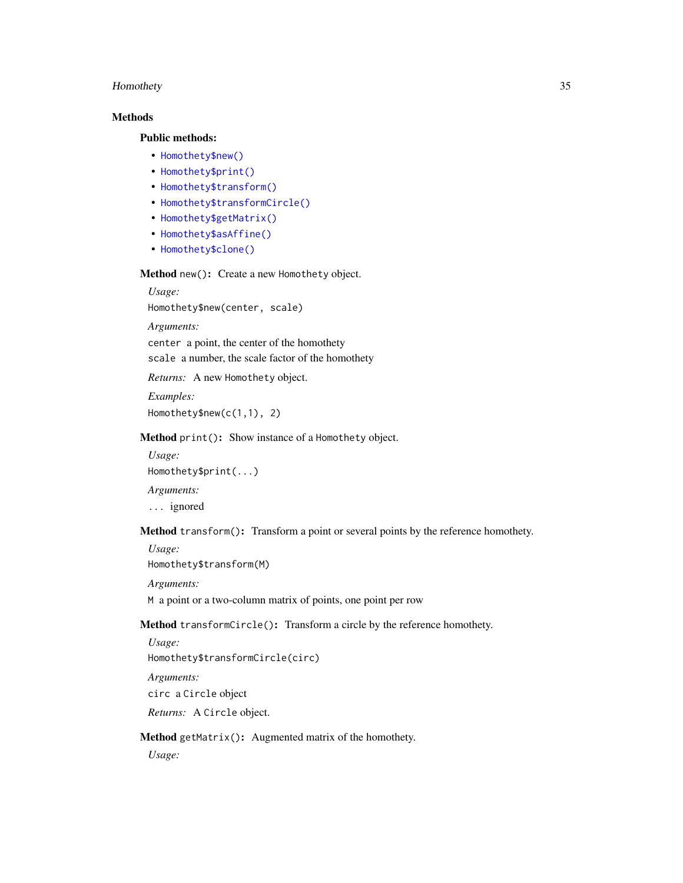## Methods

### Public methods:

- `Homothety$new()`
- `Homothety$print()`
- `Homothety$transform()`
- `Homothety$transformCircle()`
- `Homothety$getMatrix()`
- `Homothety$asAffine()`
- `Homothety$clone()`

**Method** `new()`**:** Create a new `Homothety` object.

*Usage:*

```
Homothety$new(center, scale)
```

*Arguments:*

`center` a point, the center of the homothety

`scale` a number, the scale factor of the homothety

*Returns:* A new `Homothety` object.

*Examples:*

```
Homothety$new(c(1,1), 2)
```

**Method** `print()`**:** Show instance of a `Homothety` object.

*Usage:*

```
Homothety$print(...)
```

*Arguments:*

`...` ignored

**Method** `transform()`**:** Transform a point or several points by the reference homothety.

*Usage:*

```
Homothety$transform(M)
```

*Arguments:*

`M` a point or a two-column matrix of points, one point per row

**Method** `transformCircle()`**:** Transform a circle by the reference homothety.

*Usage:*

```
Homothety$transformCircle(circ)
```

*Arguments:*

`circ` a `Circle` object

*Returns:* A `Circle` object.

**Method** `getMatrix()`**:** Augmented matrix of the homothety.

*Usage:*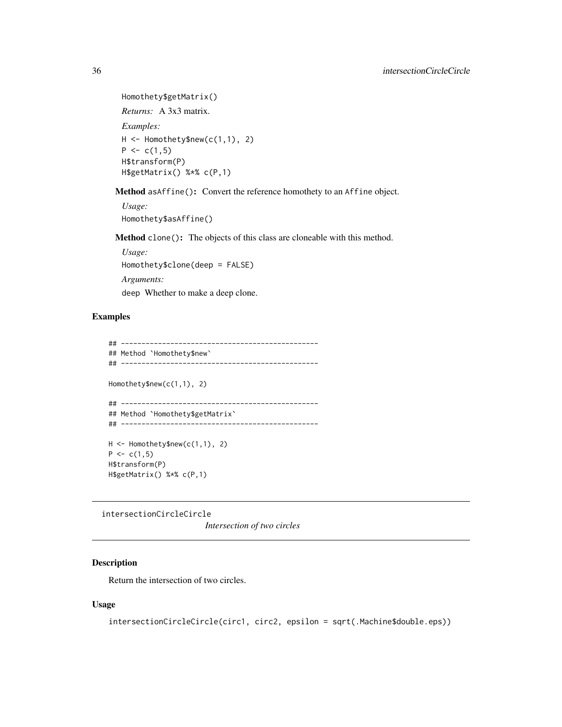```
Homothety$getMatrix()
```

*Returns:* A 3x3 matrix.

*Examples:*

```
H <- Homothety$new(c(1,1), 2)
P <- c(1,5)
H$transform(P)
H$getMatrix() %*% c(P,1)
```

**Method** `asAffine()`: Convert the reference homothety to an `Affine` object.

*Usage:*

```
Homothety$asAffine()
```

**Method** `clone()`: The objects of this class are cloneable with this method.

*Usage:*

```
Homothety$clone(deep = FALSE)
```

*Arguments:*

`deep` Whether to make a deep clone.

## Examples

```
## ------------------------------------------------
## Method `Homothety$new`
## ------------------------------------------------

Homothety$new(c(1,1), 2)

## ------------------------------------------------
## Method `Homothety$getMatrix`
## ------------------------------------------------

H <- Homothety$new(c(1,1), 2)
P <- c(1,5)
H$transform(P)
H$getMatrix() %*% c(P,1)
```

---

# intersectionCircleCircle *Intersection of two circles*

## Description

Return the intersection of two circles.

## Usage

```
intersectionCircleCircle(circ1, circ2, epsilon = sqrt(.Machine$double.eps))
```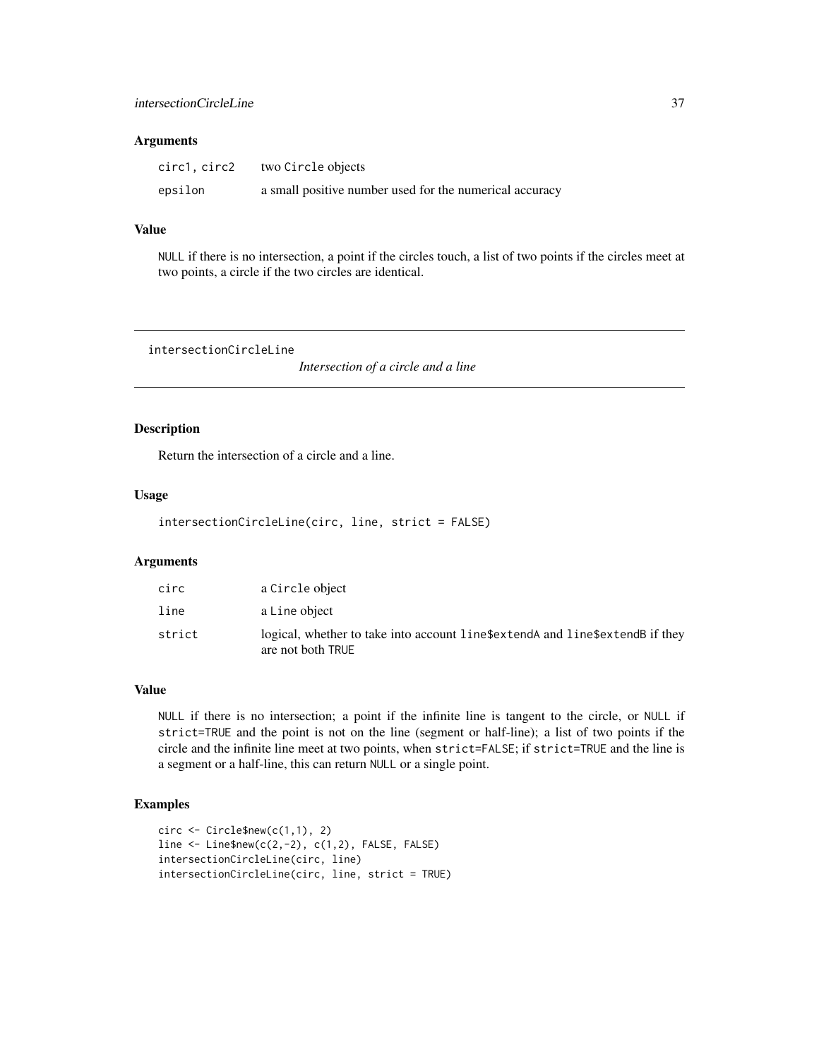### Arguments

| | |
|---|---|
| circ1, circ2 | two Circle objects |
| epsilon | a small positive number used for the numerical accuracy |

### Value

NULL if there is no intersection, a point if the circles touch, a list of two points if the circles meet at two points, a circle if the two circles are identical.

---

## intersectionCircleLine — *Intersection of a circle and a line*

---

### Description

Return the intersection of a circle and a line.

### Usage

```
intersectionCircleLine(circ, line, strict = FALSE)
```

### Arguments

| | |
|---|---|
| circ | a Circle object |
| line | a Line object |
| strict | logical, whether to take into account line$extendA and line$extendB if they are not both TRUE |

### Value

NULL if there is no intersection; a point if the infinite line is tangent to the circle, or NULL if strict=TRUE and the point is not on the line (segment or half-line); a list of two points if the circle and the infinite line meet at two points, when strict=FALSE; if strict=TRUE and the line is a segment or a half-line, this can return NULL or a single point.

### Examples

```
circ <- Circle$new(c(1,1), 2)
line <- Line$new(c(2,-2), c(1,2), FALSE, FALSE)
intersectionCircleLine(circ, line)
intersectionCircleLine(circ, line, strict = TRUE)
```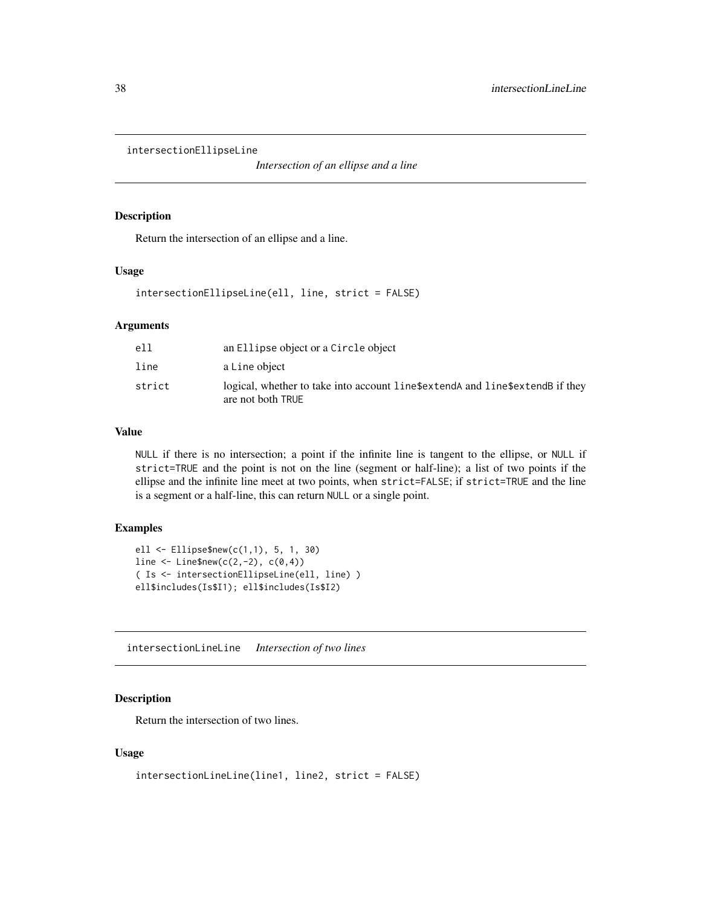## intersectionEllipseLine — *Intersection of an ellipse and a line*

### Description

Return the intersection of an ellipse and a line.

### Usage

```
intersectionEllipseLine(ell, line, strict = FALSE)
```

### Arguments

| | |
|---|---|
| `ell` | an `Ellipse` object or a `Circle` object |
| `line` | a `Line` object |
| `strict` | logical, whether to take into account `line$extendA` and `line$extendB` if they are not both `TRUE` |

### Value

`NULL` if there is no intersection; a point if the infinite line is tangent to the ellipse, or `NULL` if `strict=TRUE` and the point is not on the line (segment or half-line); a list of two points if the ellipse and the infinite line meet at two points, when `strict=FALSE`; if `strict=TRUE` and the line is a segment or a half-line, this can return `NULL` or a single point.

### Examples

```
ell <- Ellipse$new(c(1,1), 5, 1, 30)
line <- Line$new(c(2,-2), c(0,4))
( Is <- intersectionEllipseLine(ell, line) )
ell$includes(Is$I1); ell$includes(Is$I2)
```

## intersectionLineLine — *Intersection of two lines*

### Description

Return the intersection of two lines.

### Usage

```
intersectionLineLine(line1, line2, strict = FALSE)
```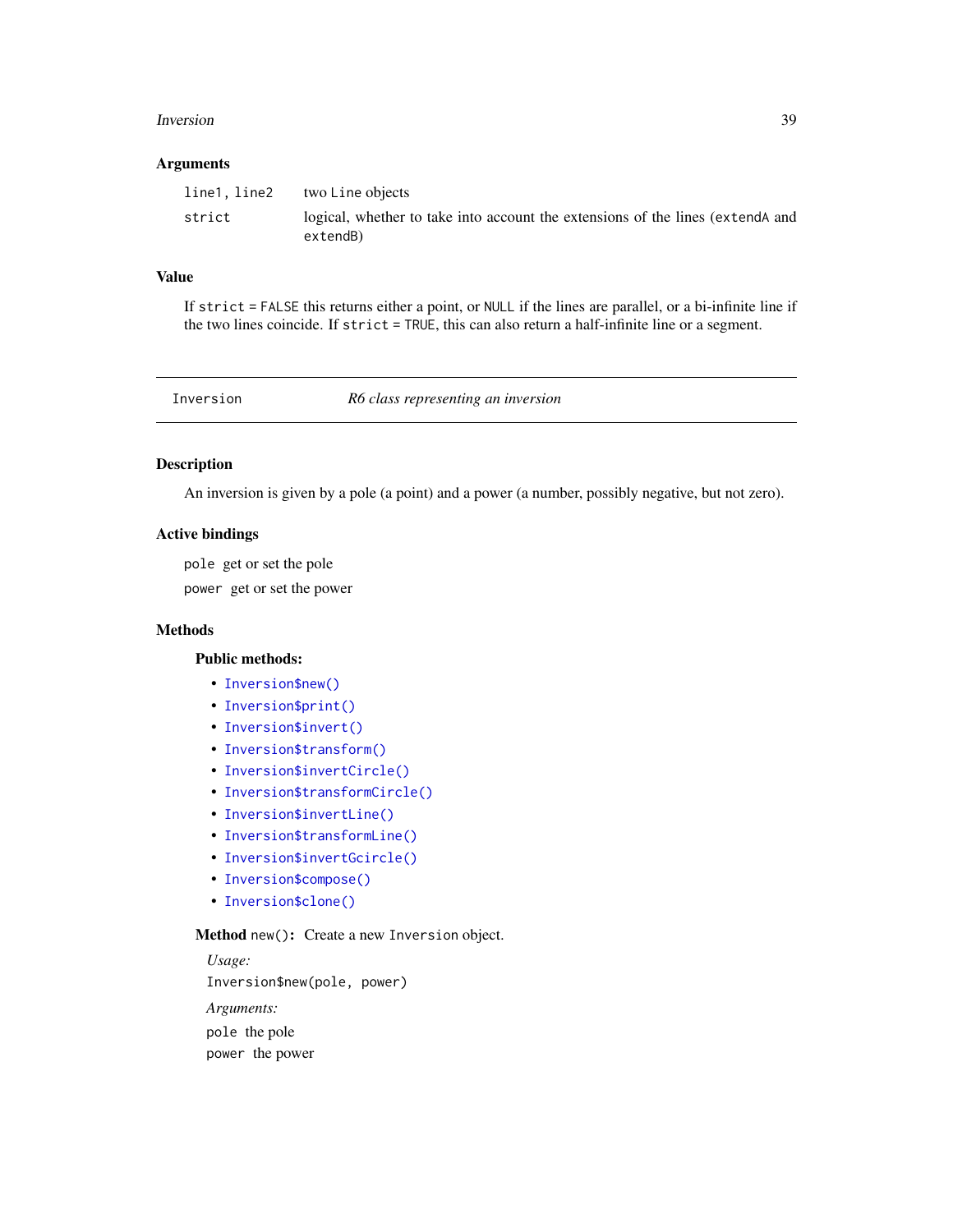### Arguments

| | |
|---|---|
| `line1, line2` | two `Line` objects |
| `strict` | logical, whether to take into account the extensions of the lines (`extendA` and `extendB`) |

### Value

If `strict = FALSE` this returns either a point, or `NULL` if the lines are parallel, or a bi-infinite line if the two lines coincide. If `strict = TRUE`, this can also return a half-infinite line or a segment.

---

## Inversion — *R6 class representing an inversion*

---

### Description

An inversion is given by a pole (a point) and a power (a number, possibly negative, but not zero).

### Active bindings

`pole` get or set the pole

`power` get or set the power

### Methods

**Public methods:**

- `Inversion$new()`
- `Inversion$print()`
- `Inversion$invert()`
- `Inversion$transform()`
- `Inversion$invertCircle()`
- `Inversion$transformCircle()`
- `Inversion$invertLine()`
- `Inversion$transformLine()`
- `Inversion$invertGcircle()`
- `Inversion$compose()`
- `Inversion$clone()`

**Method** `new()`**:** Create a new `Inversion` object.

*Usage:*

```
Inversion$new(pole, power)
```

*Arguments:*

`pole` the pole

`power` the power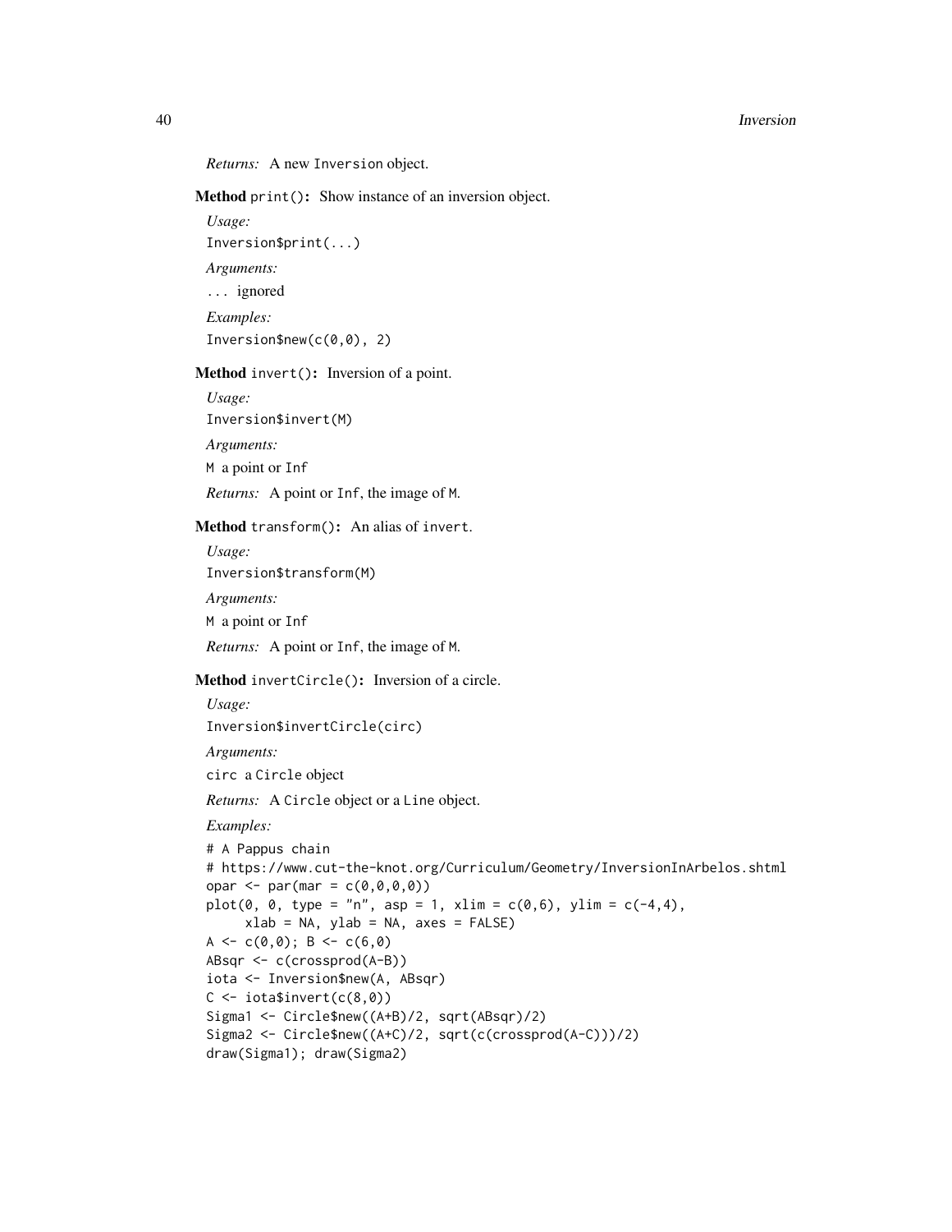*Returns:* A new `Inversion` object.

**Method** `print()`**:** Show instance of an inversion object.

*Usage:*

```
Inversion$print(...)
```

*Arguments:*

`...` ignored

*Examples:*

```
Inversion$new(c(0,0), 2)
```

**Method** `invert()`**:** Inversion of a point.

*Usage:*

```
Inversion$invert(M)
```

*Arguments:*

`M` a point or `Inf`

*Returns:* A point or `Inf`, the image of `M`.

**Method** `transform()`**:** An alias of `invert`.

*Usage:*

```
Inversion$transform(M)
```

*Arguments:*

`M` a point or `Inf`

*Returns:* A point or `Inf`, the image of `M`.

**Method** `invertCircle()`**:** Inversion of a circle.

*Usage:*

```
Inversion$invertCircle(circ)
```

*Arguments:*

`circ` a `Circle` object

*Returns:* A `Circle` object or a `Line` object.

*Examples:*

```
# A Pappus chain
# https://www.cut-the-knot.org/Curriculum/Geometry/InversionInArbelos.shtml
opar <- par(mar = c(0,0,0,0))
plot(0, 0, type = "n", asp = 1, xlim = c(0,6), ylim = c(-4,4),
     xlab = NA, ylab = NA, axes = FALSE)
A <- c(0,0); B <- c(6,0)
ABsqr <- c(crossprod(A-B))
iota <- Inversion$new(A, ABsqr)
C <- iota$invert(c(8,0))
Sigma1 <- Circle$new((A+B)/2, sqrt(ABsqr)/2)
Sigma2 <- Circle$new((A+C)/2, sqrt(c(crossprod(A-C)))/2)
draw(Sigma1); draw(Sigma2)
```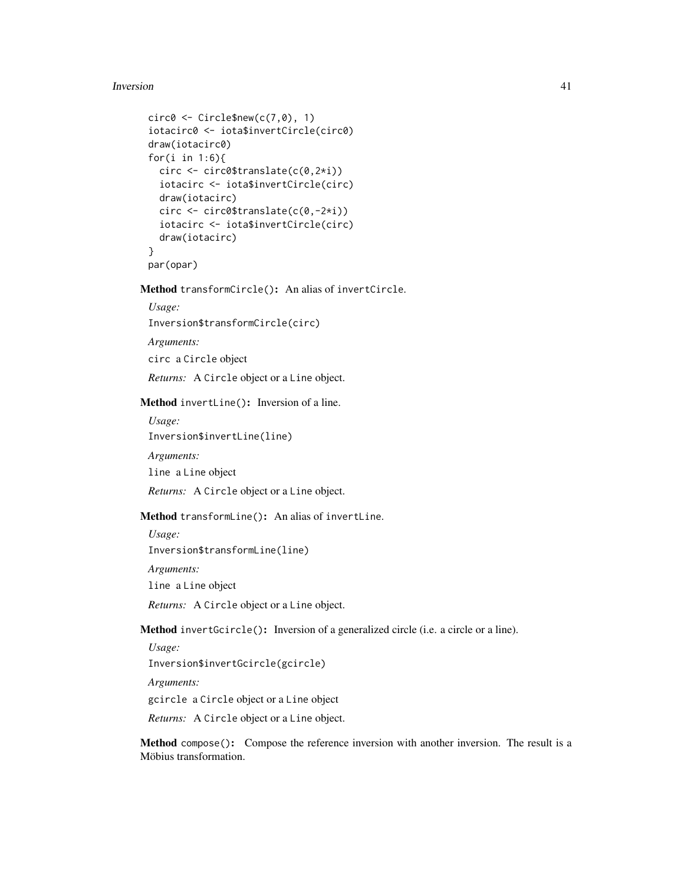```
circ0 <- Circle$new(c(7,0), 1)
iotacirc0 <- iota$invertCircle(circ0)
draw(iotacirc0)
for(i in 1:6){
  circ <- circ0$translate(c(0,2*i))
  iotacirc <- iota$invertCircle(circ)
  draw(iotacirc)
  circ <- circ0$translate(c(0,-2*i))
  iotacirc <- iota$invertCircle(circ)
  draw(iotacirc)
}
par(opar)
```

**Method** `transformCircle()`**:** An alias of `invertCircle`.

*Usage:*

`Inversion$transformCircle(circ)`

*Arguments:*

`circ` a `Circle` object

*Returns:* A `Circle` object or a `Line` object.

**Method** `invertLine()`**:** Inversion of a line.

*Usage:*

`Inversion$invertLine(line)`

*Arguments:*

`line` a `Line` object

*Returns:* A `Circle` object or a `Line` object.

**Method** `transformLine()`**:** An alias of `invertLine`.

*Usage:*

`Inversion$transformLine(line)`

*Arguments:*

`line` a `Line` object

*Returns:* A `Circle` object or a `Line` object.

**Method** `invertGcircle()`**:** Inversion of a generalized circle (i.e. a circle or a line).

*Usage:*

`Inversion$invertGcircle(gcircle)`

*Arguments:*

`gcircle` a `Circle` object or a `Line` object

*Returns:* A `Circle` object or a `Line` object.

**Method** `compose()`**:** Compose the reference inversion with another inversion. The result is a Möbius transformation.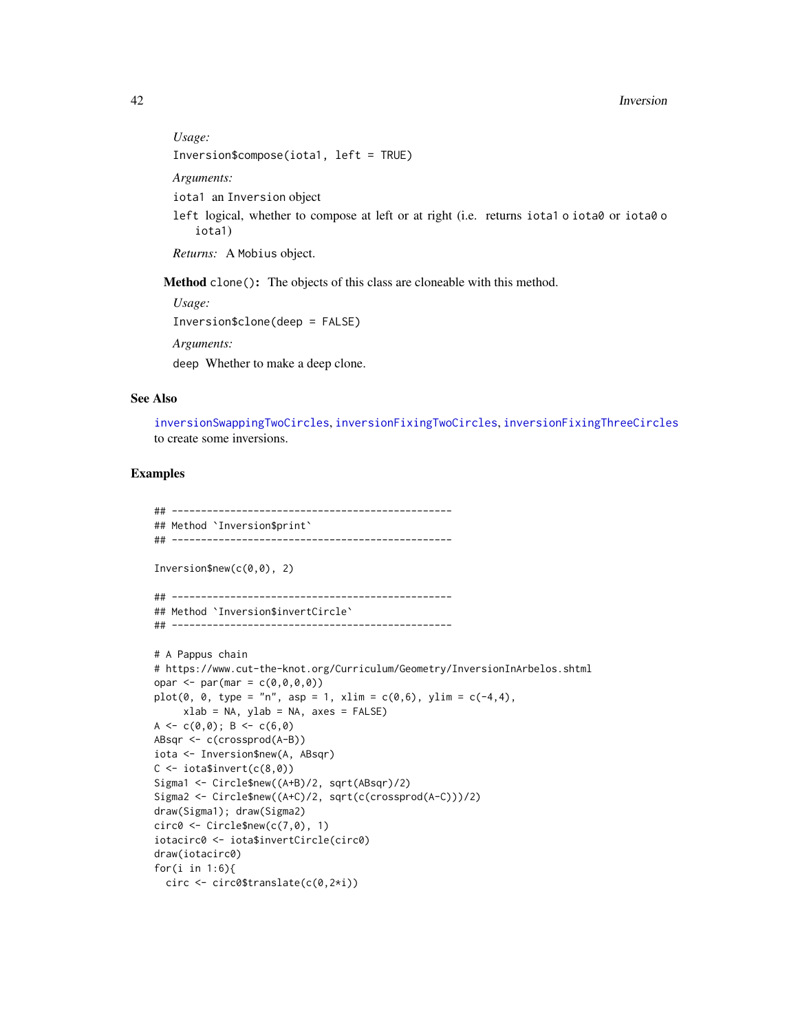*Usage:*

```
Inversion$compose(iota1, left = TRUE)
```

*Arguments:*

`iota1` an `Inversion` object

`left` logical, whether to compose at left or at right (i.e. returns `iota1` o `iota0` or `iota0` o `iota1`)

*Returns:* A `Mobius` object.

**Method** `clone()`**:** The objects of this class are cloneable with this method.

*Usage:*

```
Inversion$clone(deep = FALSE)
```

*Arguments:*

`deep` Whether to make a deep clone.

## See Also

`inversionSwappingTwoCircles`, `inversionFixingTwoCircles`, `inversionFixingThreeCircles` to create some inversions.

## Examples

```
## ------------------------------------------------
## Method `Inversion$print`
## ------------------------------------------------

Inversion$new(c(0,0), 2)

## ------------------------------------------------
## Method `Inversion$invertCircle`
## ------------------------------------------------

# A Pappus chain
# https://www.cut-the-knot.org/Curriculum/Geometry/InversionInArbelos.shtml
opar <- par(mar = c(0,0,0,0))
plot(0, 0, type = "n", asp = 1, xlim = c(0,6), ylim = c(-4,4),
     xlab = NA, ylab = NA, axes = FALSE)
A <- c(0,0); B <- c(6,0)
ABsqr <- c(crossprod(A-B))
iota <- Inversion$new(A, ABsqr)
C <- iota$invert(c(8,0))
Sigma1 <- Circle$new((A+B)/2, sqrt(ABsqr)/2)
Sigma2 <- Circle$new((A+C)/2, sqrt(c(crossprod(A-C)))/2)
draw(Sigma1); draw(Sigma2)
circ0 <- Circle$new(c(7,0), 1)
iotacirc0 <- iota$invertCircle(circ0)
draw(iotacirc0)
for(i in 1:6){
  circ <- circ0$translate(c(0,2*i))
```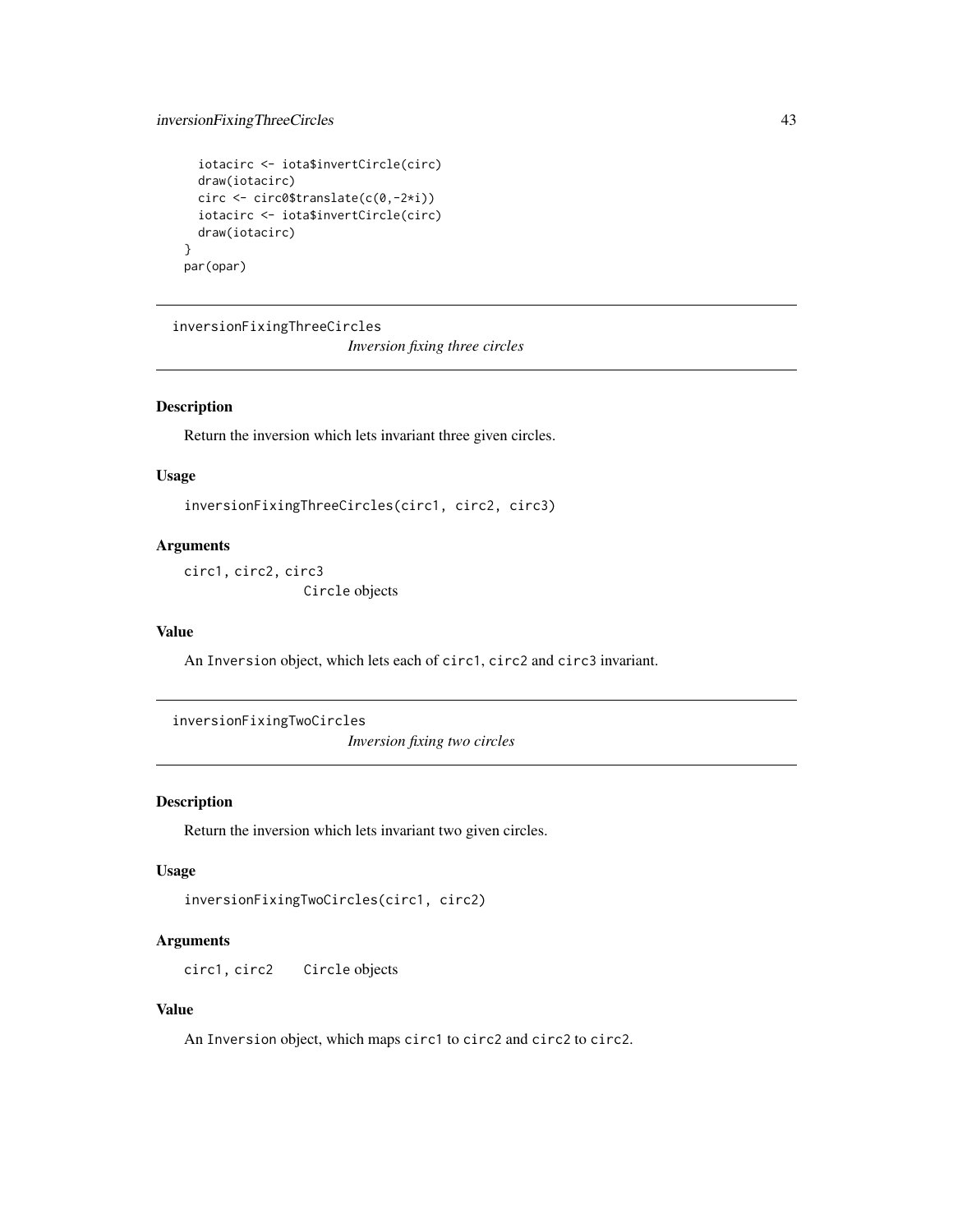```
  iotacirc <- iota$invertCircle(circ)
  draw(iotacirc)
  circ <- circ0$translate(c(0,-2*i))
  iotacirc <- iota$invertCircle(circ)
  draw(iotacirc)
}
par(opar)
```

---

## inversionFixingThreeCircles

*Inversion fixing three circles*

### Description

Return the inversion which lets invariant three given circles.

### Usage

```
inversionFixingThreeCircles(circ1, circ2, circ3)
```

### Arguments

circ1, circ2, circ3
: Circle objects

### Value

An Inversion object, which lets each of circ1, circ2 and circ3 invariant.

---

## inversionFixingTwoCircles

*Inversion fixing two circles*

### Description

Return the inversion which lets invariant two given circles.

### Usage

```
inversionFixingTwoCircles(circ1, circ2)
```

### Arguments

circ1, circ2 &nbsp;&nbsp; Circle objects

### Value

An Inversion object, which maps circ1 to circ2 and circ2 to circ2.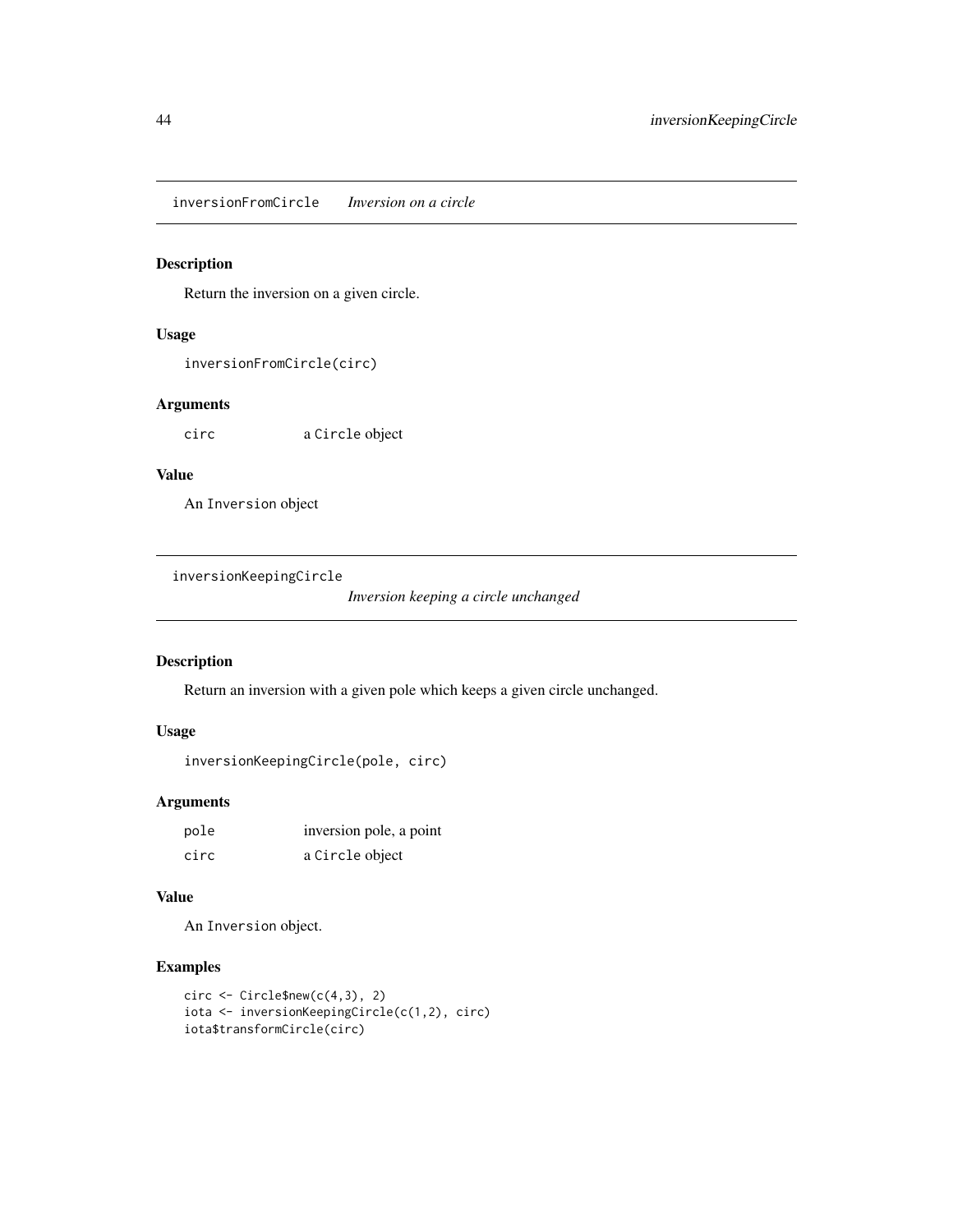## inversionFromCircle *Inversion on a circle*

### Description

Return the inversion on a given circle.

### Usage

```
inversionFromCircle(circ)
```

### Arguments

| | |
|---|---|
| circ | a Circle object |

### Value

An Inversion object

## inversionKeepingCircle *Inversion keeping a circle unchanged*

### Description

Return an inversion with a given pole which keeps a given circle unchanged.

### Usage

```
inversionKeepingCircle(pole, circ)
```

### Arguments

| | |
|---|---|
| pole | inversion pole, a point |
| circ | a Circle object |

### Value

An Inversion object.

### Examples

```
circ <- Circle$new(c(4,3), 2)
iota <- inversionKeepingCircle(c(1,2), circ)
iota$transformCircle(circ)
```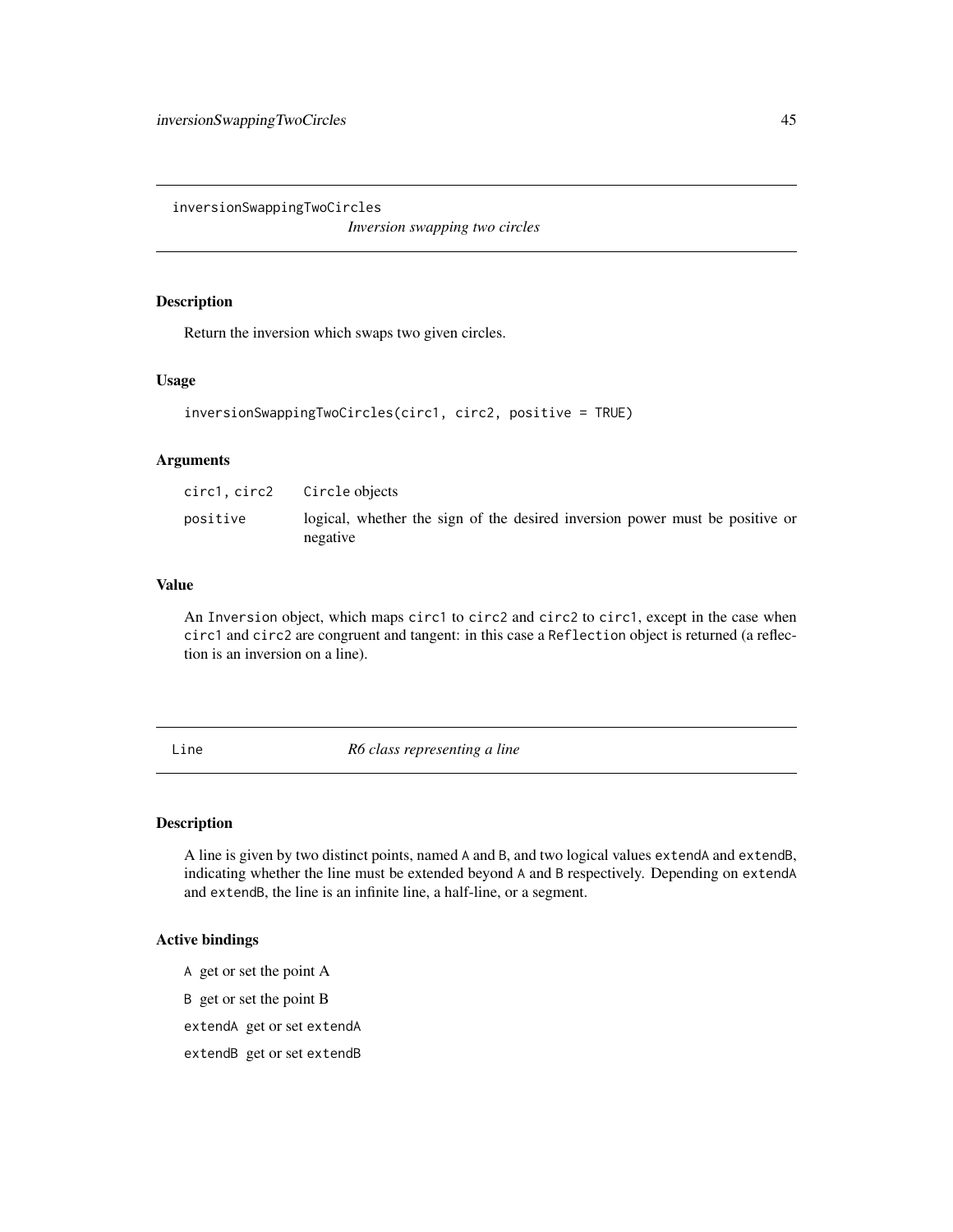## inversionSwappingTwoCircles

*Inversion swapping two circles*

### Description

Return the inversion which swaps two given circles.

### Usage

```
inversionSwappingTwoCircles(circ1, circ2, positive = TRUE)
```

### Arguments

| | |
|---|---|
| `circ1, circ2` | `Circle` objects |
| `positive` | logical, whether the sign of the desired inversion power must be positive or negative |

### Value

An `Inversion` object, which maps `circ1` to `circ2` and `circ2` to `circ1`, except in the case when `circ1` and `circ2` are congruent and tangent: in this case a `Reflection` object is returned (a reflection is an inversion on a line).

## Line

*R6 class representing a line*

### Description

A line is given by two distinct points, named `A` and `B`, and two logical values `extendA` and `extendB`, indicating whether the line must be extended beyond `A` and `B` respectively. Depending on `extendA` and `extendB`, the line is an infinite line, a half-line, or a segment.

### Active bindings

`A` get or set the point A

`B` get or set the point B

`extendA` get or set `extendA`

`extendB` get or set `extendB`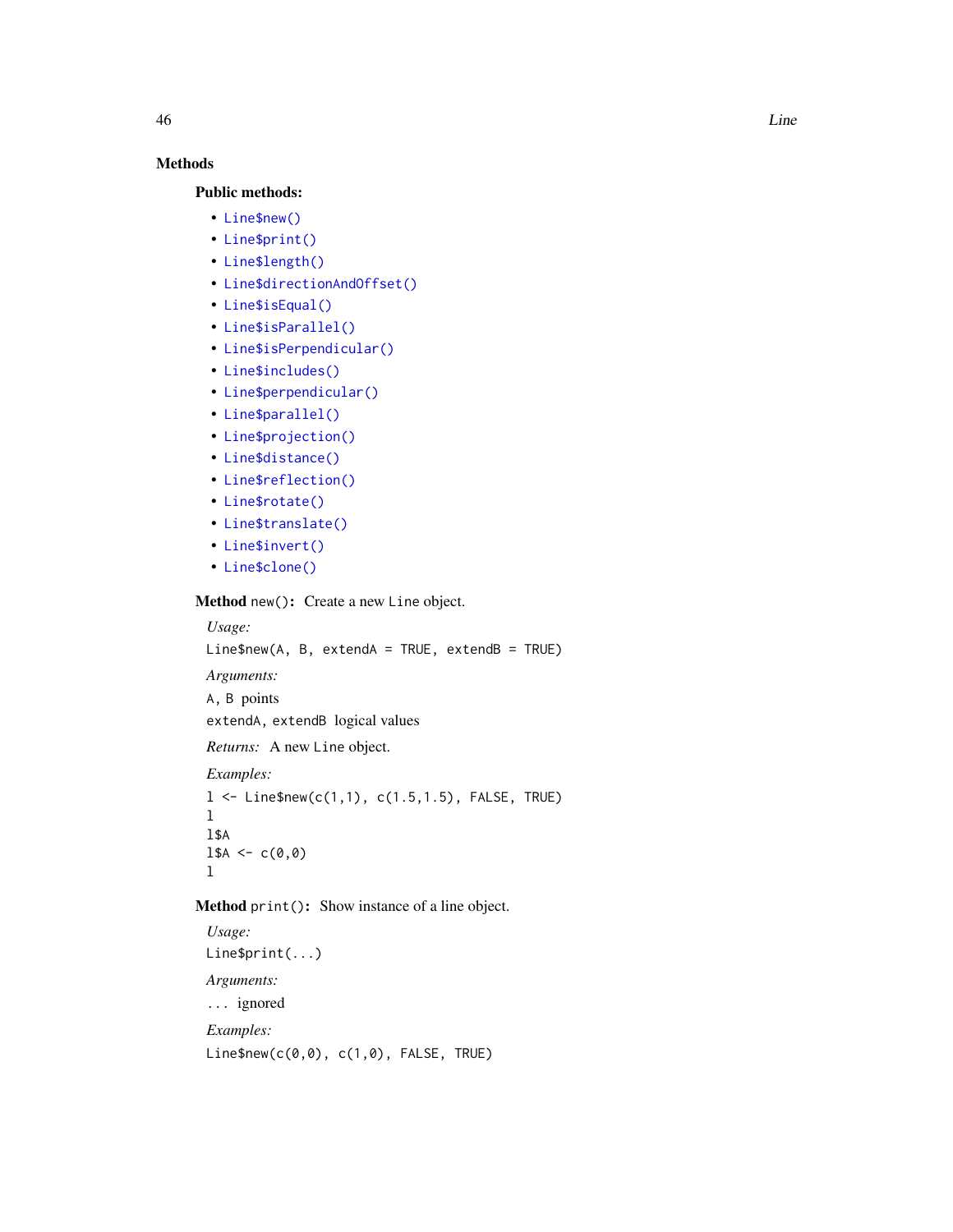## Methods

### Public methods:

- `Line$new()`
- `Line$print()`
- `Line$length()`
- `Line$directionAndOffset()`
- `Line$isEqual()`
- `Line$isParallel()`
- `Line$isPerpendicular()`
- `Line$includes()`
- `Line$perpendicular()`
- `Line$parallel()`
- `Line$projection()`
- `Line$distance()`
- `Line$reflection()`
- `Line$rotate()`
- `Line$translate()`
- `Line$invert()`
- `Line$clone()`

**Method** `new()`**:** Create a new `Line` object.

*Usage:*

```
Line$new(A, B, extendA = TRUE, extendB = TRUE)
```

*Arguments:*

`A, B` points

`extendA, extendB` logical values

*Returns:* A new `Line` object.

*Examples:*

```
l <- Line$new(c(1,1), c(1.5,1.5), FALSE, TRUE)
l
l$A
l$A <- c(0,0)
l
```

**Method** `print()`**:** Show instance of a line object.

*Usage:*

```
Line$print(...)
```

*Arguments:*

`...` ignored

*Examples:*

```
Line$new(c(0,0), c(1,0), FALSE, TRUE)
```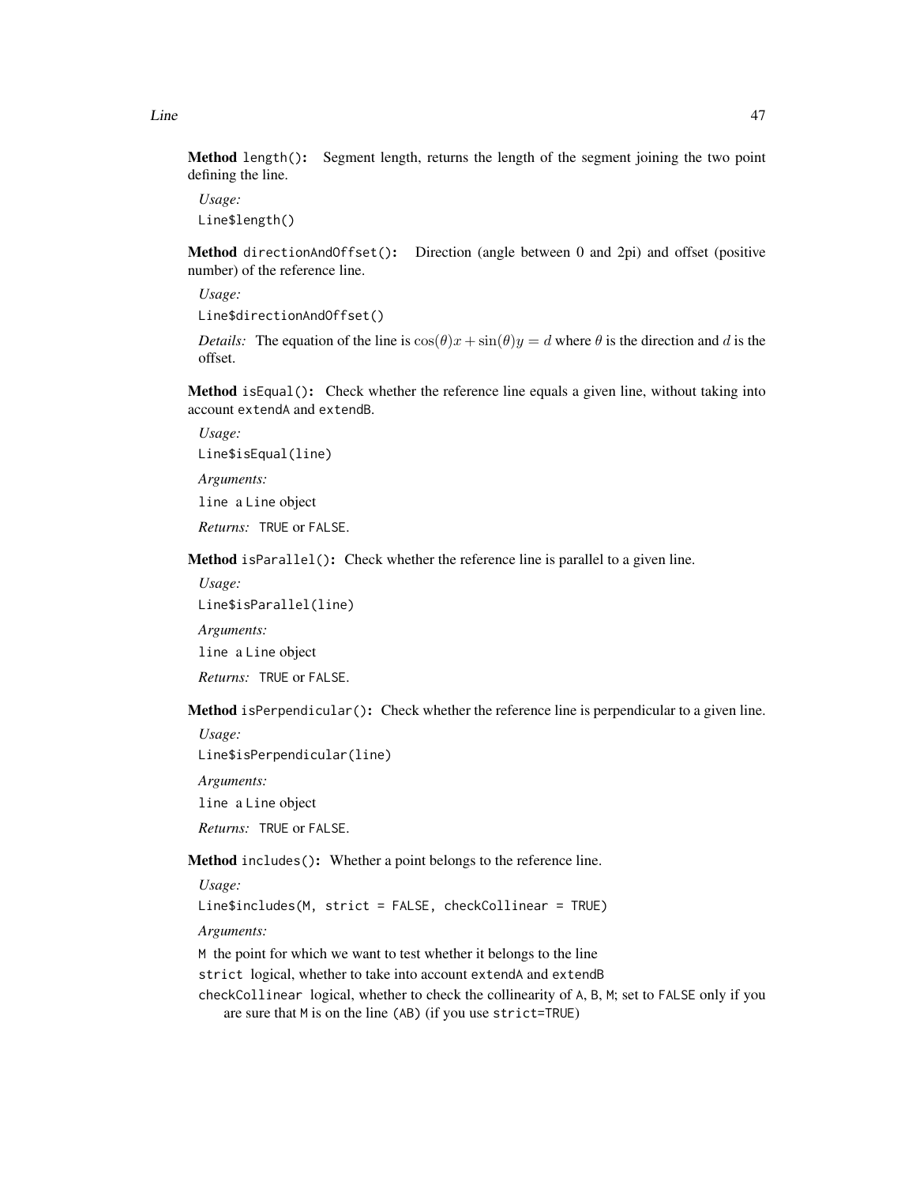**Method** `length()`**:** Segment length, returns the length of the segment joining the two point defining the line.

*Usage:*

```
Line$length()
```

**Method** `directionAndOffset()`**:** Direction (angle between 0 and 2pi) and offset (positive number) of the reference line.

*Usage:*

```
Line$directionAndOffset()
```

*Details:* The equation of the line is $\cos(\theta)x + \sin(\theta)y = d$ where $\theta$ is the direction and $d$ is the offset.

**Method** `isEqual()`**:** Check whether the reference line equals a given line, without taking into account `extendA` and `extendB`.

*Usage:*

```
Line$isEqual(line)
```

*Arguments:*

`line` a `Line` object

*Returns:* `TRUE` or `FALSE`.

**Method** `isParallel()`**:** Check whether the reference line is parallel to a given line.

*Usage:*

```
Line$isParallel(line)
```

*Arguments:*

`line` a `Line` object

*Returns:* `TRUE` or `FALSE`.

**Method** `isPerpendicular()`**:** Check whether the reference line is perpendicular to a given line.

*Usage:*

```
Line$isPerpendicular(line)
```

*Arguments:*

`line` a `Line` object

*Returns:* `TRUE` or `FALSE`.

**Method** `includes()`**:** Whether a point belongs to the reference line.

*Usage:*

```
Line$includes(M, strict = FALSE, checkCollinear = TRUE)
```

*Arguments:*

`M` the point for which we want to test whether it belongs to the line

`strict` logical, whether to take into account `extendA` and `extendB`

`checkCollinear` logical, whether to check the collinearity of `A`, `B`, `M`; set to `FALSE` only if you are sure that `M` is on the line `(AB)` (if you use `strict=TRUE`)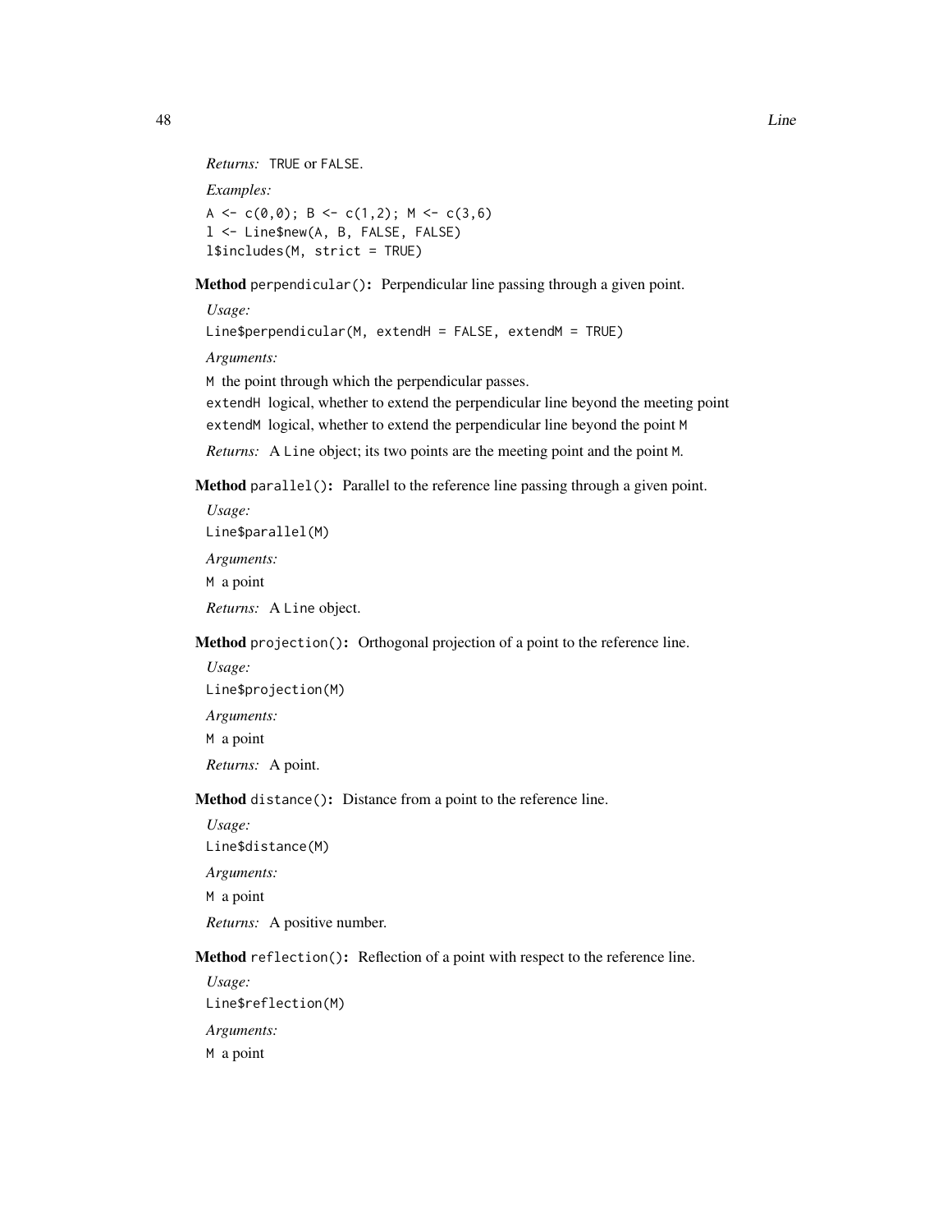*Returns:* TRUE or FALSE.

*Examples:*

```
A <- c(0,0); B <- c(1,2); M <- c(3,6)
l <- Line$new(A, B, FALSE, FALSE)
l$includes(M, strict = TRUE)
```

**Method** `perpendicular()`**:** Perpendicular line passing through a given point.

*Usage:*

```
Line$perpendicular(M, extendH = FALSE, extendM = TRUE)
```

*Arguments:*

`M` the point through which the perpendicular passes.

`extendH` logical, whether to extend the perpendicular line beyond the meeting point

`extendM` logical, whether to extend the perpendicular line beyond the point `M`

*Returns:* A `Line` object; its two points are the meeting point and the point `M`.

**Method** `parallel()`**:** Parallel to the reference line passing through a given point.

*Usage:*

```
Line$parallel(M)
```

*Arguments:*

`M` a point

*Returns:* A `Line` object.

**Method** `projection()`**:** Orthogonal projection of a point to the reference line.

*Usage:*

```
Line$projection(M)
```

*Arguments:*

`M` a point

*Returns:* A point.

**Method** `distance()`**:** Distance from a point to the reference line.

*Usage:*

```
Line$distance(M)
```

*Arguments:*

`M` a point

*Returns:* A positive number.

**Method** `reflection()`**:** Reflection of a point with respect to the reference line.

*Usage:*

```
Line$reflection(M)
```

*Arguments:*

`M` a point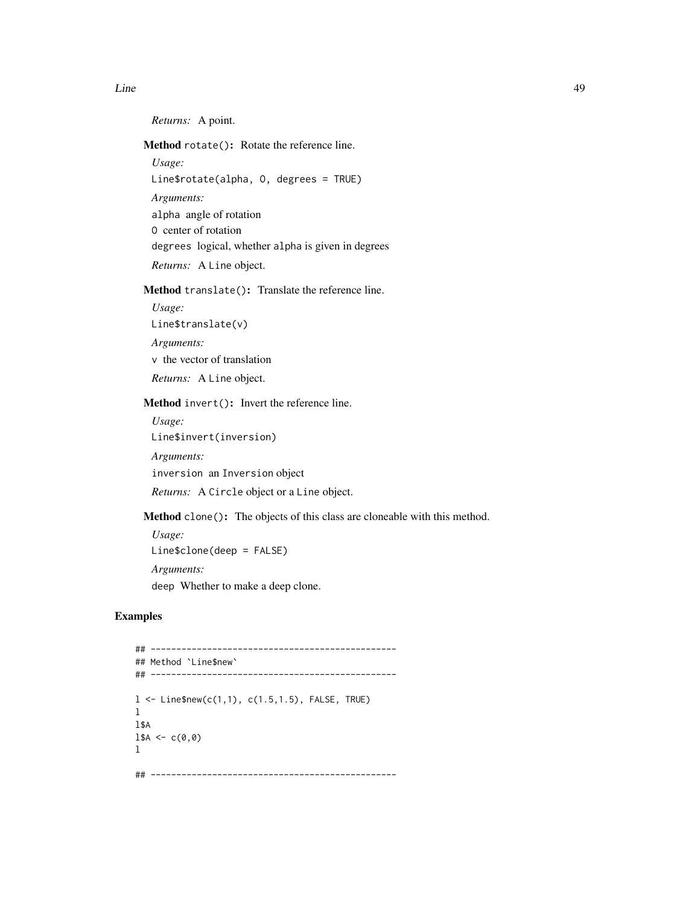*Returns:* A point.

**Method** `rotate()`**:** Rotate the reference line.

*Usage:*

```
Line$rotate(alpha, O, degrees = TRUE)
```

*Arguments:*

`alpha` angle of rotation

`O` center of rotation

`degrees` logical, whether `alpha` is given in degrees

*Returns:* A `Line` object.

**Method** `translate()`**:** Translate the reference line.

*Usage:*

```
Line$translate(v)
```

*Arguments:*

`v` the vector of translation

*Returns:* A `Line` object.

**Method** `invert()`**:** Invert the reference line.

*Usage:*

```
Line$invert(inversion)
```

*Arguments:*

`inversion` an `Inversion` object

*Returns:* A `Circle` object or a `Line` object.

**Method** `clone()`**:** The objects of this class are cloneable with this method.

*Usage:*

```
Line$clone(deep = FALSE)
```

*Arguments:*

`deep` Whether to make a deep clone.

## Examples

```
## ------------------------------------------------
## Method `Line$new`
## ------------------------------------------------

l <- Line$new(c(1,1), c(1.5,1.5), FALSE, TRUE)
l
l$A
l$A <- c(0,0)
l

## ------------------------------------------------
```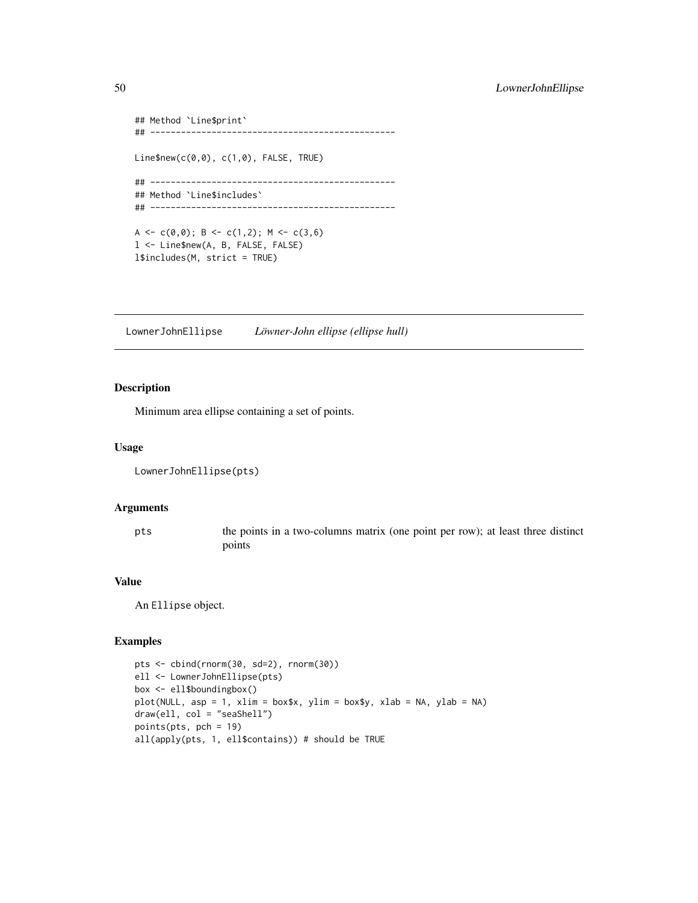```
## Method `Line$print`
## ------------------------------------------------

Line$new(c(0,0), c(1,0), FALSE, TRUE)

## ------------------------------------------------
## Method `Line$includes`
## ------------------------------------------------

A <- c(0,0); B <- c(1,2); M <- c(3,6)
l <- Line$new(A, B, FALSE, FALSE)
l$includes(M, strict = TRUE)
```

---

LownerJohnEllipse    *Löwner-John ellipse (ellipse hull)*

---

## Description

Minimum area ellipse containing a set of points.

## Usage

```
LownerJohnEllipse(pts)
```

## Arguments

| | |
|---|---|
| pts | the points in a two-columns matrix (one point per row); at least three distinct points |

## Value

An `Ellipse` object.

## Examples

```
pts <- cbind(rnorm(30, sd=2), rnorm(30))
ell <- LownerJohnEllipse(pts)
box <- ell$boundingbox()
plot(NULL, asp = 1, xlim = box$x, ylim = box$y, xlab = NA, ylab = NA)
draw(ell, col = "seaShell")
points(pts, pch = 19)
all(apply(pts, 1, ell$contains)) # should be TRUE
```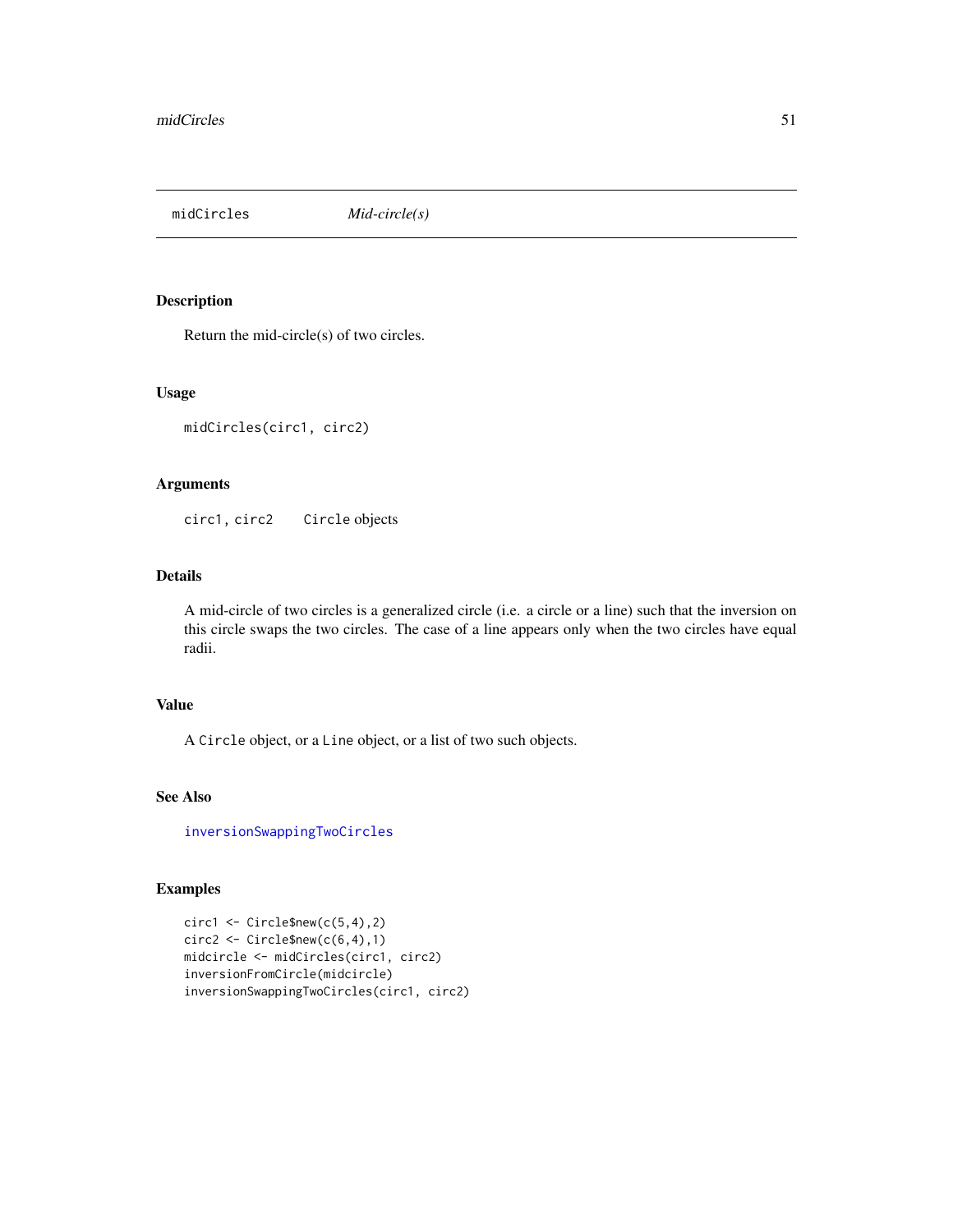## midCircles — *Mid-circle(s)*

### Description

Return the mid-circle(s) of two circles.

### Usage

```
midCircles(circ1, circ2)
```

### Arguments

| | |
|---|---|
| `circ1, circ2` | `Circle` objects |

### Details

A mid-circle of two circles is a generalized circle (i.e. a circle or a line) such that the inversion on this circle swaps the two circles. The case of a line appears only when the two circles have equal radii.

### Value

A `Circle` object, or a `Line` object, or a list of two such objects.

### See Also

`inversionSwappingTwoCircles`

### Examples

```
circ1 <- Circle$new(c(5,4),2)
circ2 <- Circle$new(c(6,4),1)
midcircle <- midCircles(circ1, circ2)
inversionFromCircle(midcircle)
inversionSwappingTwoCircles(circ1, circ2)
```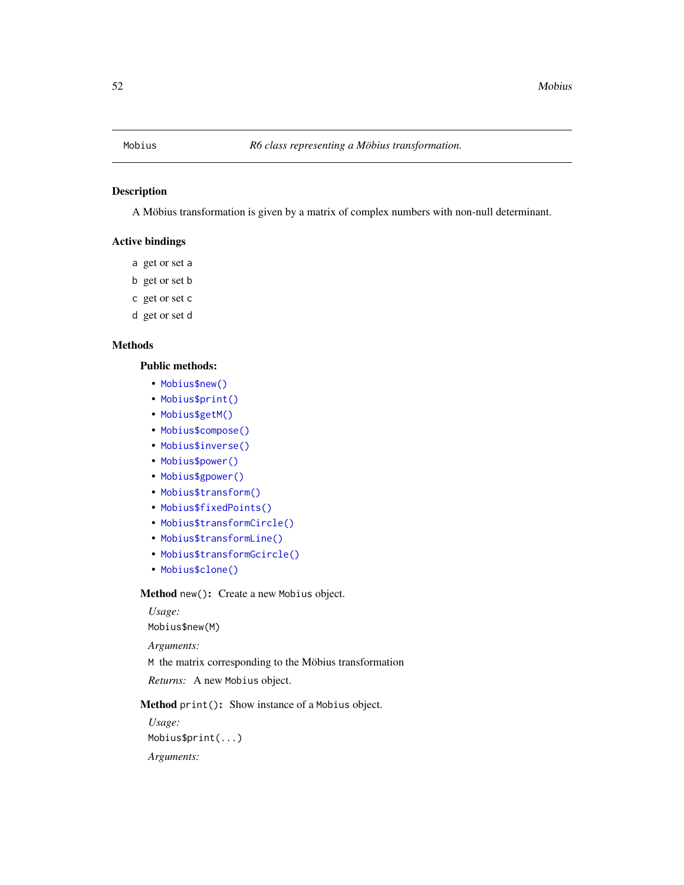# Mobius — *R6 class representing a Möbius transformation.*

## Description

A Möbius transformation is given by a matrix of complex numbers with non-null determinant.

## Active bindings

- `a` get or set `a`
- `b` get or set `b`
- `c` get or set `c`
- `d` get or set `d`

## Methods

### Public methods:

- `Mobius$new()`
- `Mobius$print()`
- `Mobius$getM()`
- `Mobius$compose()`
- `Mobius$inverse()`
- `Mobius$power()`
- `Mobius$gpower()`
- `Mobius$transform()`
- `Mobius$fixedPoints()`
- `Mobius$transformCircle()`
- `Mobius$transformLine()`
- `Mobius$transformGcircle()`
- `Mobius$clone()`

**Method** `new()`**:** Create a new `Mobius` object.

*Usage:*

```
Mobius$new(M)
```

*Arguments:*

`M` the matrix corresponding to the Möbius transformation

*Returns:* A new `Mobius` object.

**Method** `print()`**:** Show instance of a `Mobius` object.

*Usage:*

```
Mobius$print(...)
```

*Arguments:*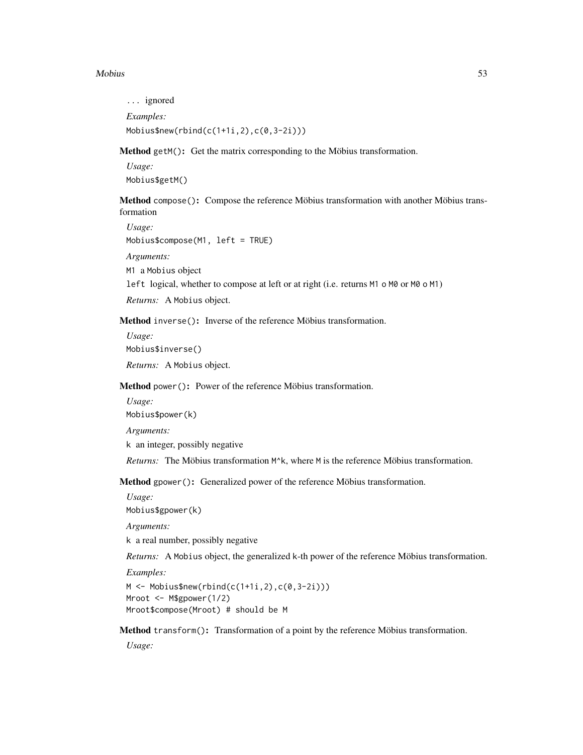... ignored

*Examples:*

```
Mobius$new(rbind(c(1+1i,2),c(0,3-2i)))
```

**Method** `getM()`**:** Get the matrix corresponding to the Möbius transformation.

*Usage:*

```
Mobius$getM()
```

**Method** `compose()`**:** Compose the reference Möbius transformation with another Möbius transformation

*Usage:*

```
Mobius$compose(M1, left = TRUE)
```

*Arguments:*

`M1` a `Mobius` object

`left` logical, whether to compose at left or at right (i.e. returns `M1 o M0` or `M0 o M1`)

*Returns:* A `Mobius` object.

**Method** `inverse()`**:** Inverse of the reference Möbius transformation.

*Usage:*

```
Mobius$inverse()
```

*Returns:* A `Mobius` object.

**Method** `power()`**:** Power of the reference Möbius transformation.

*Usage:*

```
Mobius$power(k)
```

*Arguments:*

`k` an integer, possibly negative

*Returns:* The Möbius transformation `M^k`, where `M` is the reference Möbius transformation.

**Method** `gpower()`**:** Generalized power of the reference Möbius transformation.

*Usage:*

```
Mobius$gpower(k)
```

*Arguments:*

`k` a real number, possibly negative

*Returns:* A `Mobius` object, the generalized `k`-th power of the reference Möbius transformation.

*Examples:*

```
M <- Mobius$new(rbind(c(1+1i,2),c(0,3-2i)))
Mroot <- M$gpower(1/2)
Mroot$compose(Mroot) # should be M
```

**Method** `transform()`**:** Transformation of a point by the reference Möbius transformation.

*Usage:*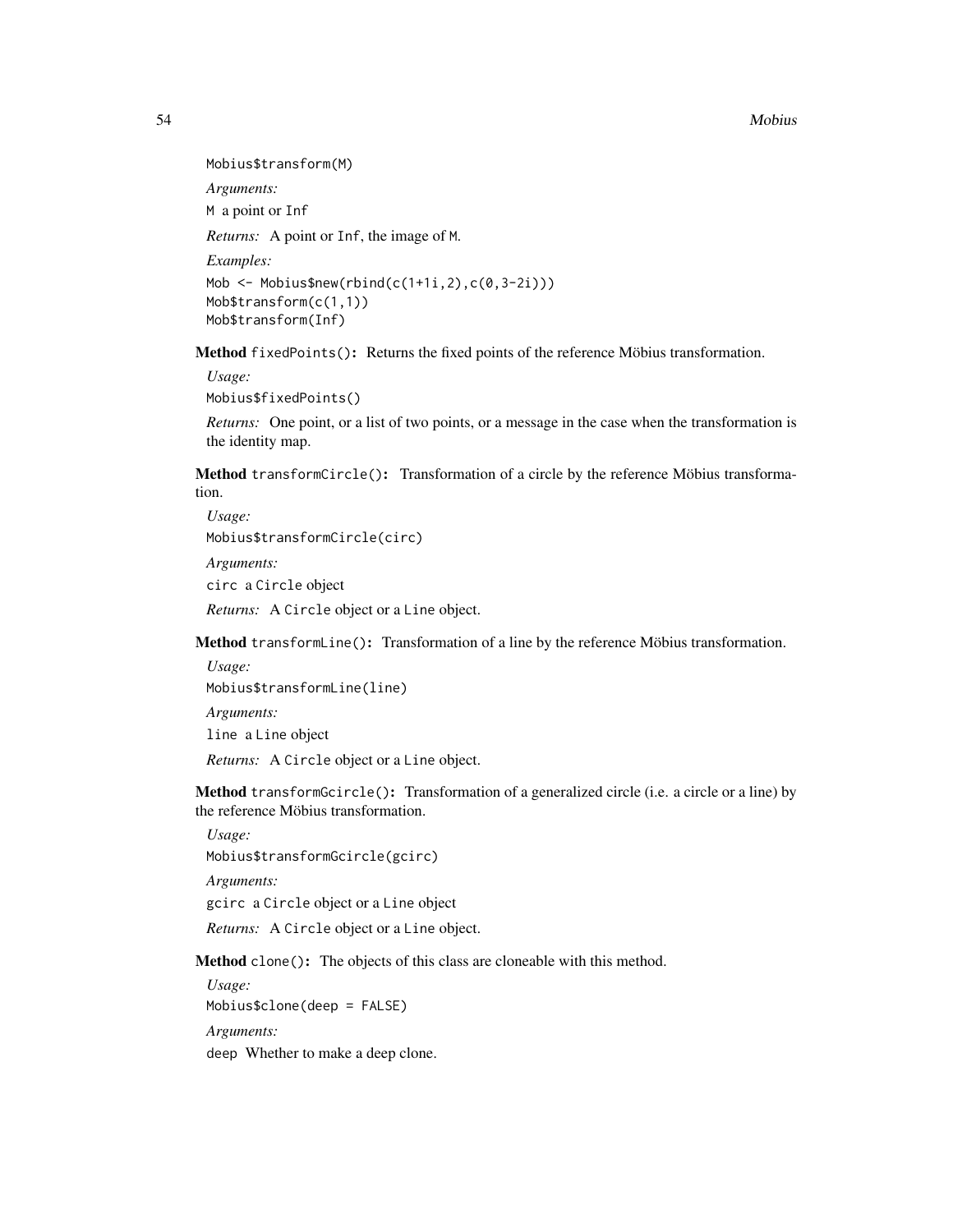```
Mobius$transform(M)
```

*Arguments:*

`M` a point or `Inf`

*Returns:* A point or `Inf`, the image of `M`.

*Examples:*

```
Mob <- Mobius$new(rbind(c(1+1i,2),c(0,3-2i)))
Mob$transform(c(1,1))
Mob$transform(Inf)
```

**Method** `fixedPoints()`**:** Returns the fixed points of the reference Möbius transformation.

*Usage:*

```
Mobius$fixedPoints()
```

*Returns:* One point, or a list of two points, or a message in the case when the transformation is the identity map.

**Method** `transformCircle()`**:** Transformation of a circle by the reference Möbius transformation.

*Usage:*

```
Mobius$transformCircle(circ)
```

*Arguments:*

`circ` a `Circle` object

*Returns:* A `Circle` object or a `Line` object.

**Method** `transformLine()`**:** Transformation of a line by the reference Möbius transformation.

*Usage:*

```
Mobius$transformLine(line)
```

*Arguments:*

`line` a `Line` object

*Returns:* A `Circle` object or a `Line` object.

**Method** `transformGcircle()`**:** Transformation of a generalized circle (i.e. a circle or a line) by the reference Möbius transformation.

*Usage:*

```
Mobius$transformGcircle(gcirc)
```

*Arguments:*

`gcirc` a `Circle` object or a `Line` object

*Returns:* A `Circle` object or a `Line` object.

**Method** `clone()`**:** The objects of this class are cloneable with this method.

*Usage:*

```
Mobius$clone(deep = FALSE)
```

*Arguments:*

`deep` Whether to make a deep clone.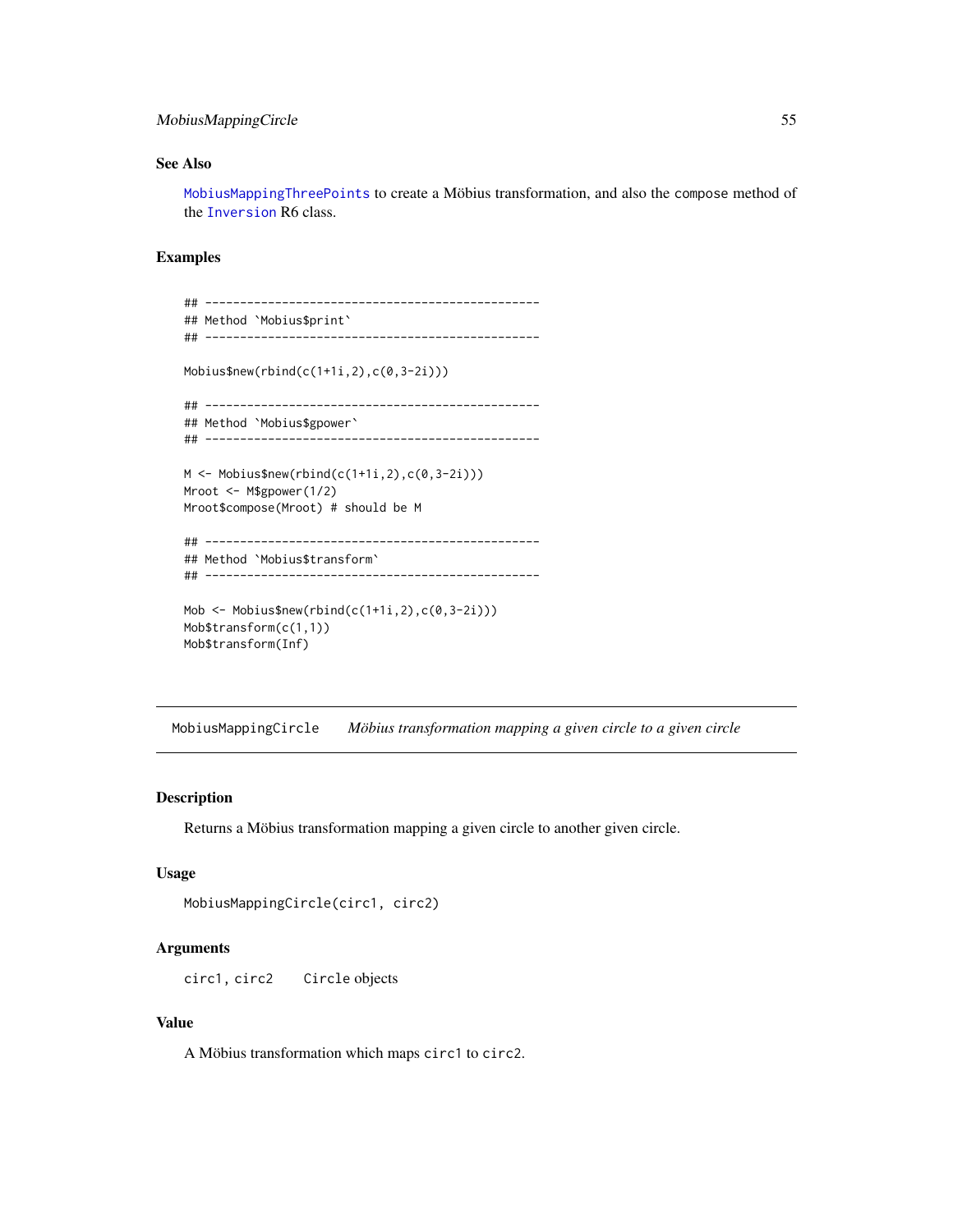### See Also

`MobiusMappingThreePoints` to create a Möbius transformation, and also the `compose` method of the `Inversion` R6 class.

### Examples

```
## ------------------------------------------------
## Method `Mobius$print`
## ------------------------------------------------

Mobius$new(rbind(c(1+1i,2),c(0,3-2i)))

## ------------------------------------------------
## Method `Mobius$gpower`
## ------------------------------------------------

M <- Mobius$new(rbind(c(1+1i,2),c(0,3-2i)))
Mroot <- M$gpower(1/2)
Mroot$compose(Mroot) # should be M

## ------------------------------------------------
## Method `Mobius$transform`
## ------------------------------------------------

Mob <- Mobius$new(rbind(c(1+1i,2),c(0,3-2i)))
Mob$transform(c(1,1))
Mob$transform(Inf)
```

---

## MobiusMappingCircle    *Möbius transformation mapping a given circle to a given circle*

---

### Description

Returns a Möbius transformation mapping a given circle to another given circle.

### Usage

```
MobiusMappingCircle(circ1, circ2)
```

### Arguments

| | |
|---|---|
| `circ1, circ2` | `Circle` objects |

### Value

A Möbius transformation which maps `circ1` to `circ2`.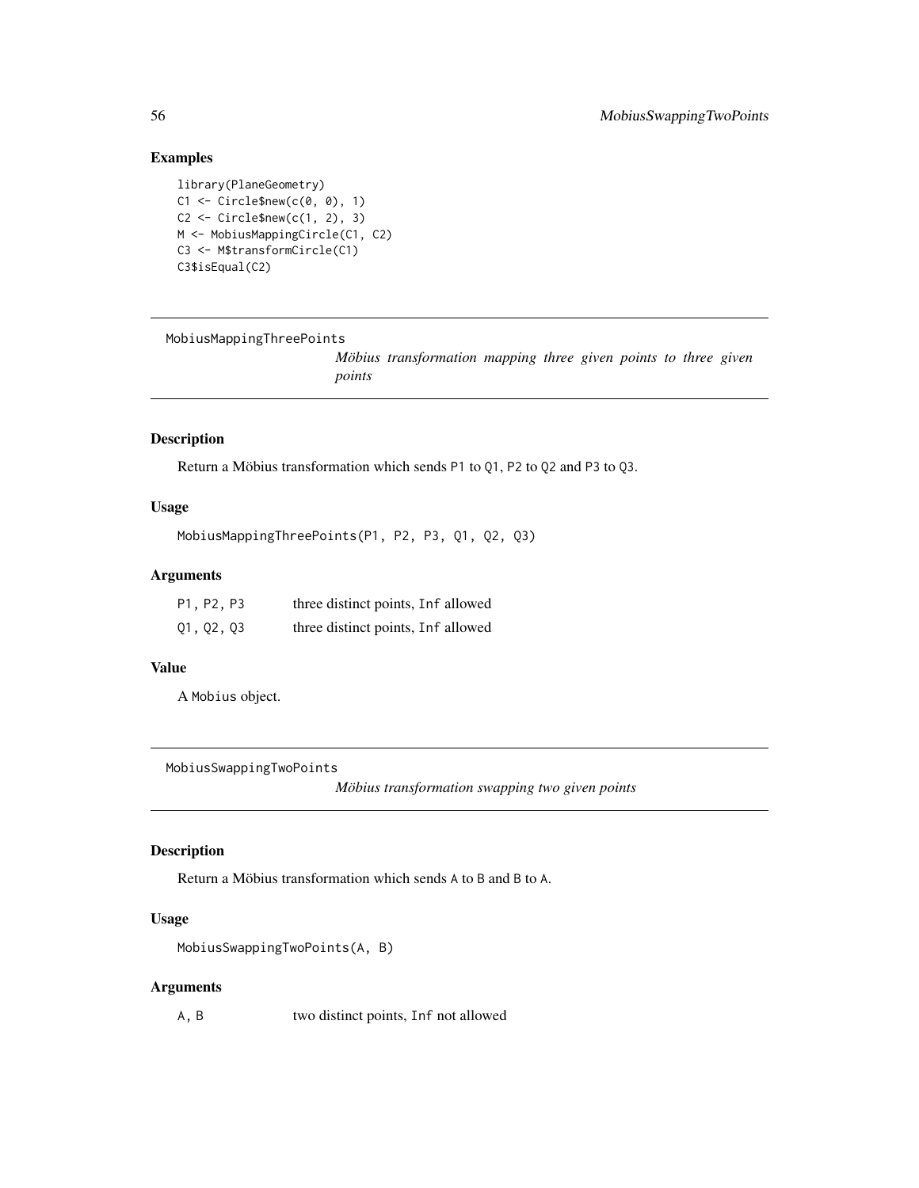## Examples

```
library(PlaneGeometry)
C1 <- Circle$new(c(0, 0), 1)
C2 <- Circle$new(c(1, 2), 3)
M <- MobiusMappingCircle(C1, C2)
C3 <- M$transformCircle(C1)
C3$isEqual(C2)
```

---

`MobiusMappingThreePoints` *Möbius transformation mapping three given points to three given points*

---

## Description

Return a Möbius transformation which sends `P1` to `Q1`, `P2` to `Q2` and `P3` to `Q3`.

## Usage

```
MobiusMappingThreePoints(P1, P2, P3, Q1, Q2, Q3)
```

## Arguments

| | |
|---|---|
| `P1, P2, P3` | three distinct points, `Inf` allowed |
| `Q1, Q2, Q3` | three distinct points, `Inf` allowed |

## Value

A `Mobius` object.

---

`MobiusSwappingTwoPoints` *Möbius transformation swapping two given points*

---

## Description

Return a Möbius transformation which sends `A` to `B` and `B` to `A`.

## Usage

```
MobiusSwappingTwoPoints(A, B)
```

## Arguments

| | |
|---|---|
| `A, B` | two distinct points, `Inf` not allowed |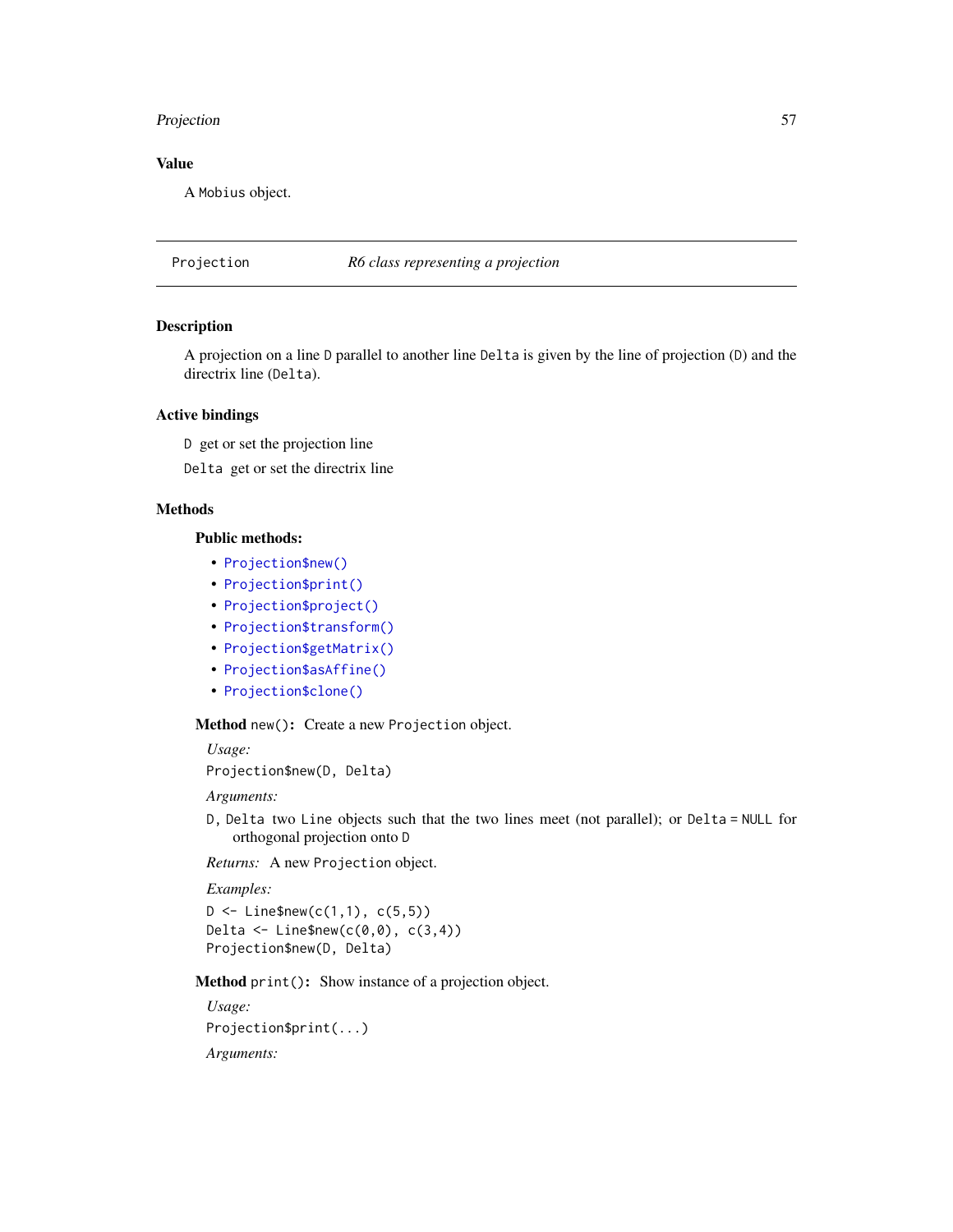### Value

A `Mobius` object.

---

## Projection — *R6 class representing a projection*

---

### Description

A projection on a line `D` parallel to another line `Delta` is given by the line of projection (`D`) and the directrix line (`Delta`).

### Active bindings

`D` get or set the projection line

`Delta` get or set the directrix line

### Methods

#### Public methods:

- `Projection$new()`
- `Projection$print()`
- `Projection$project()`
- `Projection$transform()`
- `Projection$getMatrix()`
- `Projection$asAffine()`
- `Projection$clone()`

**Method** `new()`**:** Create a new `Projection` object.

*Usage:*

```
Projection$new(D, Delta)
```

*Arguments:*

`D, Delta` two `Line` objects such that the two lines meet (not parallel); or `Delta = NULL` for orthogonal projection onto `D`

*Returns:* A new `Projection` object.

*Examples:*

```
D <- Line$new(c(1,1), c(5,5))
Delta <- Line$new(c(0,0), c(3,4))
Projection$new(D, Delta)
```

**Method** `print()`**:** Show instance of a projection object.

*Usage:*

```
Projection$print(...)
```

*Arguments:*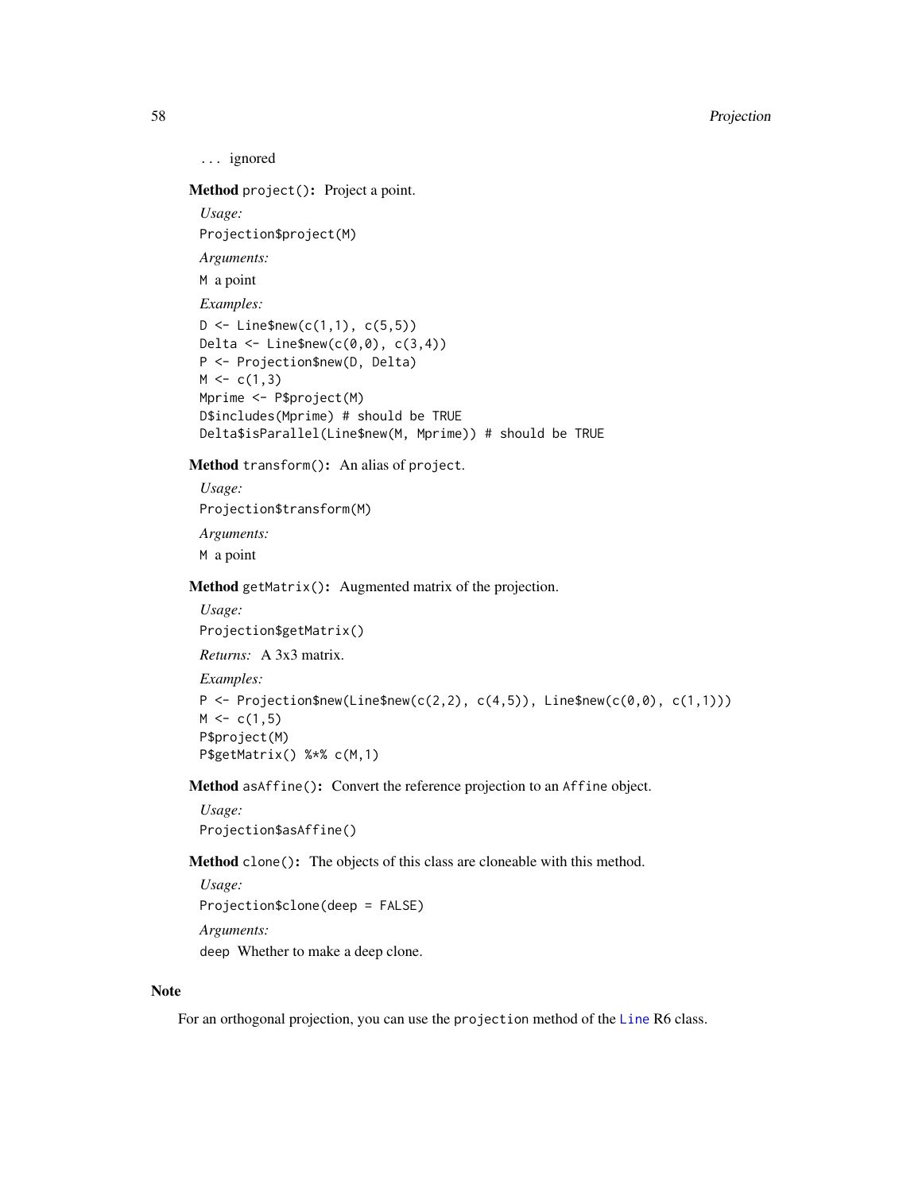`...` ignored

**Method** `project()`**:** Project a point.

*Usage:*

```
Projection$project(M)
```

*Arguments:*

`M` a point

*Examples:*

```
D <- Line$new(c(1,1), c(5,5))
Delta <- Line$new(c(0,0), c(3,4))
P <- Projection$new(D, Delta)
M <- c(1,3)
Mprime <- P$project(M)
D$includes(Mprime) # should be TRUE
Delta$isParallel(Line$new(M, Mprime)) # should be TRUE
```

**Method** `transform()`**:** An alias of `project`.

*Usage:*

```
Projection$transform(M)
```

*Arguments:*

`M` a point

**Method** `getMatrix()`**:** Augmented matrix of the projection.

*Usage:*

```
Projection$getMatrix()
```

*Returns:* A 3x3 matrix.

*Examples:*

```
P <- Projection$new(Line$new(c(2,2), c(4,5)), Line$new(c(0,0), c(1,1)))
M <- c(1,5)
P$project(M)
P$getMatrix() %*% c(M,1)
```

**Method** `asAffine()`**:** Convert the reference projection to an `Affine` object.

*Usage:*

```
Projection$asAffine()
```

**Method** `clone()`**:** The objects of this class are cloneable with this method.

*Usage:*

```
Projection$clone(deep = FALSE)
```

*Arguments:*

`deep` Whether to make a deep clone.

## Note

For an orthogonal projection, you can use the `projection` method of the `Line` R6 class.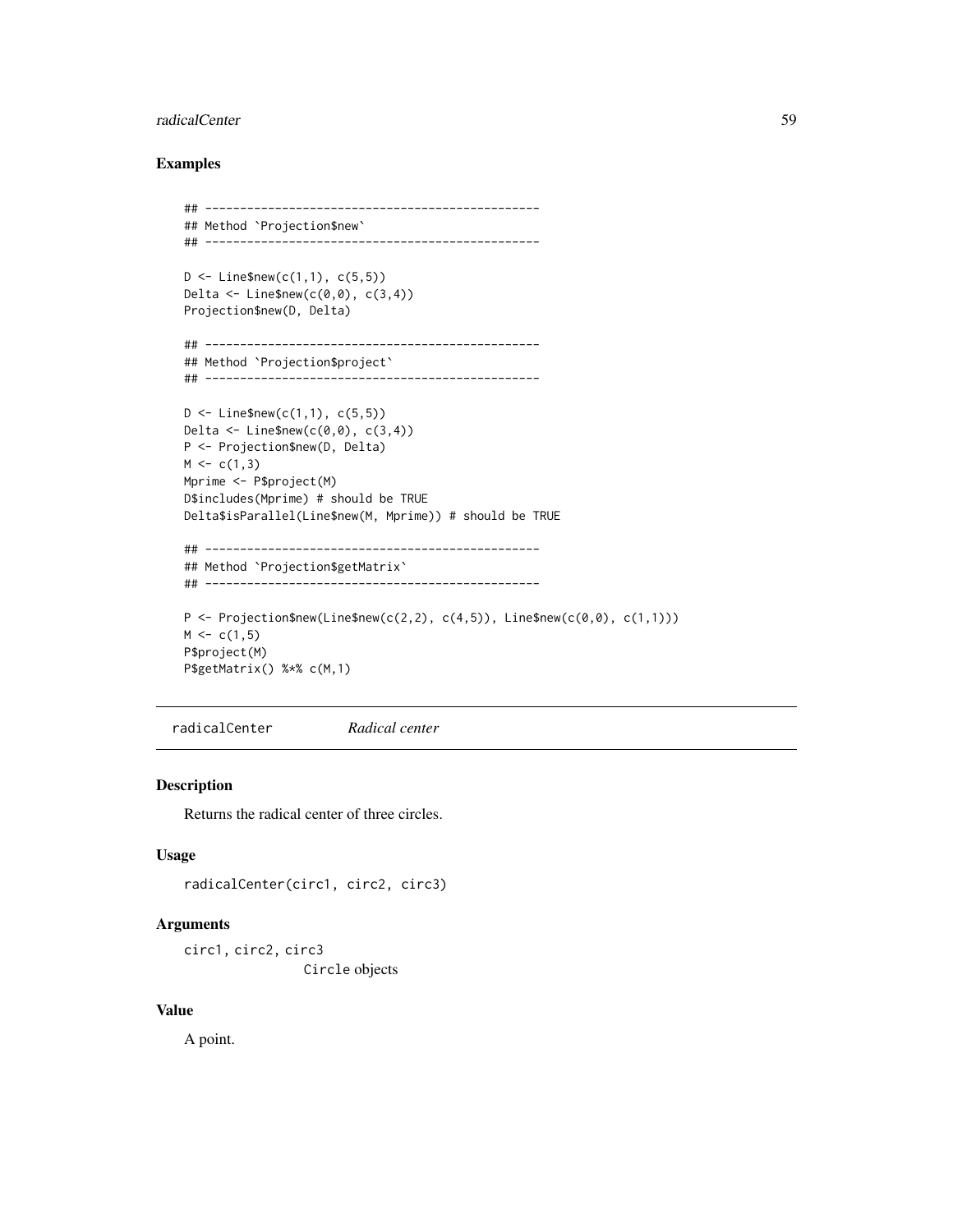## Examples

```
## ------------------------------------------------
## Method `Projection$new`
## ------------------------------------------------

D <- Line$new(c(1,1), c(5,5))
Delta <- Line$new(c(0,0), c(3,4))
Projection$new(D, Delta)

## ------------------------------------------------
## Method `Projection$project`
## ------------------------------------------------

D <- Line$new(c(1,1), c(5,5))
Delta <- Line$new(c(0,0), c(3,4))
P <- Projection$new(D, Delta)
M <- c(1,3)
Mprime <- P$project(M)
D$includes(Mprime) # should be TRUE
Delta$isParallel(Line$new(M, Mprime)) # should be TRUE

## ------------------------------------------------
## Method `Projection$getMatrix`
## ------------------------------------------------

P <- Projection$new(Line$new(c(2,2), c(4,5)), Line$new(c(0,0), c(1,1)))
M <- c(1,5)
P$project(M)
P$getMatrix() %*% c(M,1)
```

---

`radicalCenter` *Radical center*

---

## Description

Returns the radical center of three circles.

## Usage

```
radicalCenter(circ1, circ2, circ3)
```

## Arguments

`circ1, circ2, circ3`
`Circle` objects

## Value

A point.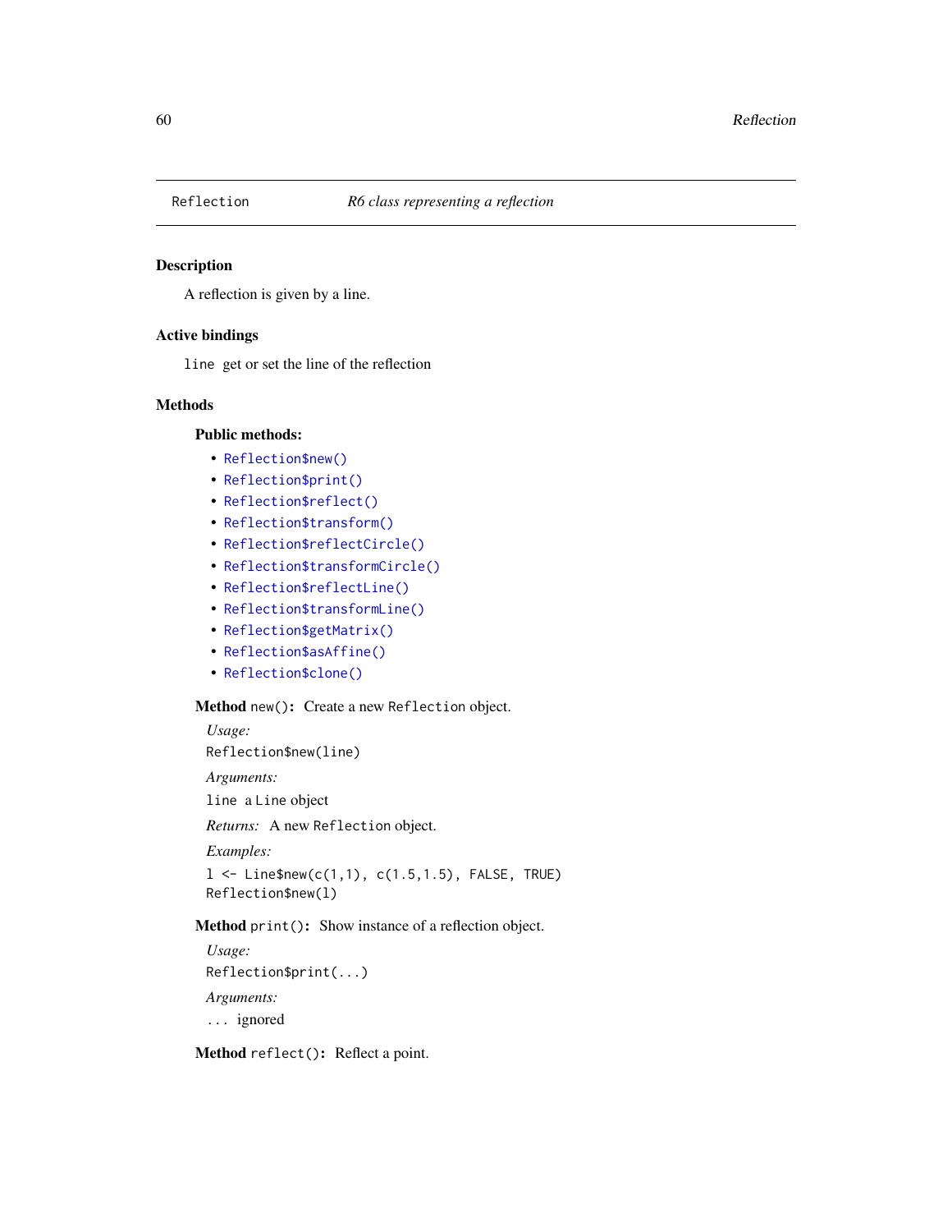## Reflection — *R6 class representing a reflection*

### Description

A reflection is given by a line.

### Active bindings

`line` get or set the line of the reflection

### Methods

#### Public methods:

- `Reflection$new()`
- `Reflection$print()`
- `Reflection$reflect()`
- `Reflection$transform()`
- `Reflection$reflectCircle()`
- `Reflection$transformCircle()`
- `Reflection$reflectLine()`
- `Reflection$transformLine()`
- `Reflection$getMatrix()`
- `Reflection$asAffine()`
- `Reflection$clone()`

**Method** `new()`**:** Create a new `Reflection` object.

*Usage:*

```
Reflection$new(line)
```

*Arguments:*

`line` a `Line` object

*Returns:* A new `Reflection` object.

*Examples:*

```
l <- Line$new(c(1,1), c(1.5,1.5), FALSE, TRUE)
Reflection$new(l)
```

**Method** `print()`**:** Show instance of a reflection object.

*Usage:*

```
Reflection$print(...)
```

*Arguments:*

`...` ignored

**Method** `reflect()`**:** Reflect a point.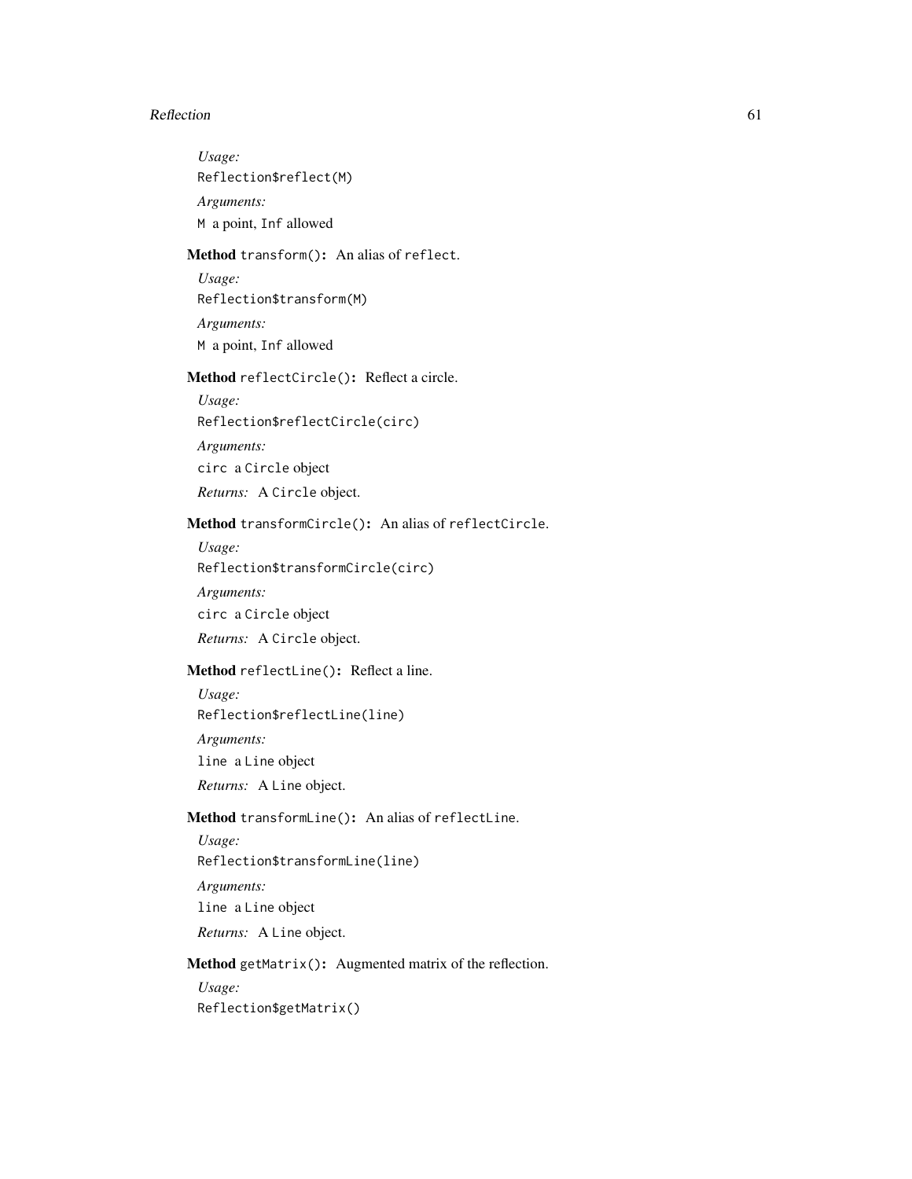*Usage:*

```
Reflection$reflect(M)
```

*Arguments:*

`M` a point, `Inf` allowed

**Method** `transform()`**:** An alias of `reflect`.

*Usage:*

```
Reflection$transform(M)
```

*Arguments:*

`M` a point, `Inf` allowed

**Method** `reflectCircle()`**:** Reflect a circle.

*Usage:*

```
Reflection$reflectCircle(circ)
```

*Arguments:*

`circ` a `Circle` object

*Returns:* A `Circle` object.

**Method** `transformCircle()`**:** An alias of `reflectCircle`.

*Usage:*

```
Reflection$transformCircle(circ)
```

*Arguments:*

`circ` a `Circle` object

*Returns:* A `Circle` object.

**Method** `reflectLine()`**:** Reflect a line.

*Usage:*

```
Reflection$reflectLine(line)
```

*Arguments:*

`line` a `Line` object

*Returns:* A `Line` object.

**Method** `transformLine()`**:** An alias of `reflectLine`.

*Usage:*

```
Reflection$transformLine(line)
```

*Arguments:*

`line` a `Line` object

*Returns:* A `Line` object.

**Method** `getMatrix()`**:** Augmented matrix of the reflection.

*Usage:*

```
Reflection$getMatrix()
```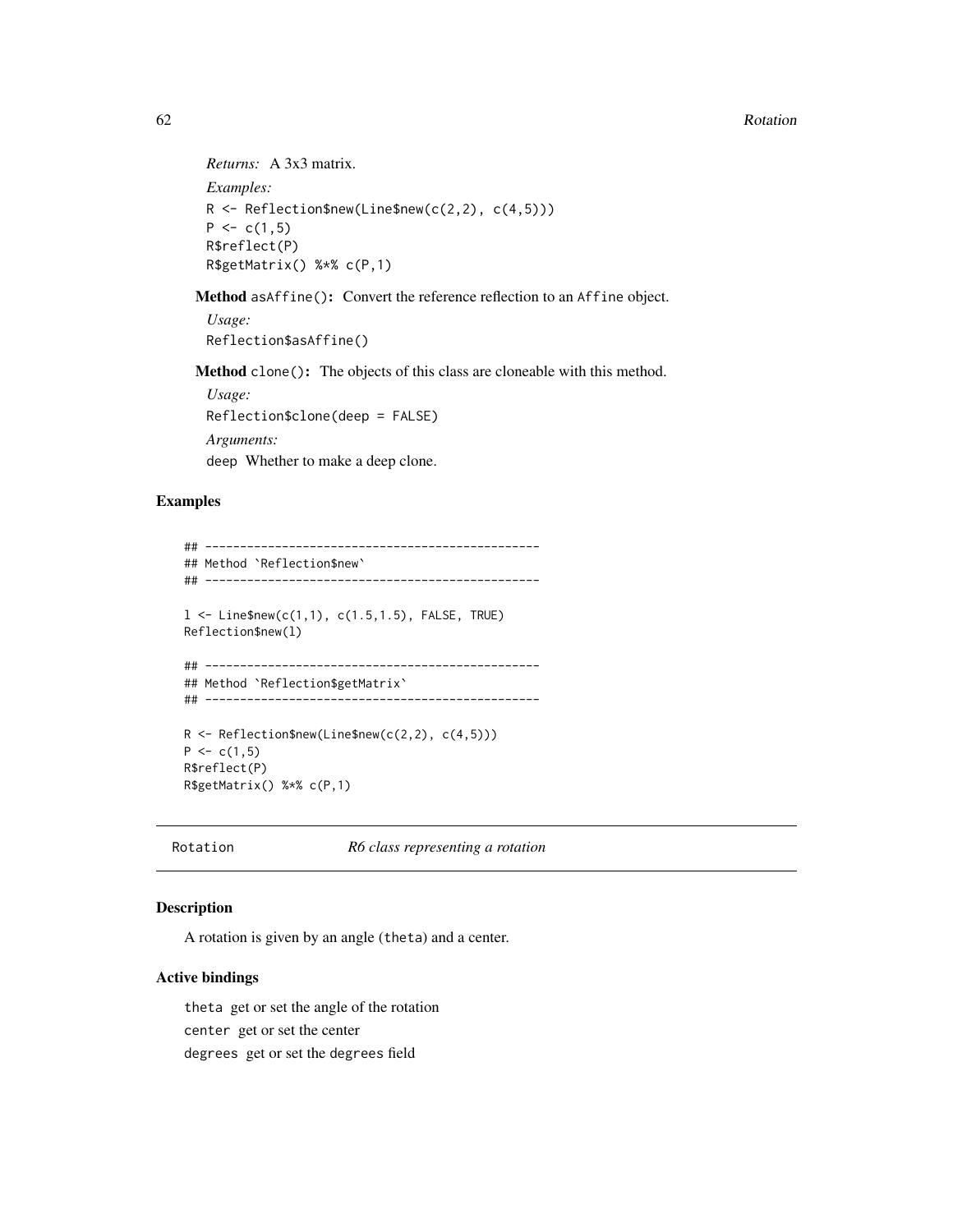*Returns:* A 3x3 matrix.

*Examples:*

```
R <- Reflection$new(Line$new(c(2,2), c(4,5)))
P <- c(1,5)
R$reflect(P)
R$getMatrix() %*% c(P,1)
```

**Method** `asAffine()`**:** Convert the reference reflection to an `Affine` object.

*Usage:*

```
Reflection$asAffine()
```

**Method** `clone()`**:** The objects of this class are cloneable with this method.

*Usage:*

```
Reflection$clone(deep = FALSE)
```

*Arguments:*

`deep` Whether to make a deep clone.

## Examples

```
## ------------------------------------------------
## Method `Reflection$new`
## ------------------------------------------------

l <- Line$new(c(1,1), c(1.5,1.5), FALSE, TRUE)
Reflection$new(l)

## ------------------------------------------------
## Method `Reflection$getMatrix`
## ------------------------------------------------

R <- Reflection$new(Line$new(c(2,2), c(4,5)))
P <- c(1,5)
R$reflect(P)
R$getMatrix() %*% c(P,1)
```

---

# Rotation *R6 class representing a rotation*

## Description

A rotation is given by an angle (`theta`) and a center.

## Active bindings

`theta` get or set the angle of the rotation

`center` get or set the center

`degrees` get or set the `degrees` field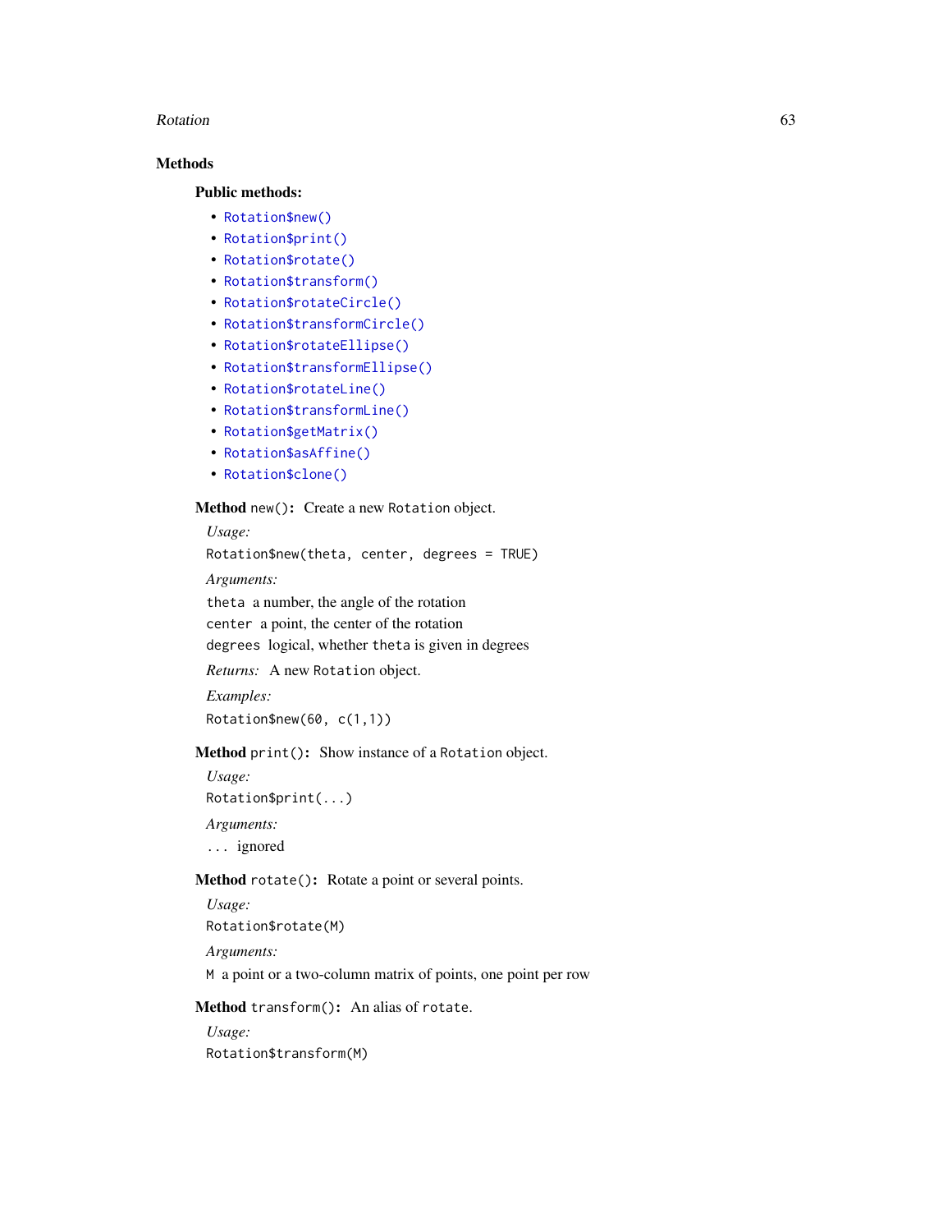## Methods

### Public methods:

- `Rotation$new()`
- `Rotation$print()`
- `Rotation$rotate()`
- `Rotation$transform()`
- `Rotation$rotateCircle()`
- `Rotation$transformCircle()`
- `Rotation$rotateEllipse()`
- `Rotation$transformEllipse()`
- `Rotation$rotateLine()`
- `Rotation$transformLine()`
- `Rotation$getMatrix()`
- `Rotation$asAffine()`
- `Rotation$clone()`

**Method** `new()`**:** Create a new `Rotation` object.

*Usage:*

```
Rotation$new(theta, center, degrees = TRUE)
```

*Arguments:*

`theta` a number, the angle of the rotation

`center` a point, the center of the rotation

`degrees` logical, whether `theta` is given in degrees

*Returns:* A new `Rotation` object.

*Examples:*

```
Rotation$new(60, c(1,1))
```

**Method** `print()`**:** Show instance of a `Rotation` object.

*Usage:*

```
Rotation$print(...)
```

*Arguments:*

`...` ignored

**Method** `rotate()`**:** Rotate a point or several points.

*Usage:*

```
Rotation$rotate(M)
```

*Arguments:*

`M` a point or a two-column matrix of points, one point per row

**Method** `transform()`**:** An alias of `rotate`.

*Usage:*

```
Rotation$transform(M)
```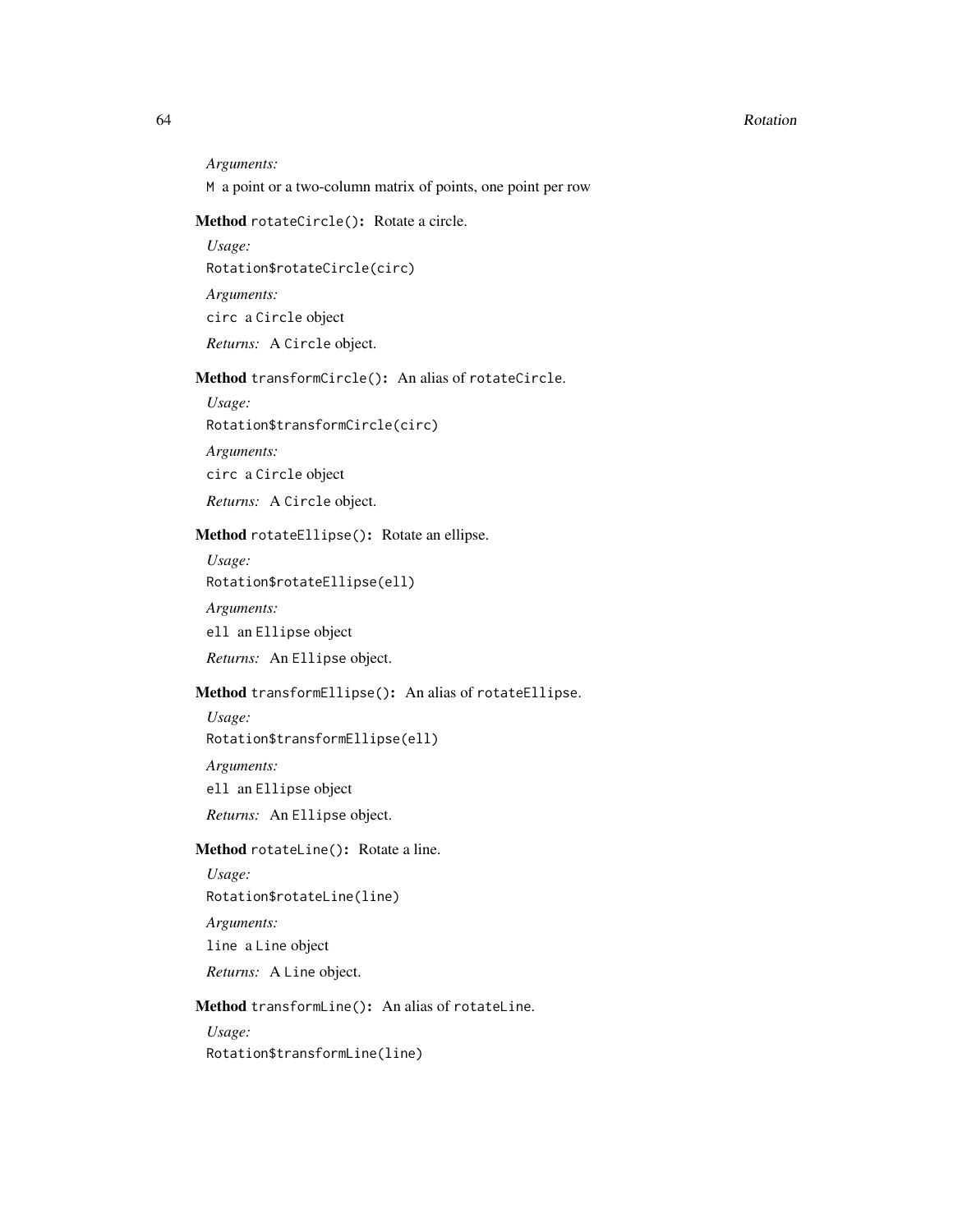*Arguments:*

`M` a point or a two-column matrix of points, one point per row

**Method** `rotateCircle()`**:** Rotate a circle.

*Usage:*

```
Rotation$rotateCircle(circ)
```

*Arguments:*

`circ` a `Circle` object

*Returns:* A `Circle` object.

**Method** `transformCircle()`**:** An alias of `rotateCircle`.

*Usage:*

```
Rotation$transformCircle(circ)
```

*Arguments:*

`circ` a `Circle` object

*Returns:* A `Circle` object.

**Method** `rotateEllipse()`**:** Rotate an ellipse.

*Usage:*

```
Rotation$rotateEllipse(ell)
```

*Arguments:*

`ell` an `Ellipse` object

*Returns:* An `Ellipse` object.

**Method** `transformEllipse()`**:** An alias of `rotateEllipse`.

*Usage:*

```
Rotation$transformEllipse(ell)
```

*Arguments:*

`ell` an `Ellipse` object

*Returns:* An `Ellipse` object.

**Method** `rotateLine()`**:** Rotate a line.

*Usage:*

```
Rotation$rotateLine(line)
```

*Arguments:*

`line` a `Line` object

*Returns:* A `Line` object.

**Method** `transformLine()`**:** An alias of `rotateLine`.

*Usage:*

```
Rotation$transformLine(line)
```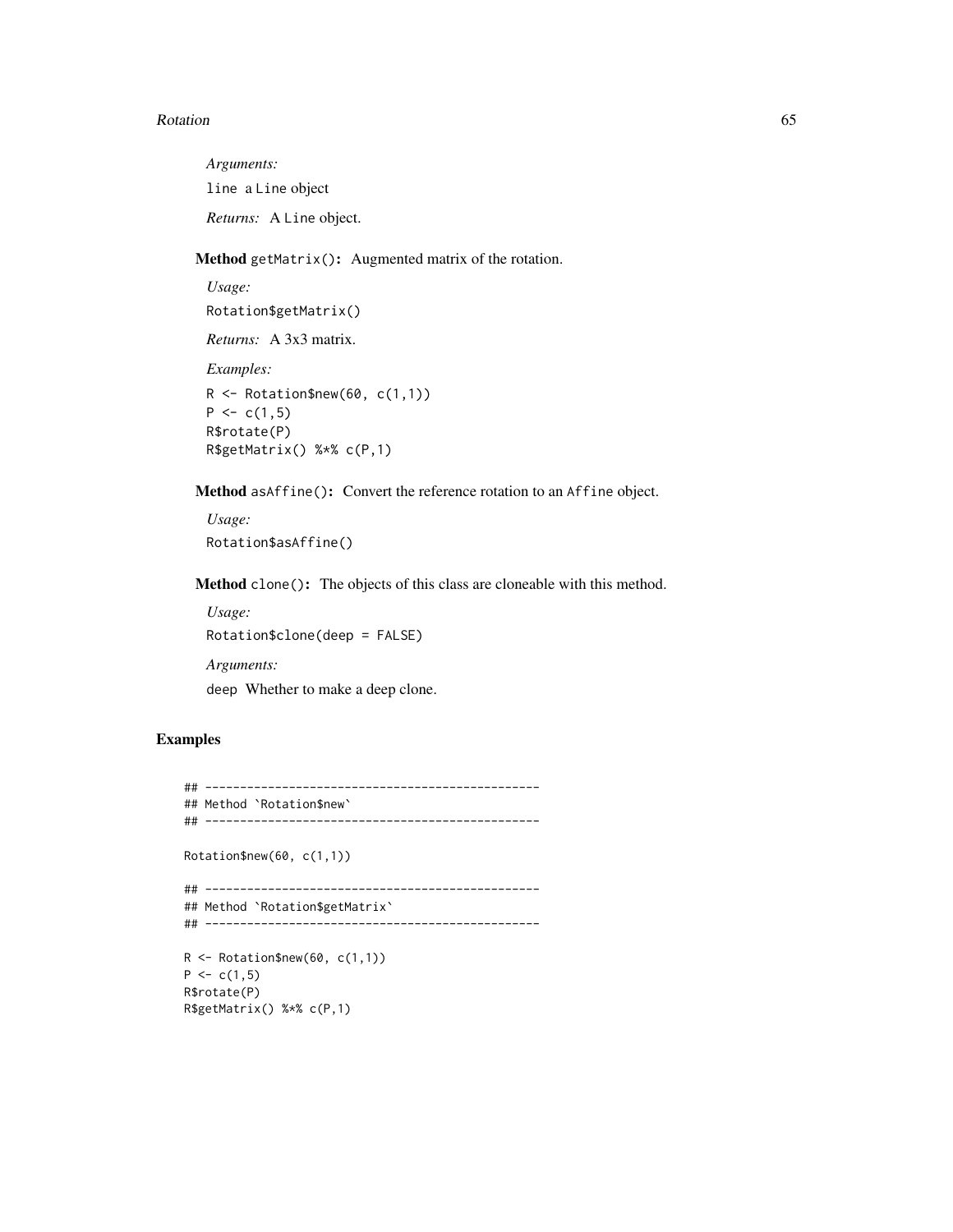*Arguments:*

`line` a `Line` object

*Returns:* A `Line` object.

**Method** `getMatrix()`**:** Augmented matrix of the rotation.

*Usage:*

```
Rotation$getMatrix()
```

*Returns:* A 3x3 matrix.

*Examples:*

```
R <- Rotation$new(60, c(1,1))
P <- c(1,5)
R$rotate(P)
R$getMatrix() %*% c(P,1)
```

**Method** `asAffine()`**:** Convert the reference rotation to an `Affine` object.

*Usage:*

```
Rotation$asAffine()
```

**Method** `clone()`**:** The objects of this class are cloneable with this method.

*Usage:*

```
Rotation$clone(deep = FALSE)
```

*Arguments:*

`deep` Whether to make a deep clone.

## Examples

```
## ------------------------------------------------
## Method `Rotation$new`
## ------------------------------------------------

Rotation$new(60, c(1,1))

## ------------------------------------------------
## Method `Rotation$getMatrix`
## ------------------------------------------------

R <- Rotation$new(60, c(1,1))
P <- c(1,5)
R$rotate(P)
R$getMatrix() %*% c(P,1)
```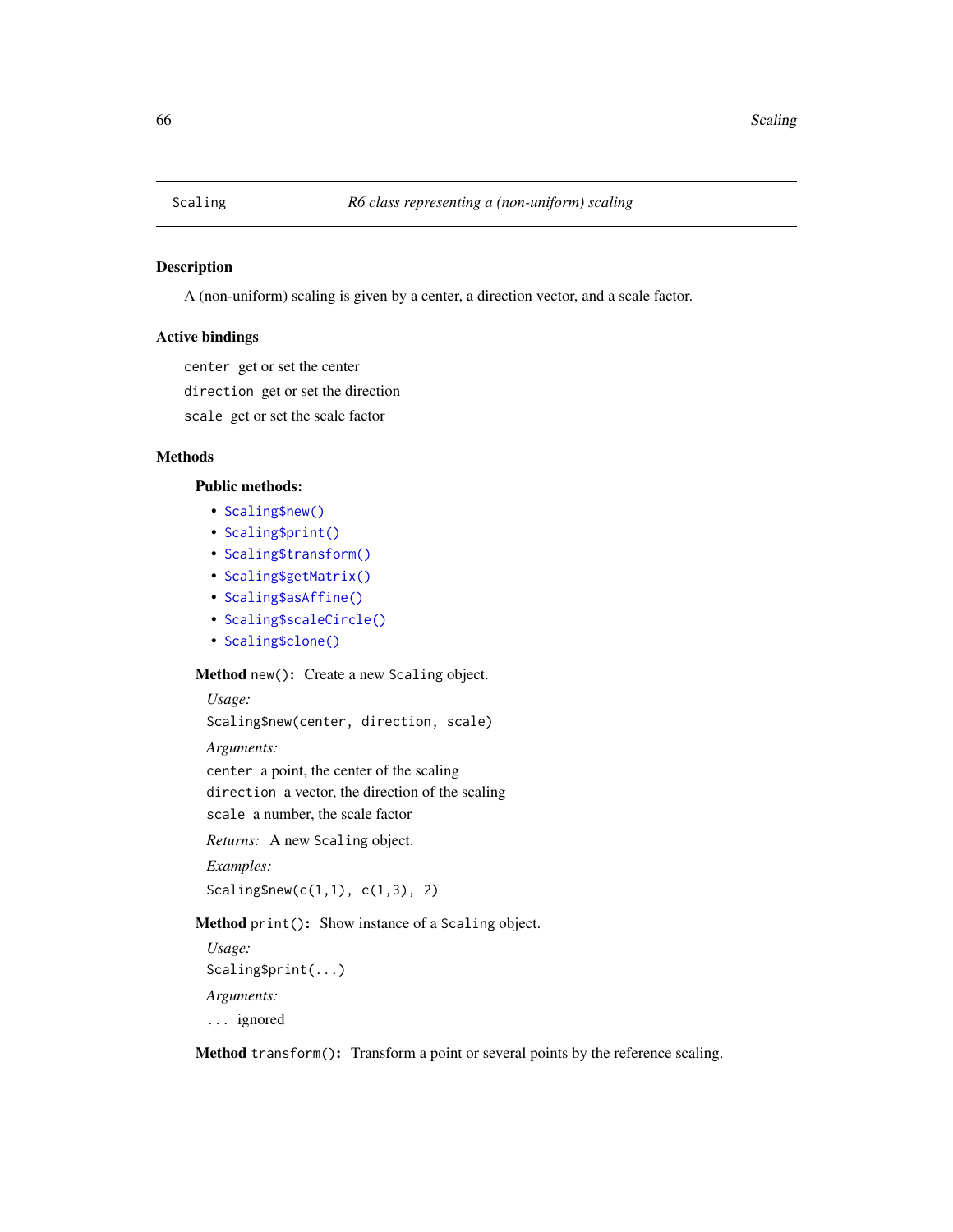# Scaling — *R6 class representing a (non-uniform) scaling*

## Description

A (non-uniform) scaling is given by a center, a direction vector, and a scale factor.

## Active bindings

`center` get or set the center

`direction` get or set the direction

`scale` get or set the scale factor

## Methods

### Public methods:

- `Scaling$new()`
- `Scaling$print()`
- `Scaling$transform()`
- `Scaling$getMatrix()`
- `Scaling$asAffine()`
- `Scaling$scaleCircle()`
- `Scaling$clone()`

**Method** `new()`**:** Create a new `Scaling` object.

*Usage:*

```
Scaling$new(center, direction, scale)
```

*Arguments:*

`center` a point, the center of the scaling

`direction` a vector, the direction of the scaling

`scale` a number, the scale factor

*Returns:* A new `Scaling` object.

*Examples:*

```
Scaling$new(c(1,1), c(1,3), 2)
```

**Method** `print()`**:** Show instance of a `Scaling` object.

*Usage:*

```
Scaling$print(...)
```

*Arguments:*

`...` ignored

**Method** `transform()`**:** Transform a point or several points by the reference scaling.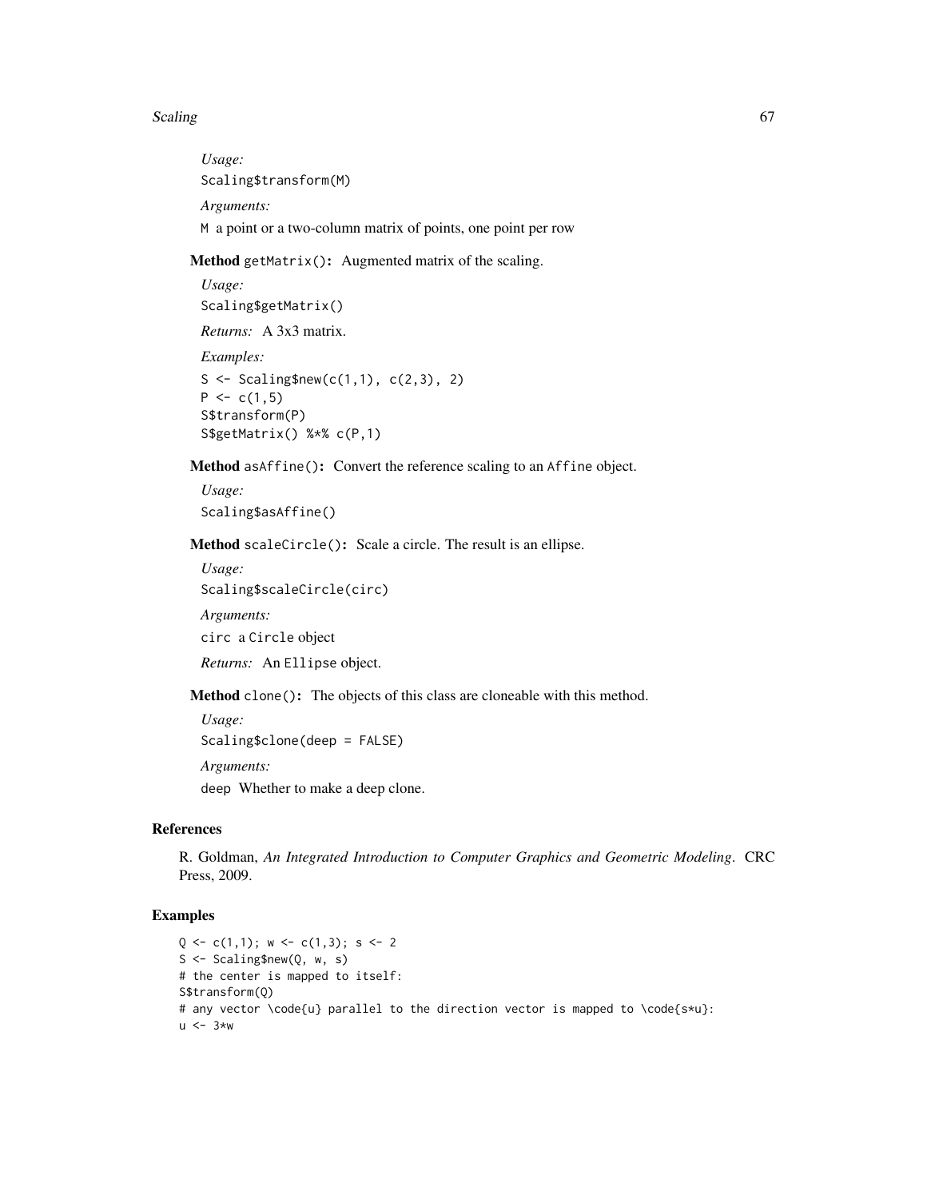*Usage:*

```
Scaling$transform(M)
```

*Arguments:*

`M` a point or a two-column matrix of points, one point per row

**Method** `getMatrix()`**:** Augmented matrix of the scaling.

*Usage:*

```
Scaling$getMatrix()
```

*Returns:* A 3x3 matrix.

*Examples:*

```
S <- Scaling$new(c(1,1), c(2,3), 2)
P <- c(1,5)
S$transform(P)
S$getMatrix() %*% c(P,1)
```

**Method** `asAffine()`**:** Convert the reference scaling to an `Affine` object.

*Usage:*

```
Scaling$asAffine()
```

**Method** `scaleCircle()`**:** Scale a circle. The result is an ellipse.

*Usage:*

```
Scaling$scaleCircle(circ)
```

*Arguments:*

`circ` a `Circle` object

*Returns:* An `Ellipse` object.

**Method** `clone()`**:** The objects of this class are cloneable with this method.

*Usage:*

```
Scaling$clone(deep = FALSE)
```

*Arguments:*

`deep` Whether to make a deep clone.

## References

R. Goldman, *An Integrated Introduction to Computer Graphics and Geometric Modeling*. CRC Press, 2009.

## Examples

```
Q <- c(1,1); w <- c(1,3); s <- 2
S <- Scaling$new(Q, w, s)
# the center is mapped to itself:
S$transform(Q)
# any vector \code{u} parallel to the direction vector is mapped to \code{s*u}:
u <- 3*w
```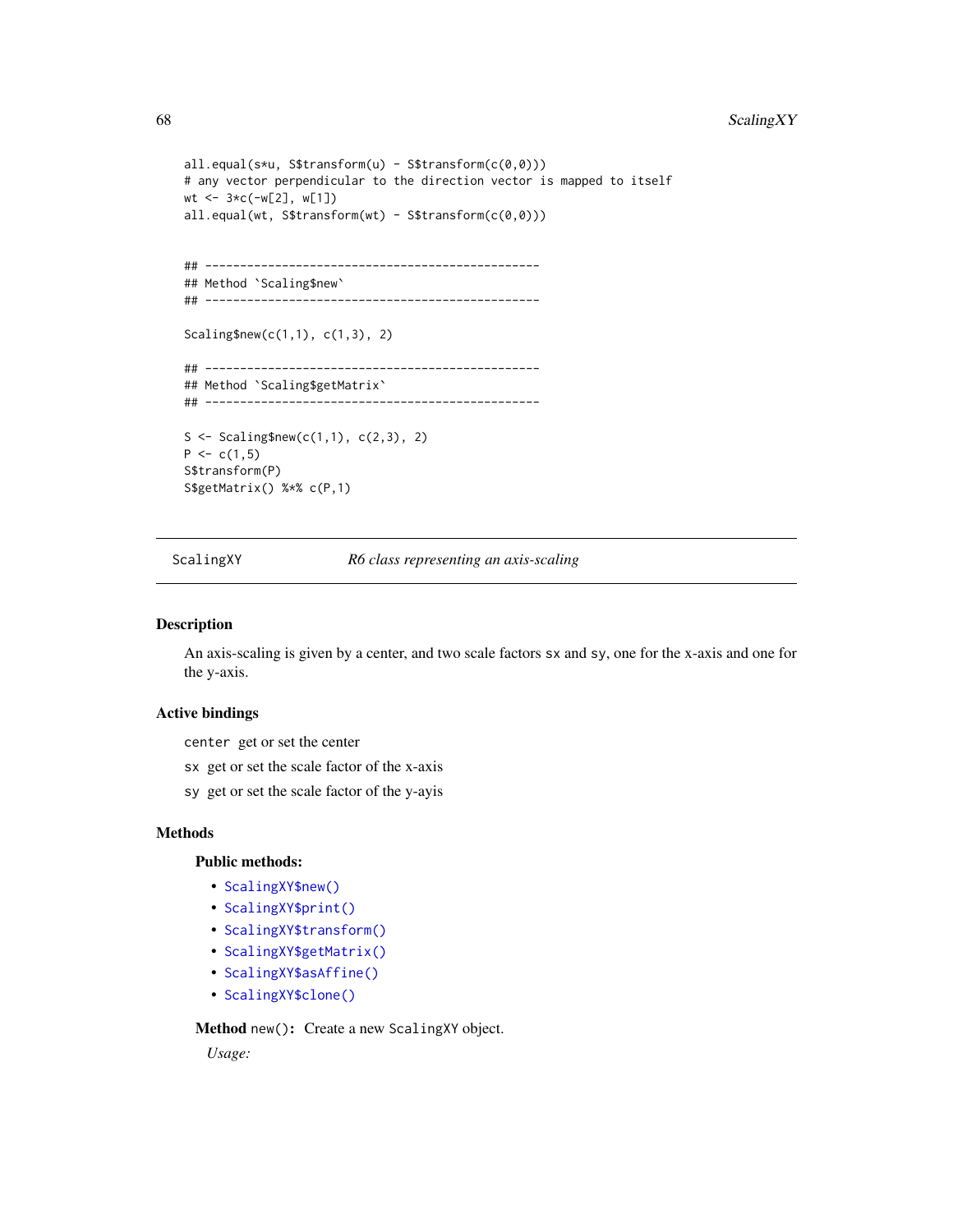```
all.equal(s*u, S$transform(u) - S$transform(c(0,0)))
# any vector perpendicular to the direction vector is mapped to itself
wt <- 3*c(-w[2], w[1])
all.equal(wt, S$transform(wt) - S$transform(c(0,0)))


## ------------------------------------------------
## Method `Scaling$new`
## ------------------------------------------------

Scaling$new(c(1,1), c(1,3), 2)

## ------------------------------------------------
## Method `Scaling$getMatrix`
## ------------------------------------------------

S <- Scaling$new(c(1,1), c(2,3), 2)
P <- c(1,5)
S$transform(P)
S$getMatrix() %*% c(P,1)
```

---

ScalingXY *R6 class representing an axis-scaling*

---

## Description

An axis-scaling is given by a center, and two scale factors sx and sy, one for the x-axis and one for the y-axis.

## Active bindings

`center` get or set the center

`sx` get or set the scale factor of the x-axis

`sy` get or set the scale factor of the y-ayis

## Methods

### Public methods:

- `ScalingXY$new()`
- `ScalingXY$print()`
- `ScalingXY$transform()`
- `ScalingXY$getMatrix()`
- `ScalingXY$asAffine()`
- `ScalingXY$clone()`

**Method** `new()`**:** Create a new `ScalingXY` object.

*Usage:*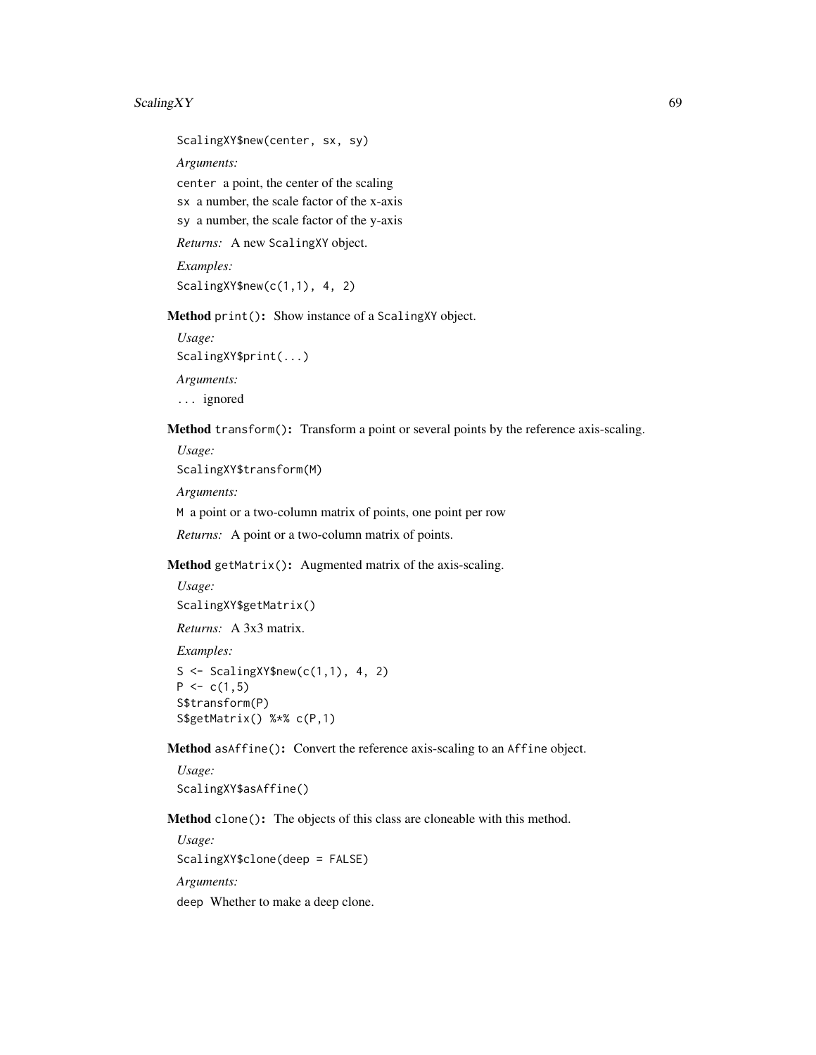```
ScalingXY$new(center, sx, sy)
```

*Arguments:*

`center` a point, the center of the scaling

`sx` a number, the scale factor of the x-axis

`sy` a number, the scale factor of the y-axis

*Returns:* A new `ScalingXY` object.

*Examples:*

```
ScalingXY$new(c(1,1), 4, 2)
```

**Method** `print()`**:** Show instance of a `ScalingXY` object.

*Usage:*

```
ScalingXY$print(...)
```

*Arguments:*

`...` ignored

**Method** `transform()`**:** Transform a point or several points by the reference axis-scaling.

*Usage:*

```
ScalingXY$transform(M)
```

*Arguments:*

`M` a point or a two-column matrix of points, one point per row

*Returns:* A point or a two-column matrix of points.

**Method** `getMatrix()`**:** Augmented matrix of the axis-scaling.

*Usage:*

```
ScalingXY$getMatrix()
```

*Returns:* A 3x3 matrix.

*Examples:*

```
S <- ScalingXY$new(c(1,1), 4, 2)
P <- c(1,5)
S$transform(P)
S$getMatrix() %*% c(P,1)
```

**Method** `asAffine()`**:** Convert the reference axis-scaling to an `Affine` object.

*Usage:*

```
ScalingXY$asAffine()
```

**Method** `clone()`**:** The objects of this class are cloneable with this method.

*Usage:*

```
ScalingXY$clone(deep = FALSE)
```

*Arguments:*

`deep` Whether to make a deep clone.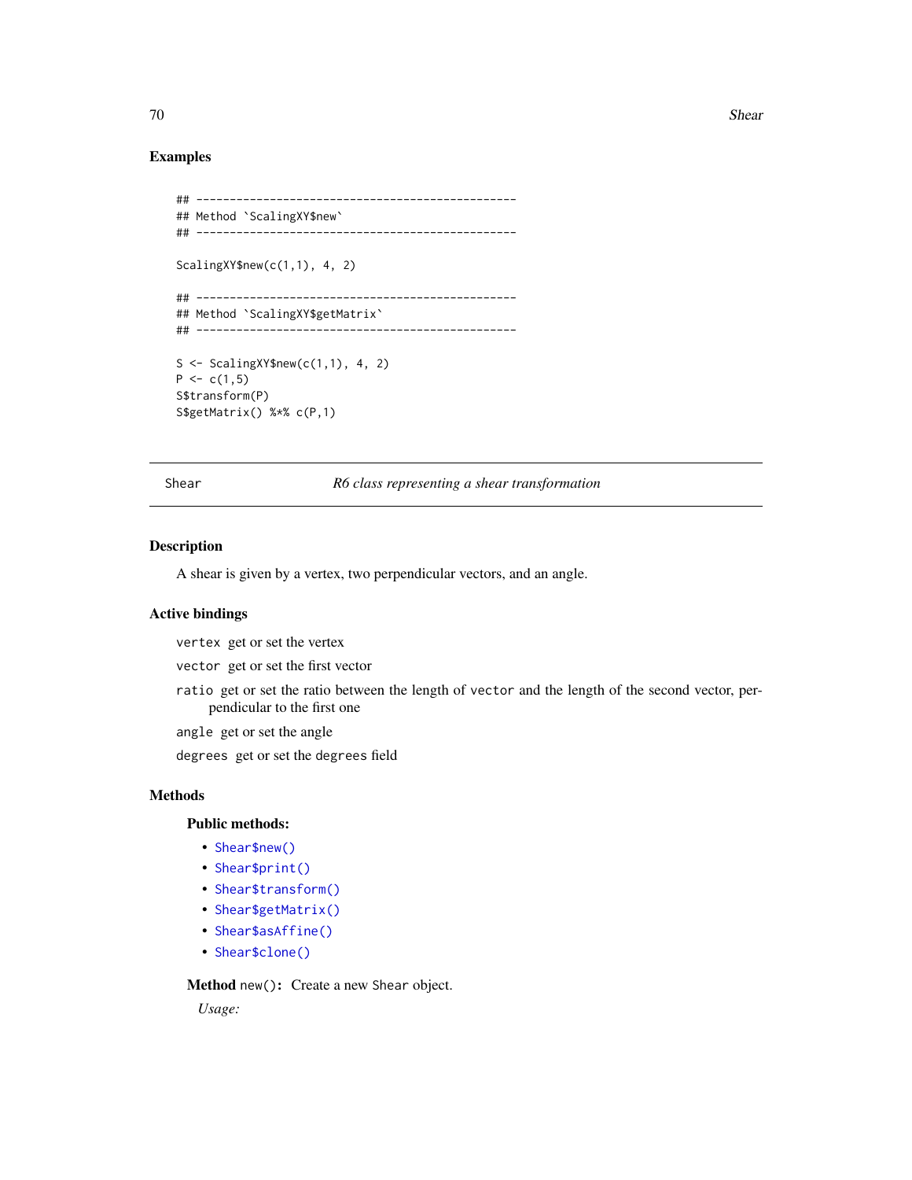## Examples

```
## ------------------------------------------------
## Method `ScalingXY$new`
## ------------------------------------------------

ScalingXY$new(c(1,1), 4, 2)

## ------------------------------------------------
## Method `ScalingXY$getMatrix`
## ------------------------------------------------

S <- ScalingXY$new(c(1,1), 4, 2)
P <- c(1,5)
S$transform(P)
S$getMatrix() %*% c(P,1)
```

---

Shear *R6 class representing a shear transformation*

---

## Description

A shear is given by a vertex, two perpendicular vectors, and an angle.

## Active bindings

`vertex` get or set the vertex

`vector` get or set the first vector

`ratio` get or set the ratio between the length of `vector` and the length of the second vector, perpendicular to the first one

`angle` get or set the angle

`degrees` get or set the `degrees` field

## Methods

### Public methods:

- `Shear$new()`
- `Shear$print()`
- `Shear$transform()`
- `Shear$getMatrix()`
- `Shear$asAffine()`
- `Shear$clone()`

**Method** `new()`**:** Create a new `Shear` object.

*Usage:*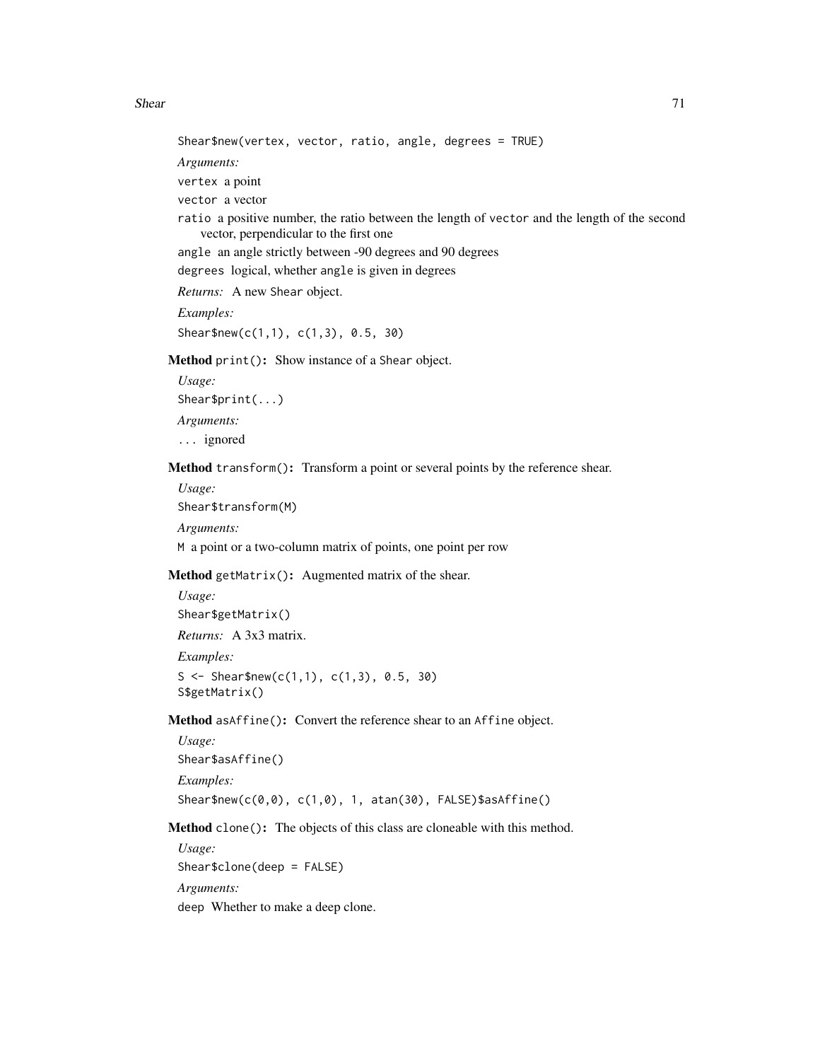```
Shear$new(vertex, vector, ratio, angle, degrees = TRUE)
```

*Arguments:*

`vertex` a point

`vector` a vector

`ratio` a positive number, the ratio between the length of `vector` and the length of the second vector, perpendicular to the first one

`angle` an angle strictly between -90 degrees and 90 degrees

`degrees` logical, whether `angle` is given in degrees

*Returns:* A new `Shear` object.

*Examples:*

```
Shear$new(c(1,1), c(1,3), 0.5, 30)
```

**Method** `print()`**:** Show instance of a `Shear` object.

*Usage:*

```
Shear$print(...)
```

*Arguments:*

`...` ignored

**Method** `transform()`**:** Transform a point or several points by the reference shear.

*Usage:*

```
Shear$transform(M)
```

*Arguments:*

`M` a point or a two-column matrix of points, one point per row

**Method** `getMatrix()`**:** Augmented matrix of the shear.

*Usage:*

```
Shear$getMatrix()
```

*Returns:* A 3x3 matrix.

*Examples:*

```
S <- Shear$new(c(1,1), c(1,3), 0.5, 30)
S$getMatrix()
```

**Method** `asAffine()`**:** Convert the reference shear to an `Affine` object.

*Usage:*

```
Shear$asAffine()
```

*Examples:*

```
Shear$new(c(0,0), c(1,0), 1, atan(30), FALSE)$asAffine()
```

**Method** `clone()`**:** The objects of this class are cloneable with this method.

*Usage:*

```
Shear$clone(deep = FALSE)
```

*Arguments:*

`deep` Whether to make a deep clone.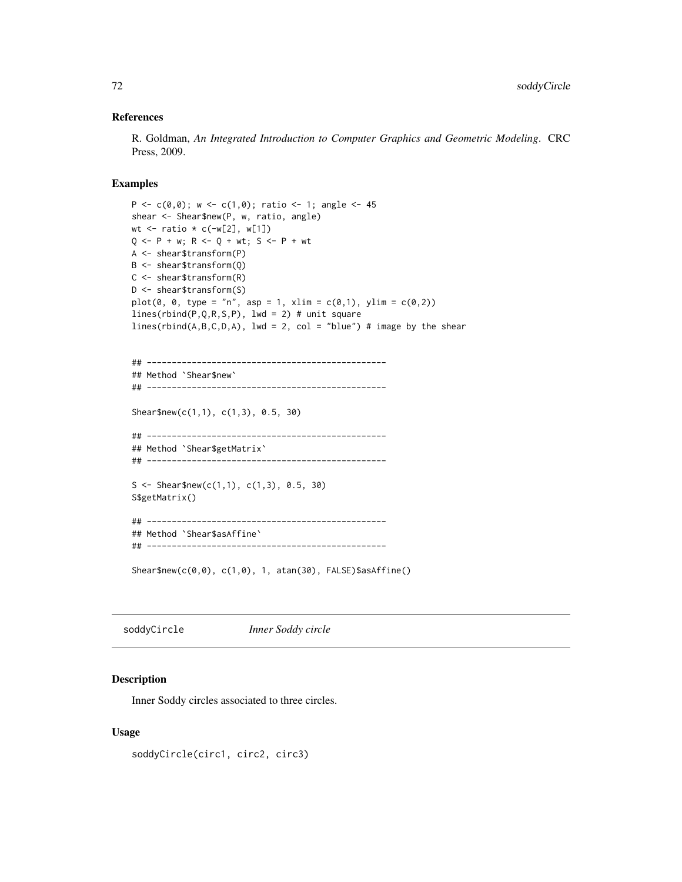### References

R. Goldman, *An Integrated Introduction to Computer Graphics and Geometric Modeling*. CRC Press, 2009.

### Examples

```
P <- c(0,0); w <- c(1,0); ratio <- 1; angle <- 45
shear <- Shear$new(P, w, ratio, angle)
wt <- ratio * c(-w[2], w[1])
Q <- P + w; R <- Q + wt; S <- P + wt
A <- shear$transform(P)
B <- shear$transform(Q)
C <- shear$transform(R)
D <- shear$transform(S)
plot(0, 0, type = "n", asp = 1, xlim = c(0,1), ylim = c(0,2))
lines(rbind(P,Q,R,S,P), lwd = 2) # unit square
lines(rbind(A,B,C,D,A), lwd = 2, col = "blue") # image by the shear


## ------------------------------------------------
## Method `Shear$new`
## ------------------------------------------------

Shear$new(c(1,1), c(1,3), 0.5, 30)

## ------------------------------------------------
## Method `Shear$getMatrix`
## ------------------------------------------------

S <- Shear$new(c(1,1), c(1,3), 0.5, 30)
S$getMatrix()

## ------------------------------------------------
## Method `Shear$asAffine`
## ------------------------------------------------

Shear$new(c(0,0), c(1,0), 1, atan(30), FALSE)$asAffine()
```

---

## soddyCircle — *Inner Soddy circle*

### Description

Inner Soddy circles associated to three circles.

### Usage

```
soddyCircle(circ1, circ2, circ3)
```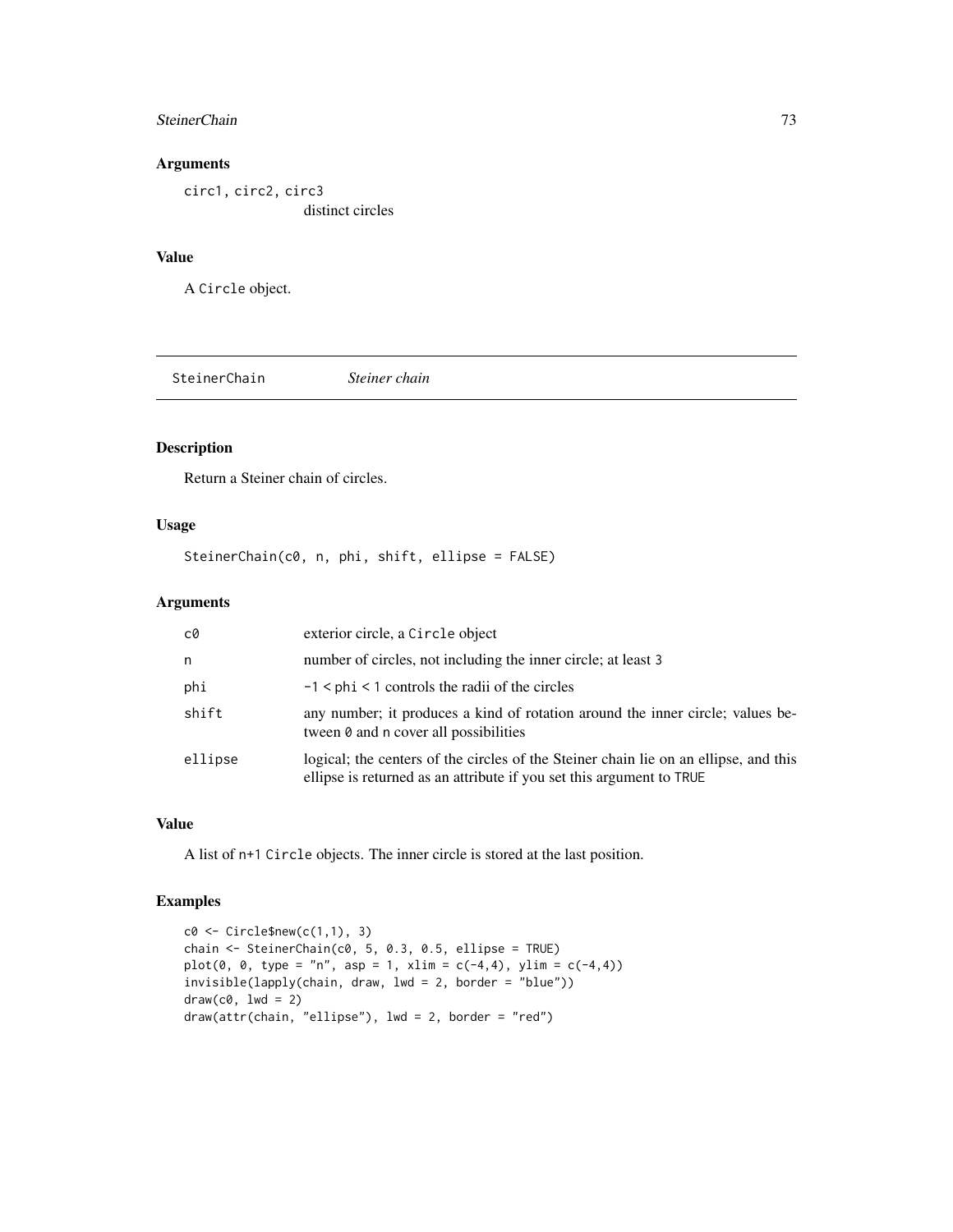## Arguments

circ1, circ2, circ3
distinct circles

## Value

A Circle object.

---

## SteinerChain *Steiner chain*

---

### Description

Return a Steiner chain of circles.

### Usage

```
SteinerChain(c0, n, phi, shift, ellipse = FALSE)
```

### Arguments

| | |
|---|---|
| c0 | exterior circle, a Circle object |
| n | number of circles, not including the inner circle; at least 3 |
| phi | -1 < phi < 1 controls the radii of the circles |
| shift | any number; it produces a kind of rotation around the inner circle; values between 0 and n cover all possibilities |
| ellipse | logical; the centers of the circles of the Steiner chain lie on an ellipse, and this ellipse is returned as an attribute if you set this argument to TRUE |

### Value

A list of n+1 Circle objects. The inner circle is stored at the last position.

### Examples

```
c0 <- Circle$new(c(1,1), 3)
chain <- SteinerChain(c0, 5, 0.3, 0.5, ellipse = TRUE)
plot(0, 0, type = "n", asp = 1, xlim = c(-4,4), ylim = c(-4,4))
invisible(lapply(chain, draw, lwd = 2, border = "blue"))
draw(c0, lwd = 2)
draw(attr(chain, "ellipse"), lwd = 2, border = "red")
```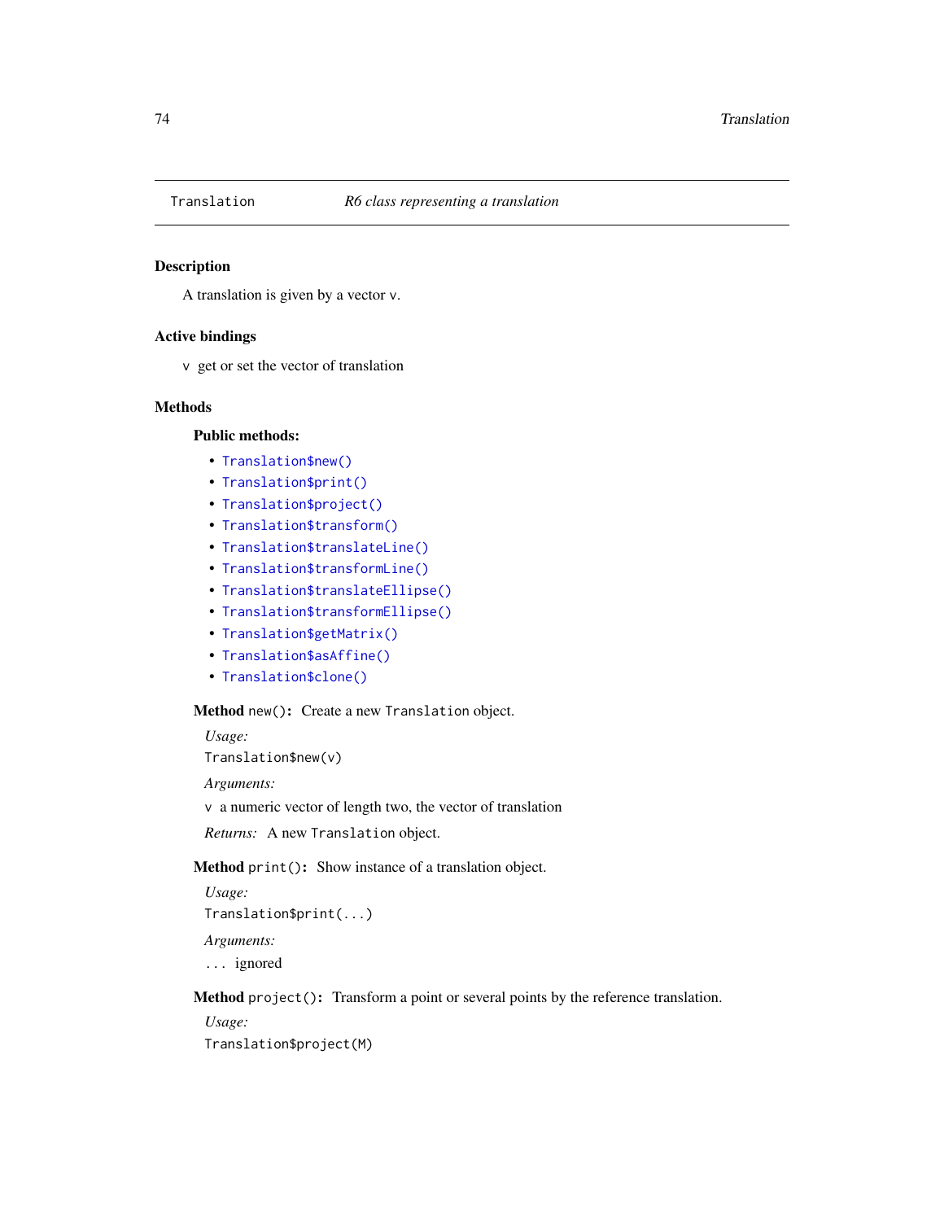# Translation — *R6 class representing a translation*

## Description

A translation is given by a vector `v`.

## Active bindings

`v` get or set the vector of translation

## Methods

### Public methods:

- `Translation$new()`
- `Translation$print()`
- `Translation$project()`
- `Translation$transform()`
- `Translation$translateLine()`
- `Translation$transformLine()`
- `Translation$translateEllipse()`
- `Translation$transformEllipse()`
- `Translation$getMatrix()`
- `Translation$asAffine()`
- `Translation$clone()`

**Method** `new()`**:** Create a new `Translation` object.

*Usage:*

```
Translation$new(v)
```

*Arguments:*

`v` a numeric vector of length two, the vector of translation

*Returns:* A new `Translation` object.

**Method** `print()`**:** Show instance of a translation object.

*Usage:*

```
Translation$print(...)
```

*Arguments:*

`...` ignored

**Method** `project()`**:** Transform a point or several points by the reference translation.

*Usage:*

```
Translation$project(M)
```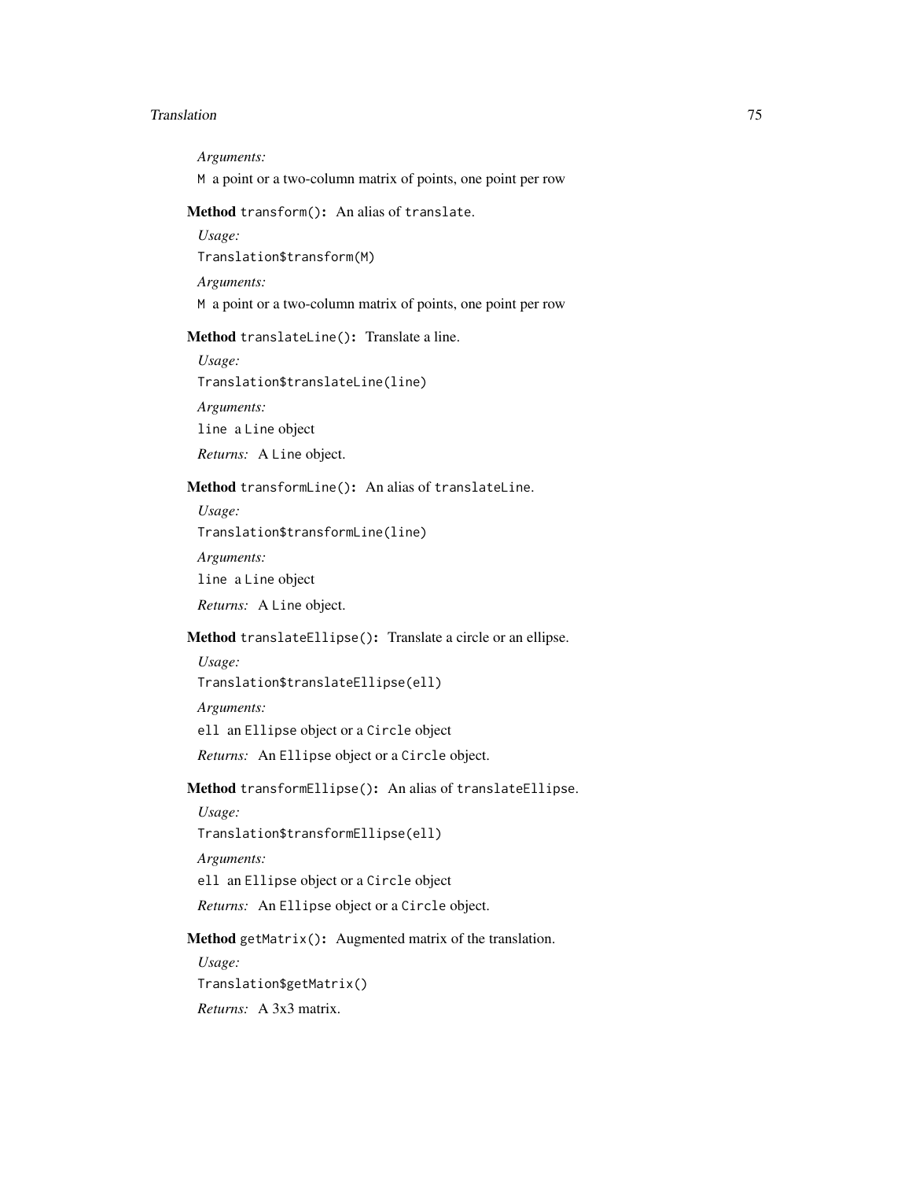*Arguments:*

`M` a point or a two-column matrix of points, one point per row

**Method** `transform()`**:** An alias of `translate`.

*Usage:*

```
Translation$transform(M)
```

*Arguments:*

`M` a point or a two-column matrix of points, one point per row

**Method** `translateLine()`**:** Translate a line.

*Usage:*

```
Translation$translateLine(line)
```

*Arguments:*

`line` a `Line` object

*Returns:* A `Line` object.

**Method** `transformLine()`**:** An alias of `translateLine`.

*Usage:*

```
Translation$transformLine(line)
```

*Arguments:*

`line` a `Line` object

*Returns:* A `Line` object.

**Method** `translateEllipse()`**:** Translate a circle or an ellipse.

*Usage:*

```
Translation$translateEllipse(ell)
```

*Arguments:*

`ell` an `Ellipse` object or a `Circle` object

*Returns:* An `Ellipse` object or a `Circle` object.

**Method** `transformEllipse()`**:** An alias of `translateEllipse`.

*Usage:*

```
Translation$transformEllipse(ell)
```

*Arguments:*

`ell` an `Ellipse` object or a `Circle` object

*Returns:* An `Ellipse` object or a `Circle` object.

**Method** `getMatrix()`**:** Augmented matrix of the translation.

*Usage:*

```
Translation$getMatrix()
```

*Returns:* A 3x3 matrix.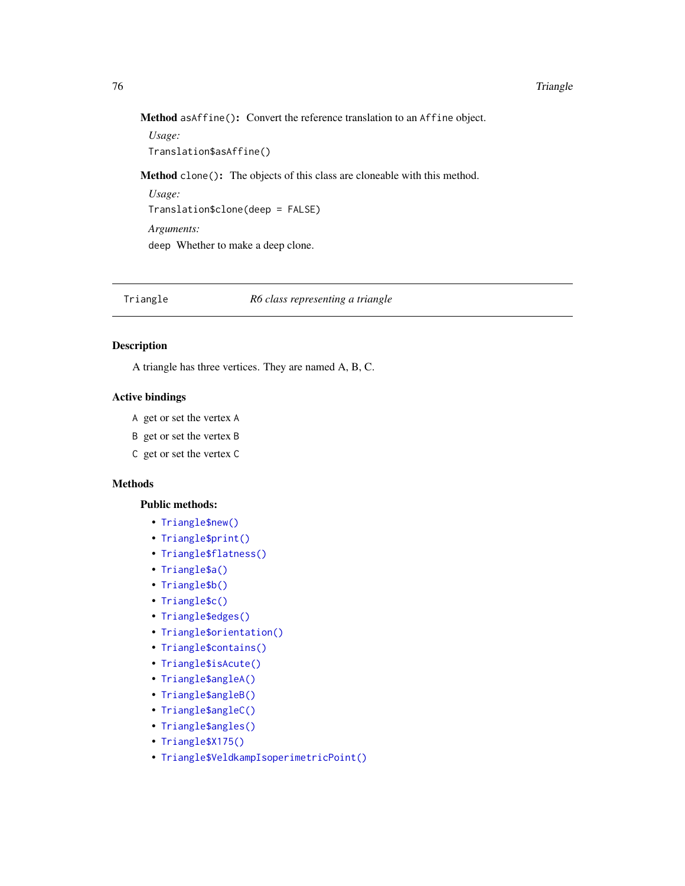**Method** `asAffine()`**:** Convert the reference translation to an `Affine` object.

*Usage:*

```
Translation$asAffine()
```

**Method** `clone()`**:** The objects of this class are cloneable with this method.

*Usage:*

```
Translation$clone(deep = FALSE)
```

*Arguments:*

`deep` Whether to make a deep clone.

---

`Triangle` *R6 class representing a triangle*

---

## Description

A triangle has three vertices. They are named A, B, C.

## Active bindings

`A` get or set the vertex `A`

`B` get or set the vertex `B`

`C` get or set the vertex `C`

## Methods

### Public methods:

- `Triangle$new()`
- `Triangle$print()`
- `Triangle$flatness()`
- `Triangle$a()`
- `Triangle$b()`
- `Triangle$c()`
- `Triangle$edges()`
- `Triangle$orientation()`
- `Triangle$contains()`
- `Triangle$isAcute()`
- `Triangle$angleA()`
- `Triangle$angleB()`
- `Triangle$angleC()`
- `Triangle$angles()`
- `Triangle$X175()`
- `Triangle$VeldkampIsoperimetricPoint()`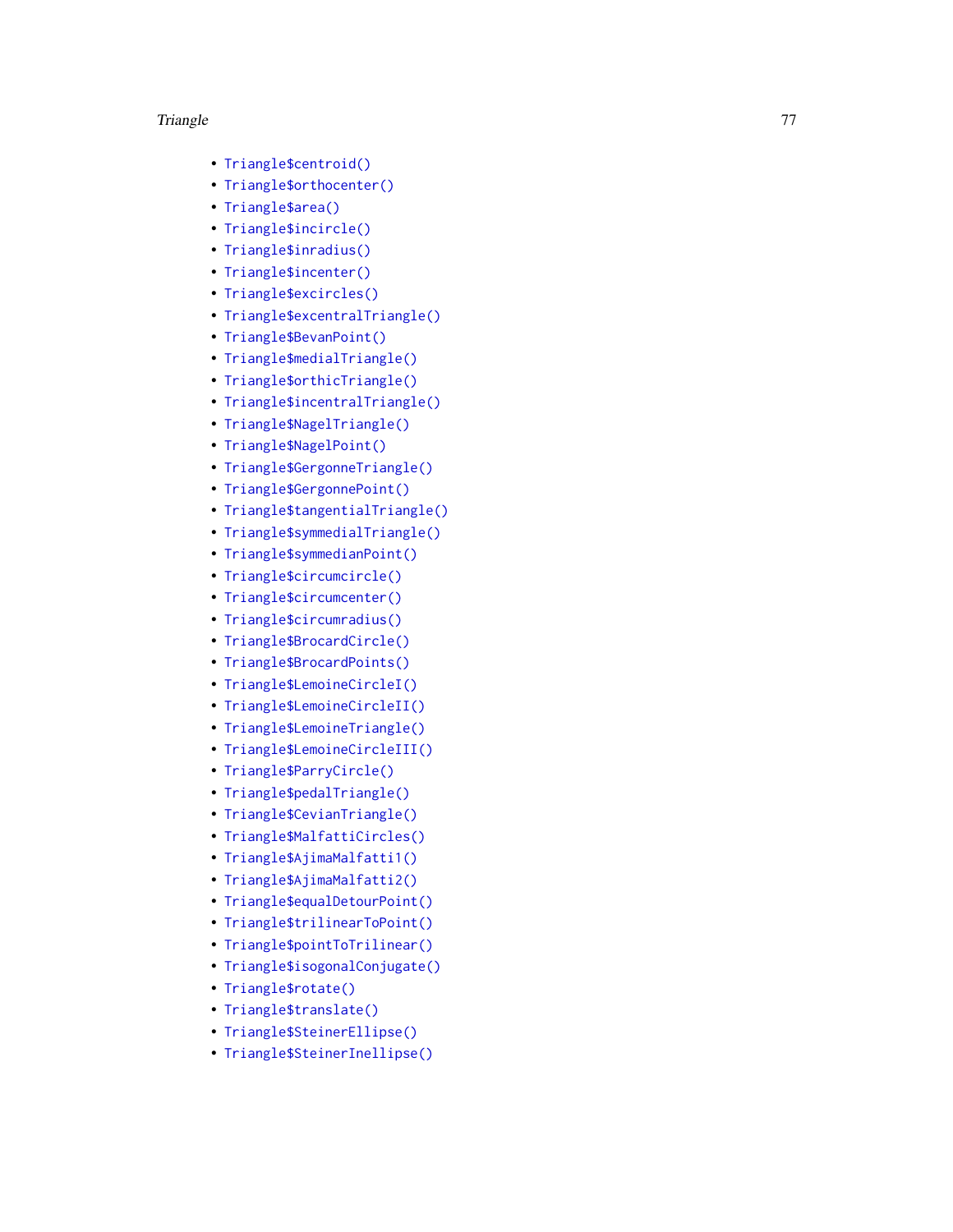- `Triangle$centroid()`
- `Triangle$orthocenter()`
- `Triangle$area()`
- `Triangle$incircle()`
- `Triangle$inradius()`
- `Triangle$incenter()`
- `Triangle$excircles()`
- `Triangle$excentralTriangle()`
- `Triangle$BevanPoint()`
- `Triangle$medialTriangle()`
- `Triangle$orthicTriangle()`
- `Triangle$incentralTriangle()`
- `Triangle$NagelTriangle()`
- `Triangle$NagelPoint()`
- `Triangle$GergonneTriangle()`
- `Triangle$GergonnePoint()`
- `Triangle$tangentialTriangle()`
- `Triangle$symmedialTriangle()`
- `Triangle$symmedianPoint()`
- `Triangle$circumcircle()`
- `Triangle$circumcenter()`
- `Triangle$circumradius()`
- `Triangle$BrocardCircle()`
- `Triangle$BrocardPoints()`
- `Triangle$LemoineCircleI()`
- `Triangle$LemoineCircleII()`
- `Triangle$LemoineTriangle()`
- `Triangle$LemoineCircleIII()`
- `Triangle$ParryCircle()`
- `Triangle$pedalTriangle()`
- `Triangle$CevianTriangle()`
- `Triangle$MalfattiCircles()`
- `Triangle$AjimaMalfatti1()`
- `Triangle$AjimaMalfatti2()`
- `Triangle$equalDetourPoint()`
- `Triangle$trilinearToPoint()`
- `Triangle$pointToTrilinear()`
- `Triangle$isogonalConjugate()`
- `Triangle$rotate()`
- `Triangle$translate()`
- `Triangle$SteinerEllipse()`
- `Triangle$SteinerInellipse()`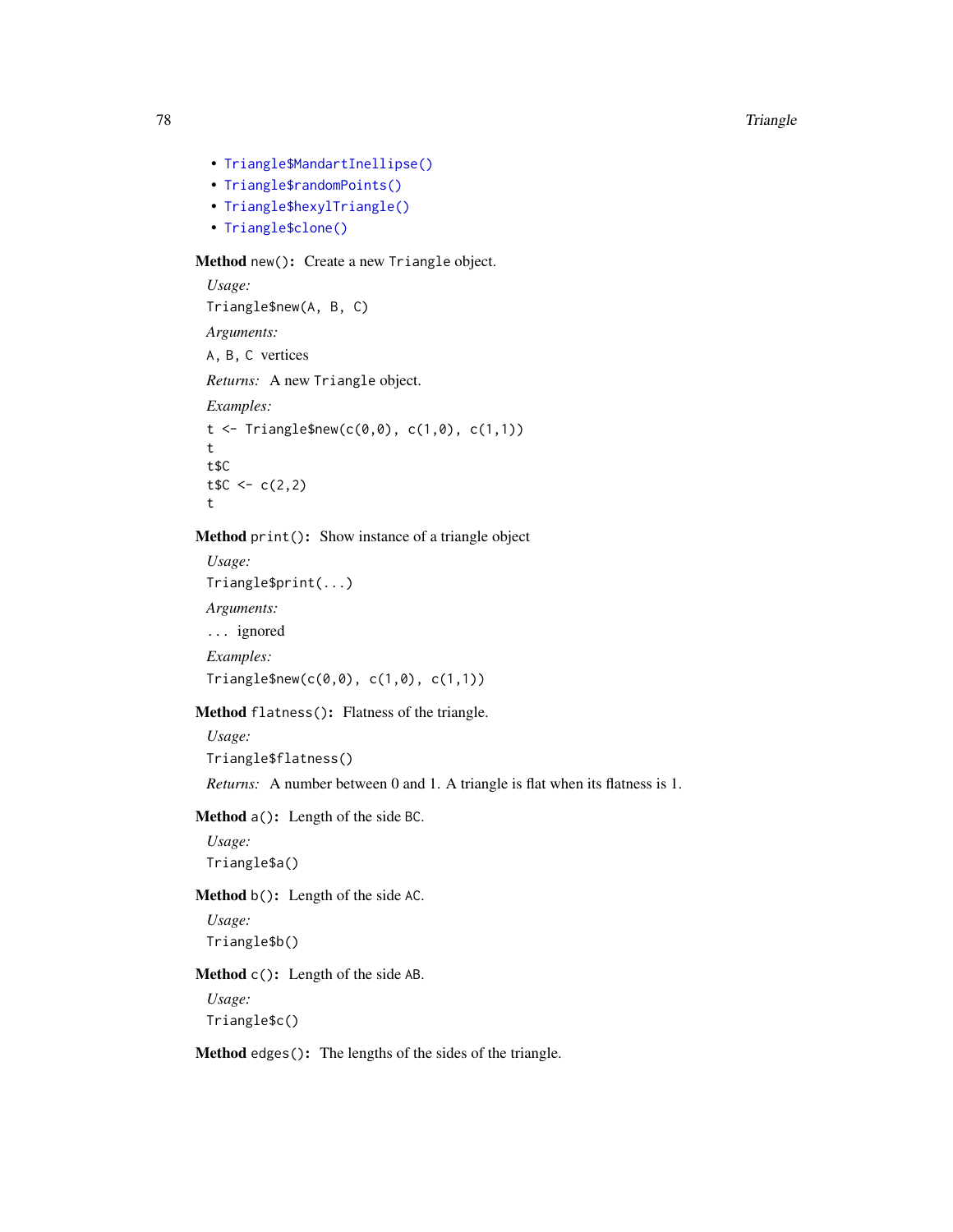- `Triangle$MandartInellipse()`
- `Triangle$randomPoints()`
- `Triangle$hexylTriangle()`
- `Triangle$clone()`

**Method** `new()`**:** Create a new `Triangle` object.

*Usage:*

```
Triangle$new(A, B, C)
```

*Arguments:*

`A, B, C` vertices

*Returns:* A new `Triangle` object.

*Examples:*

```
t <- Triangle$new(c(0,0), c(1,0), c(1,1))
t
t$C
t$C <- c(2,2)
t
```

**Method** `print()`**:** Show instance of a triangle object

*Usage:*

```
Triangle$print(...)
```

*Arguments:*

`...` ignored

*Examples:*

```
Triangle$new(c(0,0), c(1,0), c(1,1))
```

**Method** `flatness()`**:** Flatness of the triangle.

*Usage:*

```
Triangle$flatness()
```

*Returns:* A number between 0 and 1. A triangle is flat when its flatness is 1.

**Method** `a()`**:** Length of the side `BC`.

*Usage:*

```
Triangle$a()
```

**Method** `b()`**:** Length of the side `AC`.

*Usage:*

```
Triangle$b()
```

**Method** `c()`**:** Length of the side `AB`.

*Usage:*

```
Triangle$c()
```

**Method** `edges()`**:** The lengths of the sides of the triangle.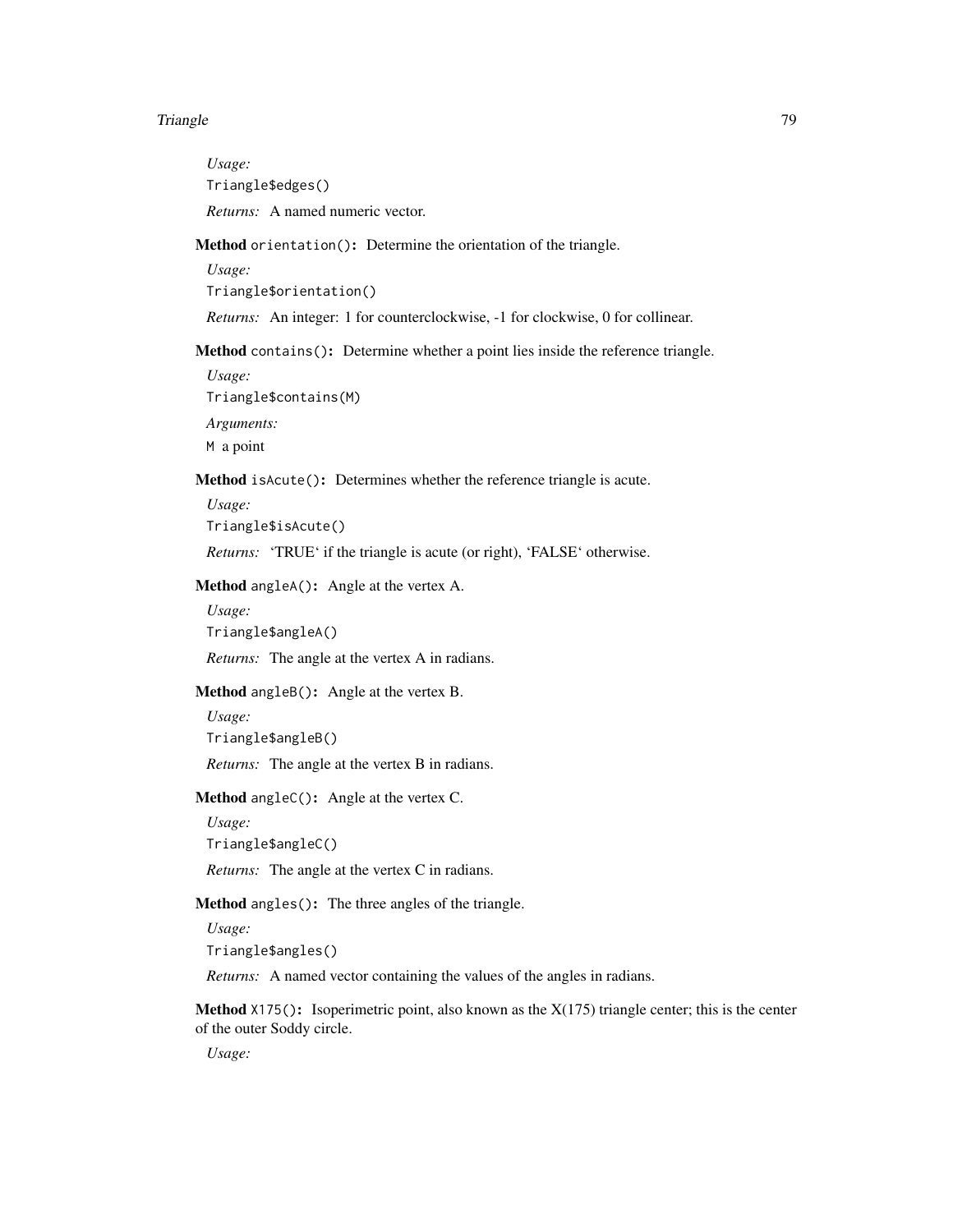*Usage:*

```
Triangle$edges()
```

*Returns:* A named numeric vector.

**Method** `orientation()`**:** Determine the orientation of the triangle.

*Usage:*

```
Triangle$orientation()
```

*Returns:* An integer: 1 for counterclockwise, -1 for clockwise, 0 for collinear.

**Method** `contains()`**:** Determine whether a point lies inside the reference triangle.

*Usage:*

```
Triangle$contains(M)
```

*Arguments:*

`M` a point

**Method** `isAcute()`**:** Determines whether the reference triangle is acute.

*Usage:*

```
Triangle$isAcute()
```

*Returns:* 'TRUE' if the triangle is acute (or right), 'FALSE' otherwise.

**Method** `angleA()`**:** Angle at the vertex A.

*Usage:*

```
Triangle$angleA()
```

*Returns:* The angle at the vertex A in radians.

**Method** `angleB()`**:** Angle at the vertex B.

*Usage:*

```
Triangle$angleB()
```

*Returns:* The angle at the vertex B in radians.

**Method** `angleC()`**:** Angle at the vertex C.

*Usage:*

```
Triangle$angleC()
```

*Returns:* The angle at the vertex C in radians.

**Method** `angles()`**:** The three angles of the triangle.

*Usage:*

```
Triangle$angles()
```

*Returns:* A named vector containing the values of the angles in radians.

**Method** `X175()`**:** Isoperimetric point, also known as the X(175) triangle center; this is the center of the outer Soddy circle.

*Usage:*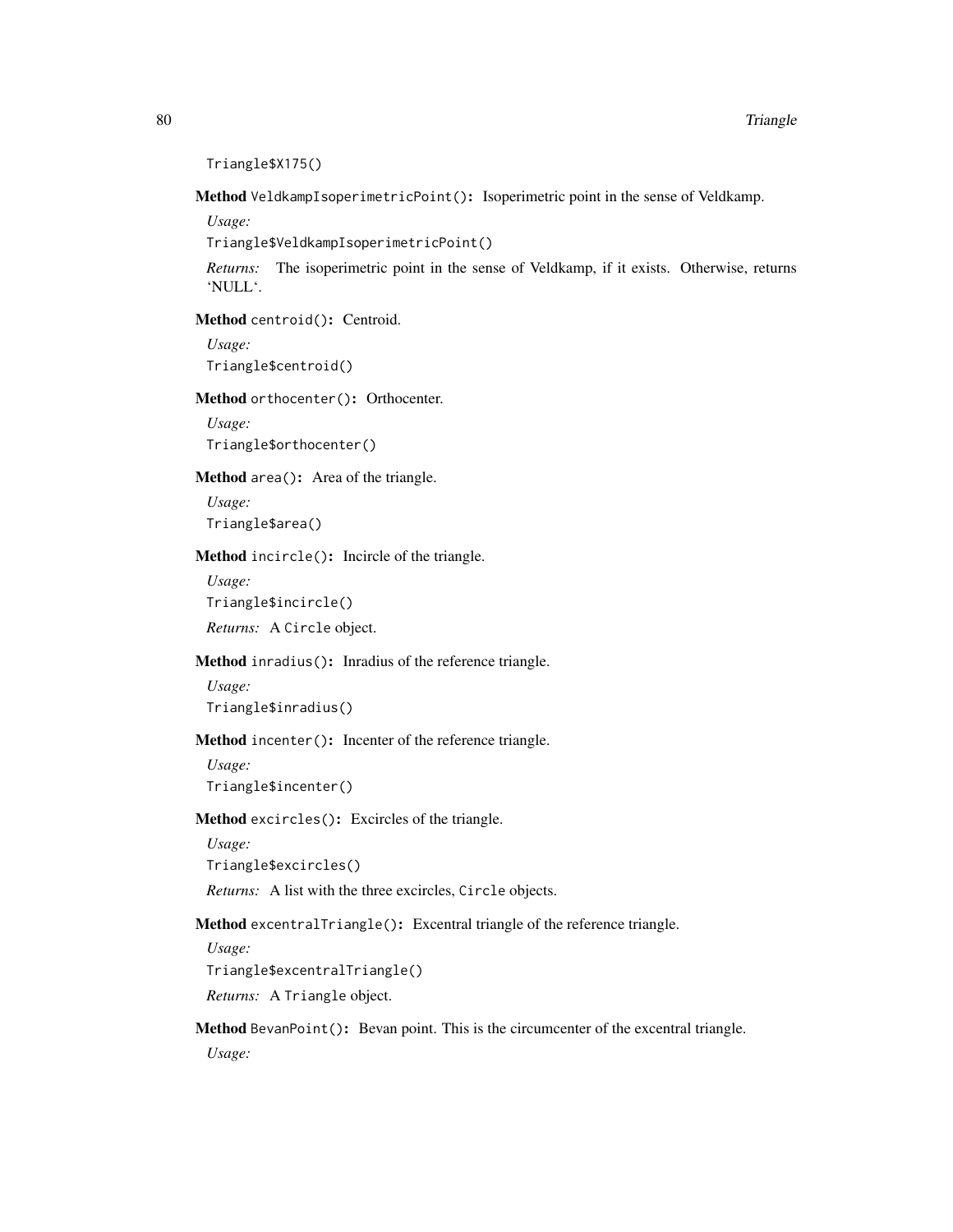```
Triangle$X175()
```

**Method** `VeldkampIsoperimetricPoint()`**:** Isoperimetric point in the sense of Veldkamp.

*Usage:*

```
Triangle$VeldkampIsoperimetricPoint()
```

*Returns:* The isoperimetric point in the sense of Veldkamp, if it exists. Otherwise, returns ‘NULL‘.

**Method** `centroid()`**:** Centroid.

*Usage:*

```
Triangle$centroid()
```

**Method** `orthocenter()`**:** Orthocenter.

*Usage:*

```
Triangle$orthocenter()
```

**Method** `area()`**:** Area of the triangle.

*Usage:*

```
Triangle$area()
```

**Method** `incircle()`**:** Incircle of the triangle.

*Usage:*

```
Triangle$incircle()
```

*Returns:* A `Circle` object.

**Method** `inradius()`**:** Inradius of the reference triangle.

*Usage:*

```
Triangle$inradius()
```

**Method** `incenter()`**:** Incenter of the reference triangle.

*Usage:*

```
Triangle$incenter()
```

**Method** `excircles()`**:** Excircles of the triangle.

*Usage:*

```
Triangle$excircles()
```

*Returns:* A list with the three excircles, `Circle` objects.

**Method** `excentralTriangle()`**:** Excentral triangle of the reference triangle.

*Usage:*

```
Triangle$excentralTriangle()
```

*Returns:* A `Triangle` object.

**Method** `BevanPoint()`**:** Bevan point. This is the circumcenter of the excentral triangle.

*Usage:*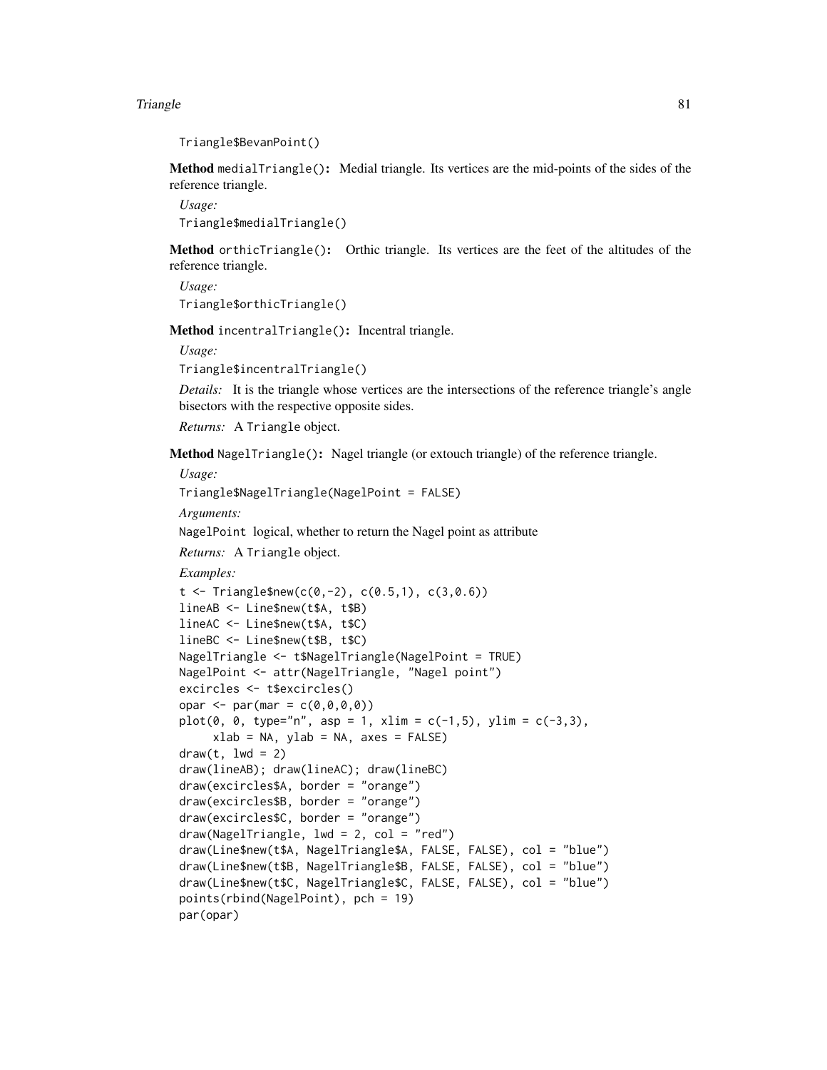```
Triangle$BevanPoint()
```

**Method** `medialTriangle()`**:** Medial triangle. Its vertices are the mid-points of the sides of the reference triangle.

*Usage:*

```
Triangle$medialTriangle()
```

**Method** `orthicTriangle()`**:** Orthic triangle. Its vertices are the feet of the altitudes of the reference triangle.

*Usage:*

```
Triangle$orthicTriangle()
```

**Method** `incentralTriangle()`**:** Incentral triangle.

*Usage:*

```
Triangle$incentralTriangle()
```

*Details:* It is the triangle whose vertices are the intersections of the reference triangle's angle bisectors with the respective opposite sides.

*Returns:* A `Triangle` object.

**Method** `NagelTriangle()`**:** Nagel triangle (or extouch triangle) of the reference triangle.

*Usage:*

```
Triangle$NagelTriangle(NagelPoint = FALSE)
```

*Arguments:*

`NagelPoint` logical, whether to return the Nagel point as attribute

*Returns:* A `Triangle` object.

*Examples:*

```
t <- Triangle$new(c(0,-2), c(0.5,1), c(3,0.6))
lineAB <- Line$new(t$A, t$B)
lineAC <- Line$new(t$A, t$C)
lineBC <- Line$new(t$B, t$C)
NagelTriangle <- t$NagelTriangle(NagelPoint = TRUE)
NagelPoint <- attr(NagelTriangle, "Nagel point")
excircles <- t$excircles()
opar <- par(mar = c(0,0,0,0))
plot(0, 0, type="n", asp = 1, xlim = c(-1,5), ylim = c(-3,3),
     xlab = NA, ylab = NA, axes = FALSE)
draw(t, lwd = 2)
draw(lineAB); draw(lineAC); draw(lineBC)
draw(excircles$A, border = "orange")
draw(excircles$B, border = "orange")
draw(excircles$C, border = "orange")
draw(NagelTriangle, lwd = 2, col = "red")
draw(Line$new(t$A, NagelTriangle$A, FALSE, FALSE), col = "blue")
draw(Line$new(t$B, NagelTriangle$B, FALSE, FALSE), col = "blue")
draw(Line$new(t$C, NagelTriangle$C, FALSE, FALSE), col = "blue")
points(rbind(NagelPoint), pch = 19)
par(opar)
```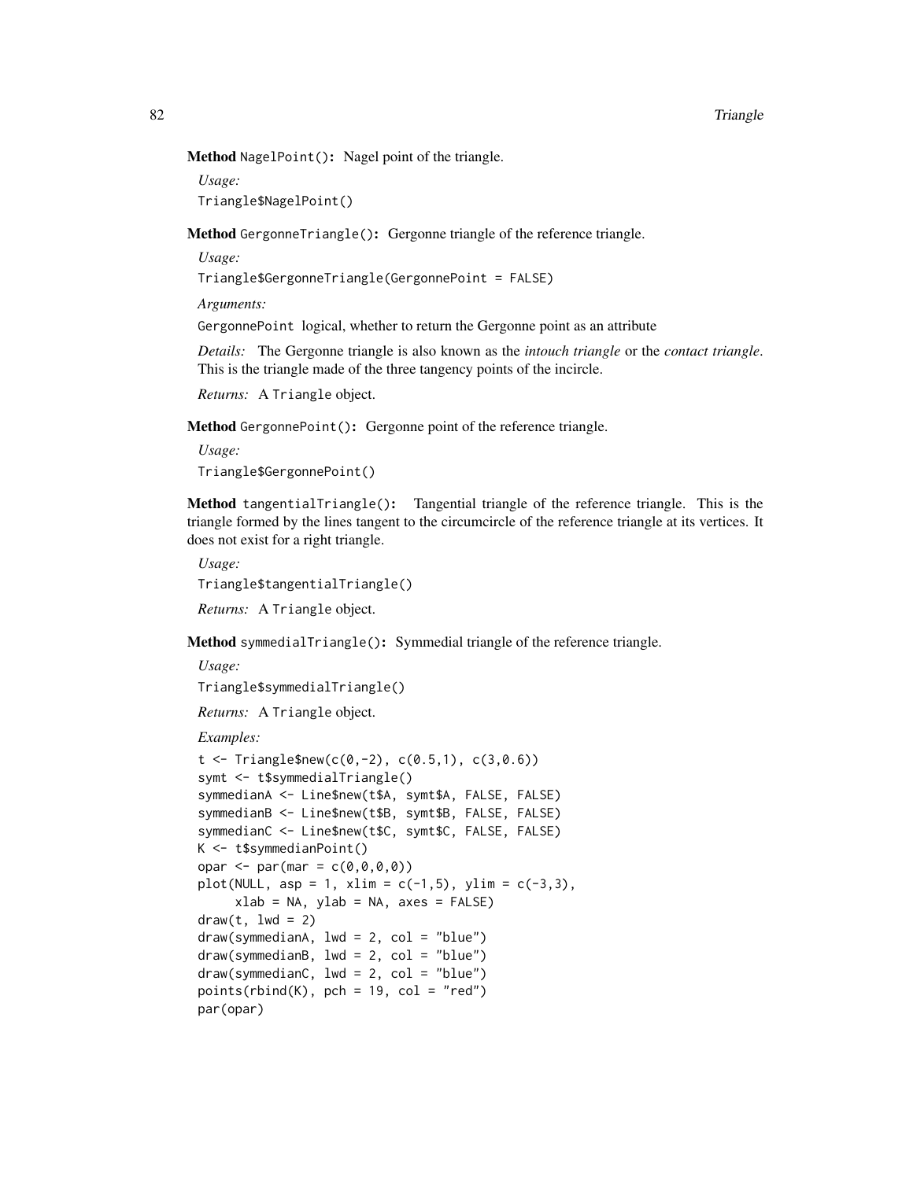**Method** `NagelPoint()`**:** Nagel point of the triangle.

*Usage:*

```
Triangle$NagelPoint()
```

**Method** `GergonneTriangle()`**:** Gergonne triangle of the reference triangle.

*Usage:*

```
Triangle$GergonneTriangle(GergonnePoint = FALSE)
```

*Arguments:*

`GergonnePoint` logical, whether to return the Gergonne point as an attribute

*Details:* The Gergonne triangle is also known as the *intouch triangle* or the *contact triangle*. This is the triangle made of the three tangency points of the incircle.

*Returns:* A `Triangle` object.

**Method** `GergonnePoint()`**:** Gergonne point of the reference triangle.

*Usage:*

```
Triangle$GergonnePoint()
```

**Method** `tangentialTriangle()`**:** Tangential triangle of the reference triangle. This is the triangle formed by the lines tangent to the circumcircle of the reference triangle at its vertices. It does not exist for a right triangle.

*Usage:*

```
Triangle$tangentialTriangle()
```

*Returns:* A `Triangle` object.

**Method** `symmedialTriangle()`**:** Symmedial triangle of the reference triangle.

*Usage:*

```
Triangle$symmedialTriangle()
```

*Returns:* A `Triangle` object.

*Examples:*

```
t <- Triangle$new(c(0,-2), c(0.5,1), c(3,0.6))
symt <- t$symmedialTriangle()
symmedianA <- Line$new(t$A, symt$A, FALSE, FALSE)
symmedianB <- Line$new(t$B, symt$B, FALSE, FALSE)
symmedianC <- Line$new(t$C, symt$C, FALSE, FALSE)
K <- t$symmedianPoint()
opar <- par(mar = c(0,0,0,0))
plot(NULL, asp = 1, xlim = c(-1,5), ylim = c(-3,3),
     xlab = NA, ylab = NA, axes = FALSE)
draw(t, lwd = 2)
draw(symmedianA, lwd = 2, col = "blue")
draw(symmedianB, lwd = 2, col = "blue")
draw(symmedianC, lwd = 2, col = "blue")
points(rbind(K), pch = 19, col = "red")
par(opar)
```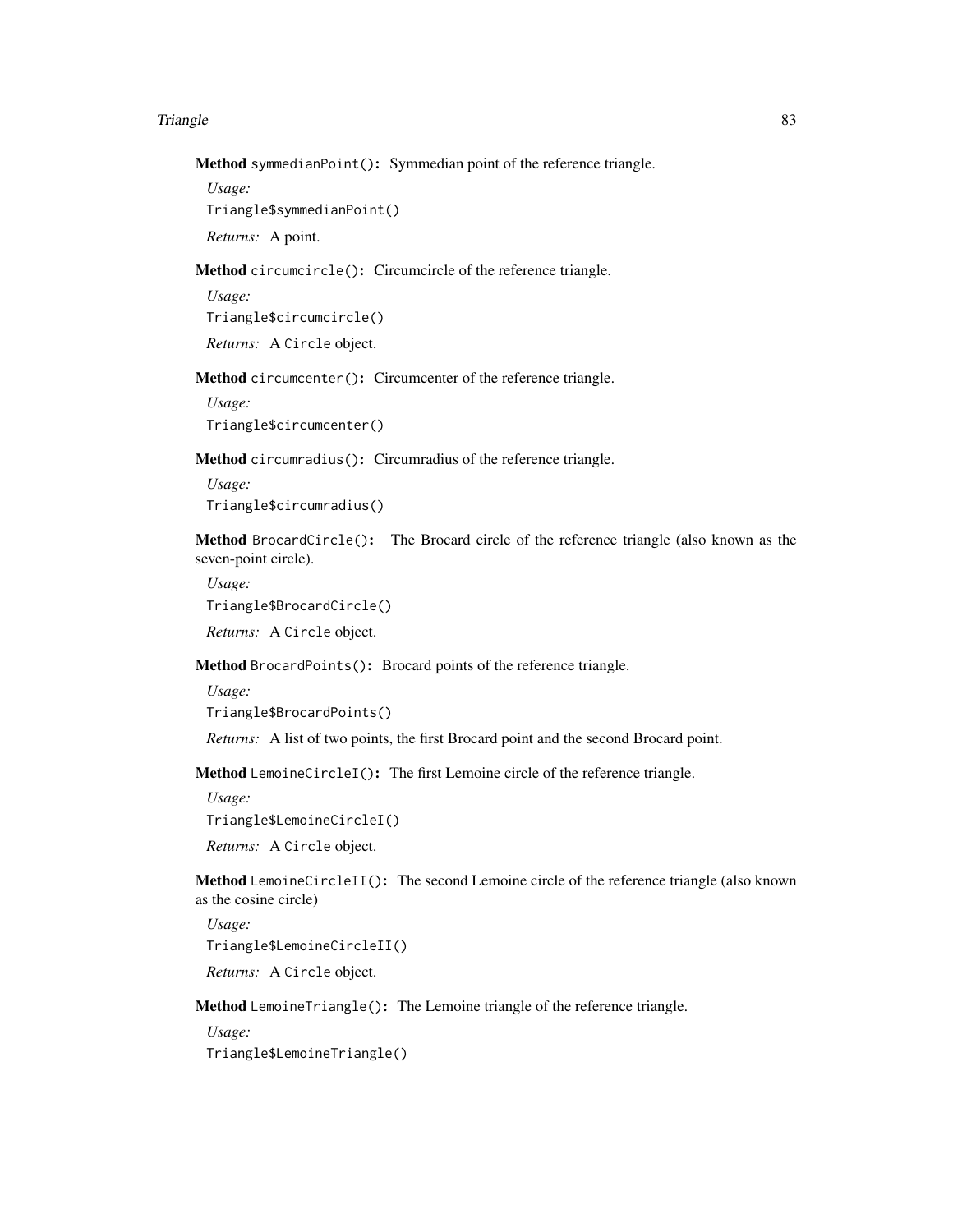**Method** `symmedianPoint()`**:** Symmedian point of the reference triangle.

*Usage:*

```
Triangle$symmedianPoint()
```

*Returns:* A point.

**Method** `circumcircle()`**:** Circumcircle of the reference triangle.

*Usage:*

```
Triangle$circumcircle()
```

*Returns:* A `Circle` object.

**Method** `circumcenter()`**:** Circumcenter of the reference triangle.

*Usage:*

```
Triangle$circumcenter()
```

**Method** `circumradius()`**:** Circumradius of the reference triangle.

*Usage:*

```
Triangle$circumradius()
```

**Method** `BrocardCircle()`**:** The Brocard circle of the reference triangle (also known as the seven-point circle).

*Usage:*

```
Triangle$BrocardCircle()
```

*Returns:* A `Circle` object.

**Method** `BrocardPoints()`**:** Brocard points of the reference triangle.

*Usage:*

```
Triangle$BrocardPoints()
```

*Returns:* A list of two points, the first Brocard point and the second Brocard point.

**Method** `LemoineCircleI()`**:** The first Lemoine circle of the reference triangle.

*Usage:*

```
Triangle$LemoineCircleI()
```

*Returns:* A `Circle` object.

**Method** `LemoineCircleII()`**:** The second Lemoine circle of the reference triangle (also known as the cosine circle)

*Usage:*

```
Triangle$LemoineCircleII()
```

*Returns:* A `Circle` object.

**Method** `LemoineTriangle()`**:** The Lemoine triangle of the reference triangle.

*Usage:*

```
Triangle$LemoineTriangle()
```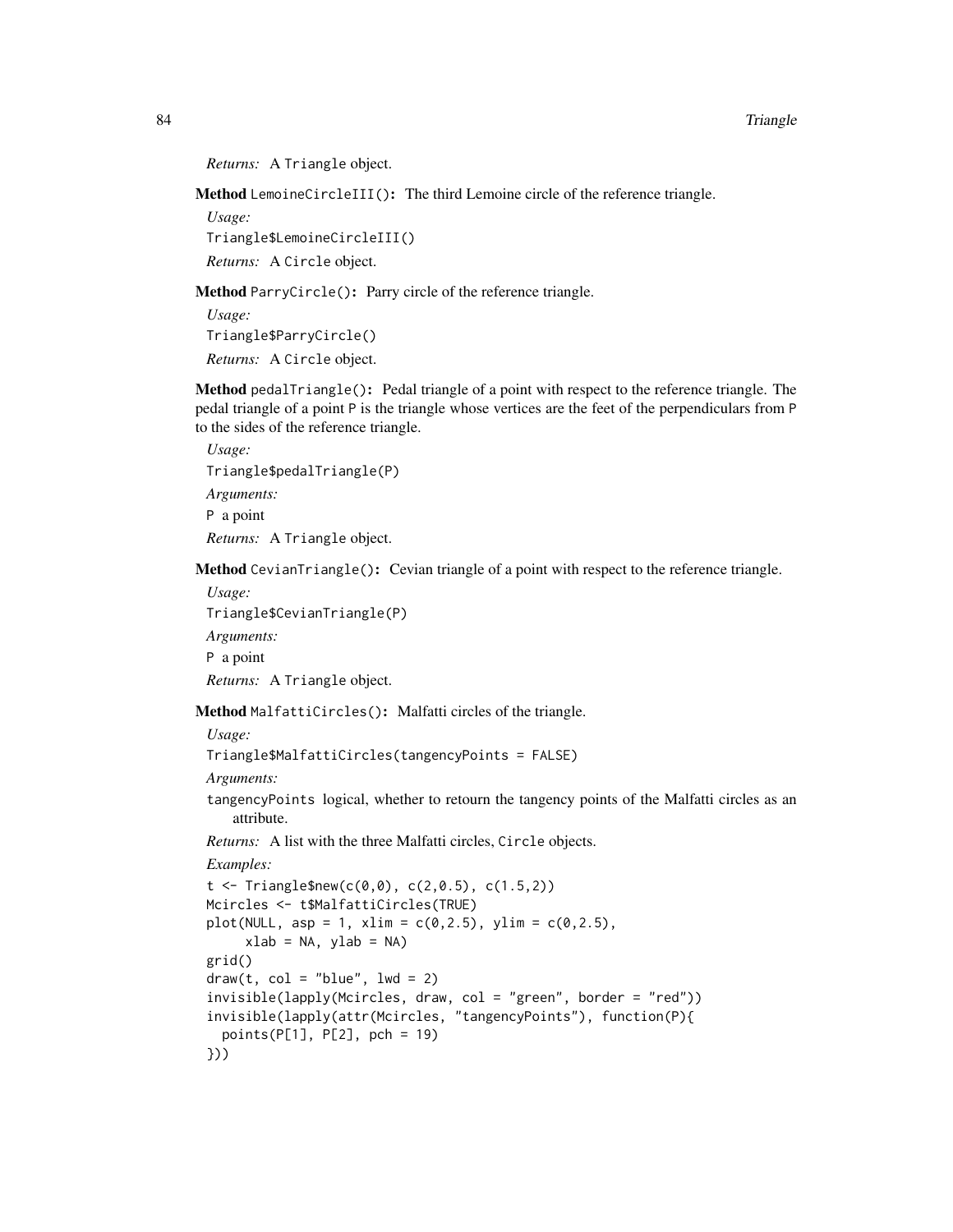*Returns:* A Triangle object.

**Method** LemoineCircleIII()**:** The third Lemoine circle of the reference triangle.

*Usage:*

```
Triangle$LemoineCircleIII()
```

*Returns:* A Circle object.

**Method** ParryCircle()**:** Parry circle of the reference triangle.

*Usage:*

```
Triangle$ParryCircle()
```

*Returns:* A Circle object.

**Method** pedalTriangle()**:** Pedal triangle of a point with respect to the reference triangle. The pedal triangle of a point P is the triangle whose vertices are the feet of the perpendiculars from P to the sides of the reference triangle.

*Usage:*

```
Triangle$pedalTriangle(P)
```

*Arguments:*

P a point

*Returns:* A Triangle object.

**Method** CevianTriangle()**:** Cevian triangle of a point with respect to the reference triangle.

*Usage:*

```
Triangle$CevianTriangle(P)
```

*Arguments:*

P a point

*Returns:* A Triangle object.

**Method** MalfattiCircles()**:** Malfatti circles of the triangle.

*Usage:*

```
Triangle$MalfattiCircles(tangencyPoints = FALSE)
```

*Arguments:*

tangencyPoints logical, whether to retourn the tangency points of the Malfatti circles as an attribute.

*Returns:* A list with the three Malfatti circles, Circle objects.

*Examples:*

```
t <- Triangle$new(c(0,0), c(2,0.5), c(1.5,2))
Mcircles <- t$MalfattiCircles(TRUE)
plot(NULL, asp = 1, xlim = c(0,2.5), ylim = c(0,2.5),
     xlab = NA, ylab = NA)
grid()
draw(t, col = "blue", lwd = 2)
invisible(lapply(Mcircles, draw, col = "green", border = "red"))
invisible(lapply(attr(Mcircles, "tangencyPoints"), function(P){
  points(P[1], P[2], pch = 19)
}))
```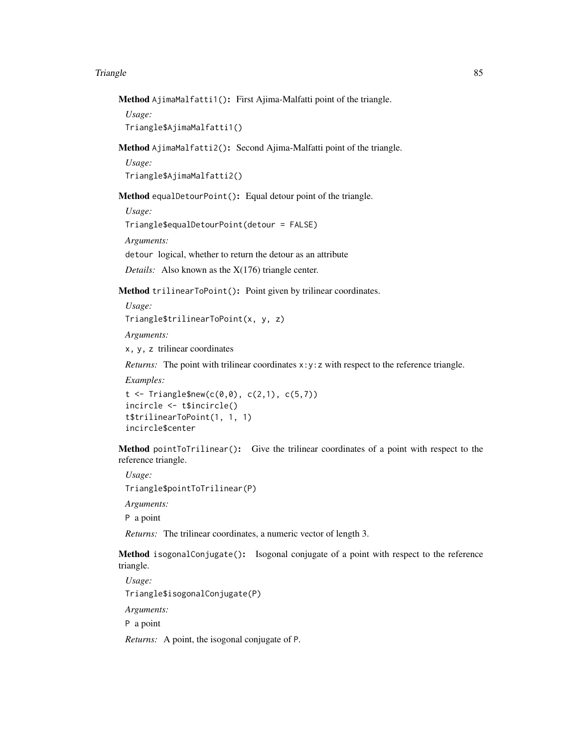**Method** `AjimaMalfatti1()`**:** First Ajima-Malfatti point of the triangle.

*Usage:*

```
Triangle$AjimaMalfatti1()
```

**Method** `AjimaMalfatti2()`**:** Second Ajima-Malfatti point of the triangle.

*Usage:*

```
Triangle$AjimaMalfatti2()
```

**Method** `equalDetourPoint()`**:** Equal detour point of the triangle.

*Usage:*

```
Triangle$equalDetourPoint(detour = FALSE)
```

*Arguments:*

`detour` logical, whether to return the detour as an attribute

*Details:* Also known as the X(176) triangle center.

**Method** `trilinearToPoint()`**:** Point given by trilinear coordinates.

*Usage:*

```
Triangle$trilinearToPoint(x, y, z)
```

*Arguments:*

`x, y, z` trilinear coordinates

*Returns:* The point with trilinear coordinates `x:y:z` with respect to the reference triangle.

*Examples:*

```
t <- Triangle$new(c(0,0), c(2,1), c(5,7))
incircle <- t$incircle()
t$trilinearToPoint(1, 1, 1)
incircle$center
```

**Method** `pointToTrilinear()`**:** Give the trilinear coordinates of a point with respect to the reference triangle.

*Usage:*

```
Triangle$pointToTrilinear(P)
```

*Arguments:*

`P` a point

*Returns:* The trilinear coordinates, a numeric vector of length 3.

**Method** `isogonalConjugate()`**:** Isogonal conjugate of a point with respect to the reference triangle.

*Usage:*

```
Triangle$isogonalConjugate(P)
```

*Arguments:*

`P` a point

*Returns:* A point, the isogonal conjugate of `P`.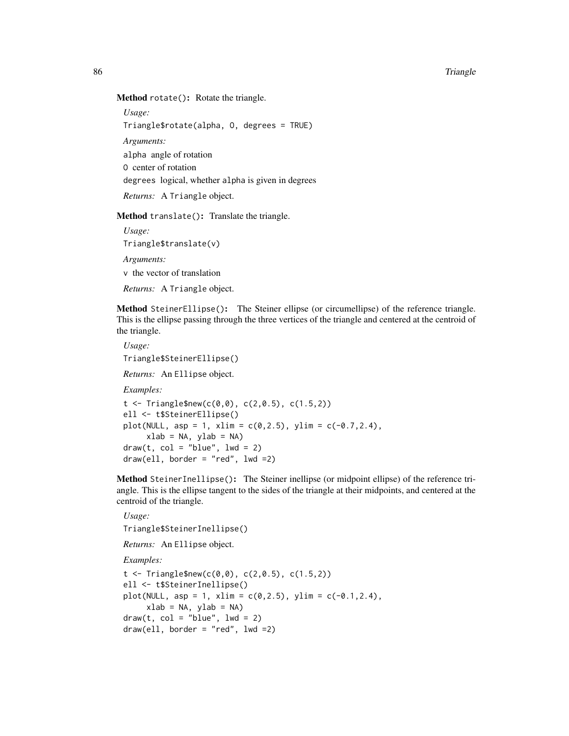**Method** `rotate()`**:** Rotate the triangle.

*Usage:*

```
Triangle$rotate(alpha, O, degrees = TRUE)
```

*Arguments:*

`alpha` angle of rotation

`O` center of rotation

`degrees` logical, whether `alpha` is given in degrees

*Returns:* A `Triangle` object.

**Method** `translate()`**:** Translate the triangle.

*Usage:*

```
Triangle$translate(v)
```

*Arguments:*

`v` the vector of translation

*Returns:* A `Triangle` object.

**Method** `SteinerEllipse()`**:** The Steiner ellipse (or circumellipse) of the reference triangle. This is the ellipse passing through the three vertices of the triangle and centered at the centroid of the triangle.

*Usage:*

```
Triangle$SteinerEllipse()
```

*Returns:* An `Ellipse` object.

*Examples:*

```
t <- Triangle$new(c(0,0), c(2,0.5), c(1.5,2))
ell <- t$SteinerEllipse()
plot(NULL, asp = 1, xlim = c(0,2.5), ylim = c(-0.7,2.4),
     xlab = NA, ylab = NA)
draw(t, col = "blue", lwd = 2)
draw(ell, border = "red", lwd =2)
```

**Method** `SteinerInellipse()`**:** The Steiner inellipse (or midpoint ellipse) of the reference triangle. This is the ellipse tangent to the sides of the triangle at their midpoints, and centered at the centroid of the triangle.

*Usage:*

```
Triangle$SteinerInellipse()
```

*Returns:* An `Ellipse` object.

*Examples:*

```
t <- Triangle$new(c(0,0), c(2,0.5), c(1.5,2))
ell <- t$SteinerInellipse()
plot(NULL, asp = 1, xlim = c(0,2.5), ylim = c(-0.1,2.4),
     xlab = NA, ylab = NA)
draw(t, col = "blue", lwd = 2)
draw(ell, border = "red", lwd =2)
```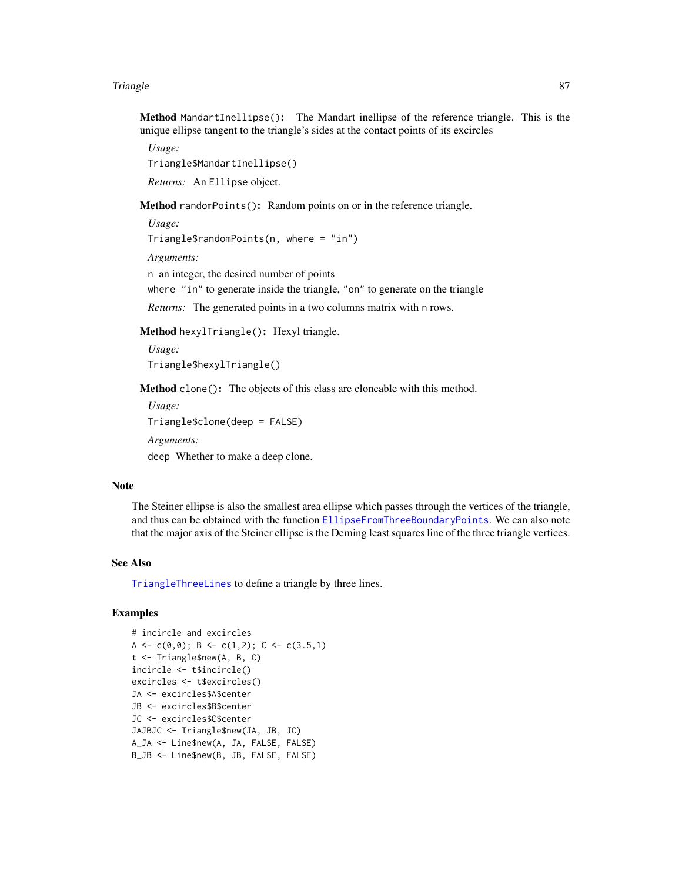**Method** `MandartInellipse()`**:** The Mandart inellipse of the reference triangle. This is the unique ellipse tangent to the triangle's sides at the contact points of its excircles

*Usage:*

```
Triangle$MandartInellipse()
```

*Returns:* An `Ellipse` object.

**Method** `randomPoints()`**:** Random points on or in the reference triangle.

*Usage:*

```
Triangle$randomPoints(n, where = "in")
```

*Arguments:*

`n` an integer, the desired number of points

`where` `"in"` to generate inside the triangle, `"on"` to generate on the triangle

*Returns:* The generated points in a two columns matrix with `n` rows.

**Method** `hexylTriangle()`**:** Hexyl triangle.

*Usage:*

```
Triangle$hexylTriangle()
```

**Method** `clone()`**:** The objects of this class are cloneable with this method.

*Usage:*

```
Triangle$clone(deep = FALSE)
```

*Arguments:*

`deep` Whether to make a deep clone.

## Note

The Steiner ellipse is also the smallest area ellipse which passes through the vertices of the triangle, and thus can be obtained with the function `EllipseFromThreeBoundaryPoints`. We can also note that the major axis of the Steiner ellipse is the Deming least squares line of the three triangle vertices.

## See Also

`TriangleThreeLines` to define a triangle by three lines.

## Examples

```
# incircle and excircles
A <- c(0,0); B <- c(1,2); C <- c(3.5,1)
t <- Triangle$new(A, B, C)
incircle <- t$incircle()
excircles <- t$excircles()
JA <- excircles$A$center
JB <- excircles$B$center
JC <- excircles$C$center
JAJBJC <- Triangle$new(JA, JB, JC)
A_JA <- Line$new(A, JA, FALSE, FALSE)
B_JB <- Line$new(B, JB, FALSE, FALSE)
```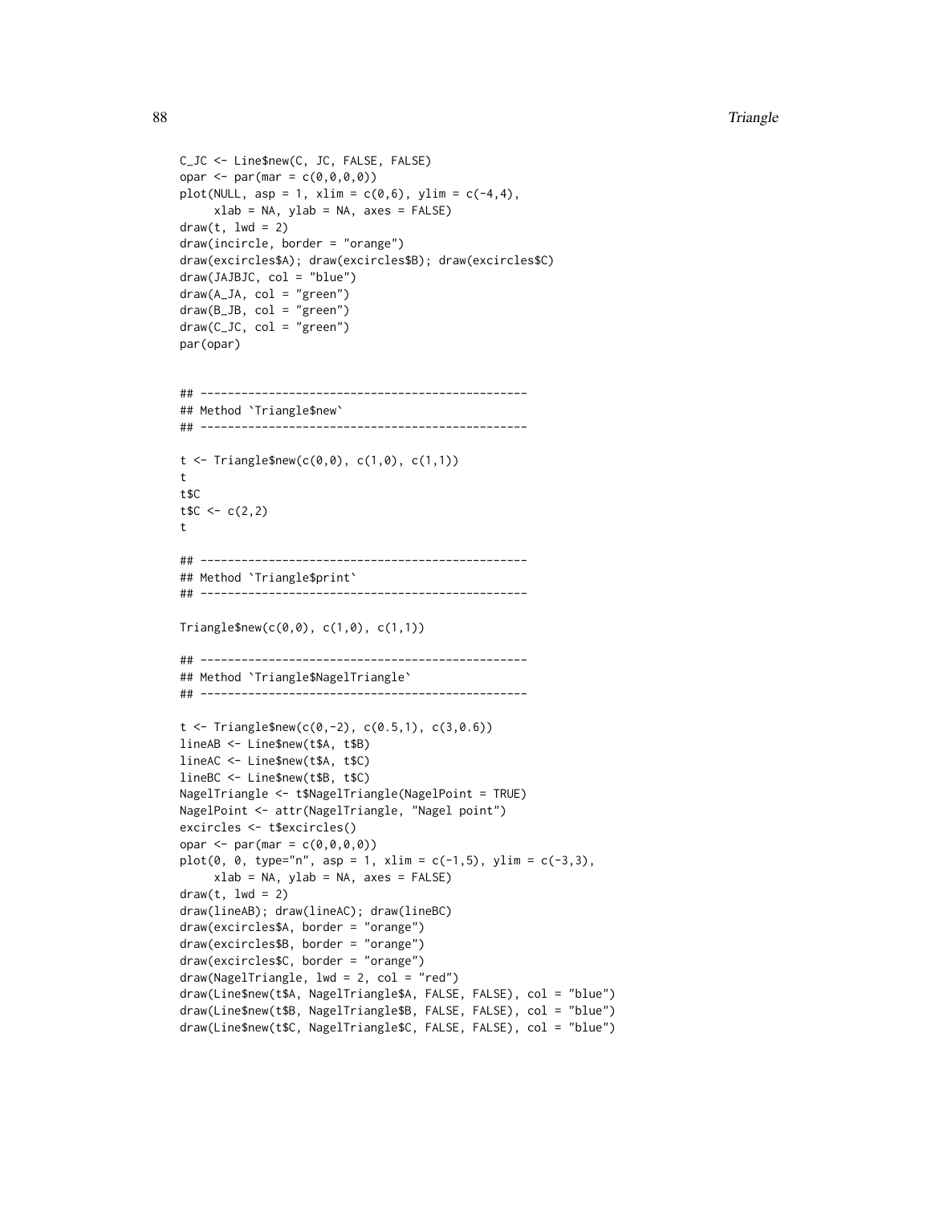```
C_JC <- Line$new(C, JC, FALSE, FALSE)
opar <- par(mar = c(0,0,0,0))
plot(NULL, asp = 1, xlim = c(0,6), ylim = c(-4,4),
     xlab = NA, ylab = NA, axes = FALSE)
draw(t, lwd = 2)
draw(incircle, border = "orange")
draw(excircles$A); draw(excircles$B); draw(excircles$C)
draw(JAJBJC, col = "blue")
draw(A_JA, col = "green")
draw(B_JB, col = "green")
draw(C_JC, col = "green")
par(opar)


## ------------------------------------------------
## Method `Triangle$new`
## ------------------------------------------------

t <- Triangle$new(c(0,0), c(1,0), c(1,1))
t
t$C
t$C <- c(2,2)
t

## ------------------------------------------------
## Method `Triangle$print`
## ------------------------------------------------

Triangle$new(c(0,0), c(1,0), c(1,1))

## ------------------------------------------------
## Method `Triangle$NagelTriangle`
## ------------------------------------------------

t <- Triangle$new(c(0,-2), c(0.5,1), c(3,0.6))
lineAB <- Line$new(t$A, t$B)
lineAC <- Line$new(t$A, t$C)
lineBC <- Line$new(t$B, t$C)
NagelTriangle <- t$NagelTriangle(NagelPoint = TRUE)
NagelPoint <- attr(NagelTriangle, "Nagel point")
excircles <- t$excircles()
opar <- par(mar = c(0,0,0,0))
plot(0, 0, type="n", asp = 1, xlim = c(-1,5), ylim = c(-3,3),
     xlab = NA, ylab = NA, axes = FALSE)
draw(t, lwd = 2)
draw(lineAB); draw(lineAC); draw(lineBC)
draw(excircles$A, border = "orange")
draw(excircles$B, border = "orange")
draw(excircles$C, border = "orange")
draw(NagelTriangle, lwd = 2, col = "red")
draw(Line$new(t$A, NagelTriangle$A, FALSE, FALSE), col = "blue")
draw(Line$new(t$B, NagelTriangle$B, FALSE, FALSE), col = "blue")
draw(Line$new(t$C, NagelTriangle$C, FALSE, FALSE), col = "blue")
```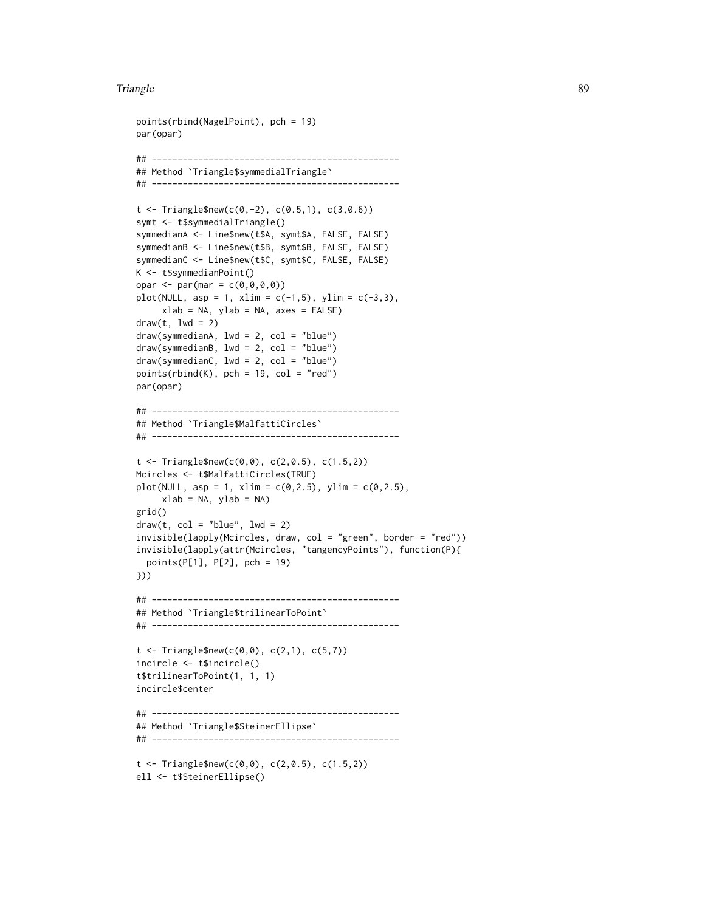```
points(rbind(NagelPoint), pch = 19)
par(opar)

## ------------------------------------------------
## Method `Triangle$symmedialTriangle`
## ------------------------------------------------

t <- Triangle$new(c(0,-2), c(0.5,1), c(3,0.6))
symt <- t$symmedialTriangle()
symmedianA <- Line$new(t$A, symt$A, FALSE, FALSE)
symmedianB <- Line$new(t$B, symt$B, FALSE, FALSE)
symmedianC <- Line$new(t$C, symt$C, FALSE, FALSE)
K <- t$symmedianPoint()
opar <- par(mar = c(0,0,0,0))
plot(NULL, asp = 1, xlim = c(-1,5), ylim = c(-3,3),
     xlab = NA, ylab = NA, axes = FALSE)
draw(t, lwd = 2)
draw(symmedianA, lwd = 2, col = "blue")
draw(symmedianB, lwd = 2, col = "blue")
draw(symmedianC, lwd = 2, col = "blue")
points(rbind(K), pch = 19, col = "red")
par(opar)

## ------------------------------------------------
## Method `Triangle$MalfattiCircles`
## ------------------------------------------------

t <- Triangle$new(c(0,0), c(2,0.5), c(1.5,2))
Mcircles <- t$MalfattiCircles(TRUE)
plot(NULL, asp = 1, xlim = c(0,2.5), ylim = c(0,2.5),
     xlab = NA, ylab = NA)
grid()
draw(t, col = "blue", lwd = 2)
invisible(lapply(Mcircles, draw, col = "green", border = "red"))
invisible(lapply(attr(Mcircles, "tangencyPoints"), function(P){
  points(P[1], P[2], pch = 19)
}))

## ------------------------------------------------
## Method `Triangle$trilinearToPoint`
## ------------------------------------------------

t <- Triangle$new(c(0,0), c(2,1), c(5,7))
incircle <- t$incircle()
t$trilinearToPoint(1, 1, 1)
incircle$center

## ------------------------------------------------
## Method `Triangle$SteinerEllipse`
## ------------------------------------------------

t <- Triangle$new(c(0,0), c(2,0.5), c(1.5,2))
ell <- t$SteinerEllipse()
```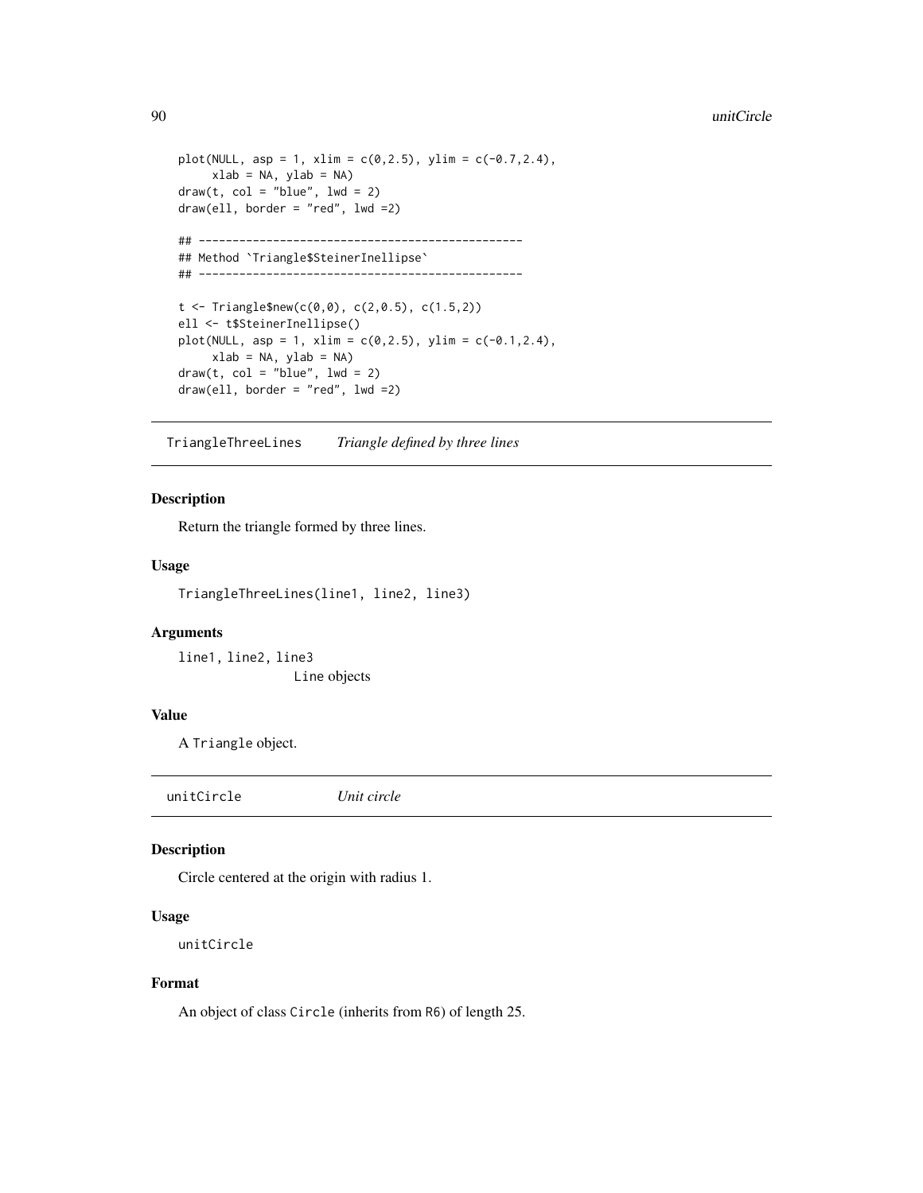```
plot(NULL, asp = 1, xlim = c(0,2.5), ylim = c(-0.7,2.4),
     xlab = NA, ylab = NA)
draw(t, col = "blue", lwd = 2)
draw(ell, border = "red", lwd =2)

## ------------------------------------------------
## Method `Triangle$SteinerInellipse`
## ------------------------------------------------

t <- Triangle$new(c(0,0), c(2,0.5), c(1.5,2))
ell <- t$SteinerInellipse()
plot(NULL, asp = 1, xlim = c(0,2.5), ylim = c(-0.1,2.4),
     xlab = NA, ylab = NA)
draw(t, col = "blue", lwd = 2)
draw(ell, border = "red", lwd =2)
```

## TriangleThreeLines *Triangle defined by three lines*

### Description

Return the triangle formed by three lines.

### Usage

```
TriangleThreeLines(line1, line2, line3)
```

### Arguments

`line1, line2, line3`
: `Line` objects

### Value

A `Triangle` object.

## unitCircle *Unit circle*

### Description

Circle centered at the origin with radius 1.

### Usage

```
unitCircle
```

### Format

An object of class `Circle` (inherits from `R6`) of length 25.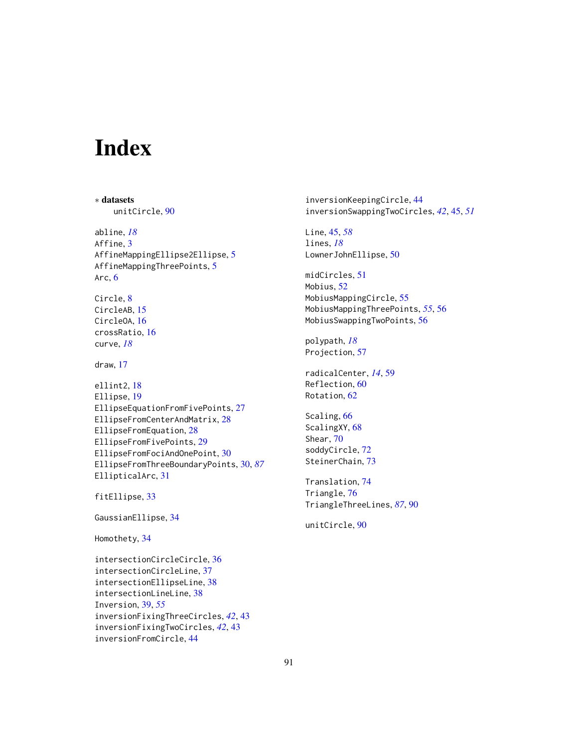# Index

∗ **datasets**
    unitCircle, 90

abline, *18*
Affine, 3
AffineMappingEllipse2Ellipse, 5
AffineMappingThreePoints, 5
Arc, 6

Circle, 8
CircleAB, 15
CircleOA, 16
crossRatio, 16
curve, *18*

draw, 17

ellint2, 18
Ellipse, 19
EllipseEquationFromFivePoints, 27
EllipseFromCenterAndMatrix, 28
EllipseFromEquation, 28
EllipseFromFivePoints, 29
EllipseFromFociAndOnePoint, 30
EllipseFromThreeBoundaryPoints, 30, *87*
EllipticalArc, 31

fitEllipse, 33

GaussianEllipse, 34

Homothety, 34

intersectionCircleCircle, 36
intersectionCircleLine, 37
intersectionEllipseLine, 38
intersectionLineLine, 38
Inversion, 39, *55*
inversionFixingThreeCircles, *42*, 43
inversionFixingTwoCircles, *42*, 43
inversionFromCircle, 44
inversionKeepingCircle, 44
inversionSwappingTwoCircles, *42*, 45, *51*

Line, 45, *58*
lines, *18*
LownerJohnEllipse, 50

midCircles, 51
Mobius, 52
MobiusMappingCircle, 55
MobiusMappingThreePoints, *55*, 56
MobiusSwappingTwoPoints, 56

polypath, *18*
Projection, 57

radicalCenter, *14*, 59
Reflection, 60
Rotation, 62

Scaling, 66
ScalingXY, 68
Shear, 70
soddyCircle, 72
SteinerChain, 73

Translation, 74
Triangle, 76
TriangleThreeLines, *87*, 90

unitCircle, 90